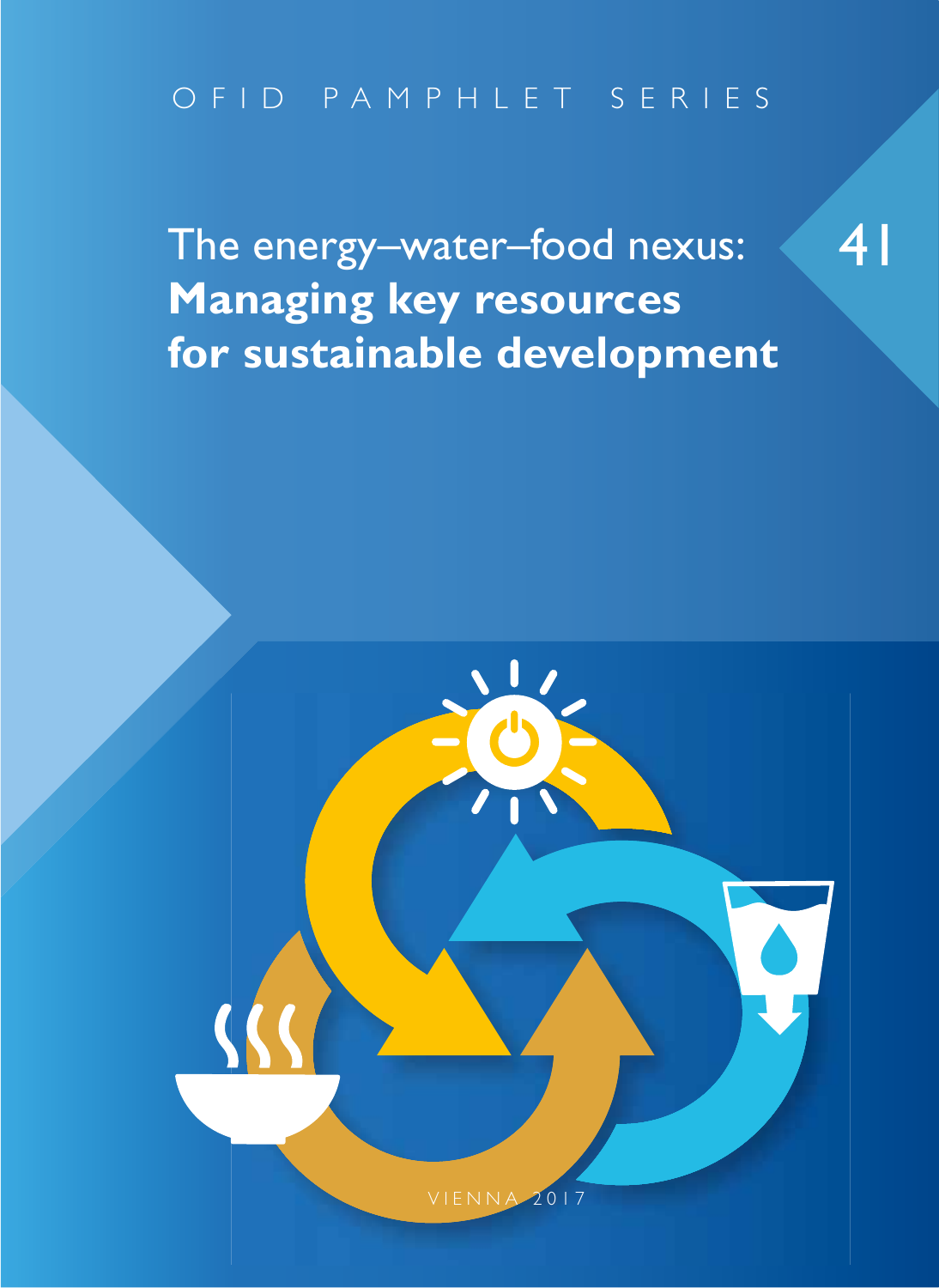OFID PAMPHLET SERIES

# The energy–water–food nexus: **Managing key resources for sustainable development**

41

VIENNA 2017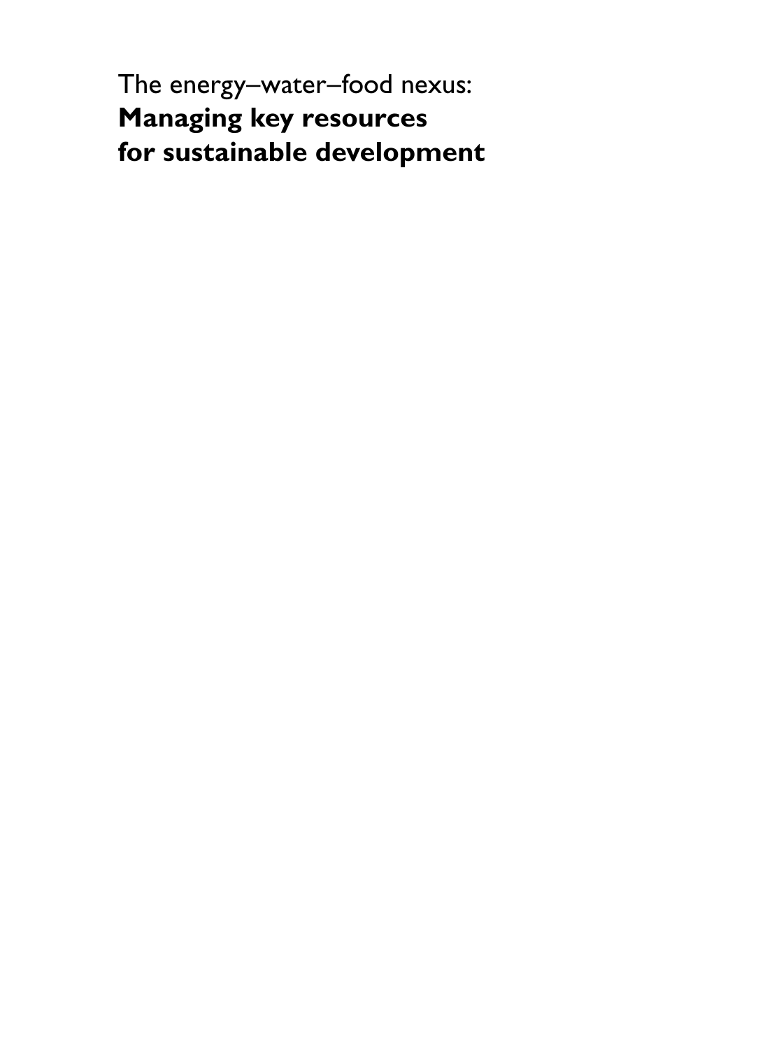The energy–water–food nexus:
**Managing key resources for sustainable development**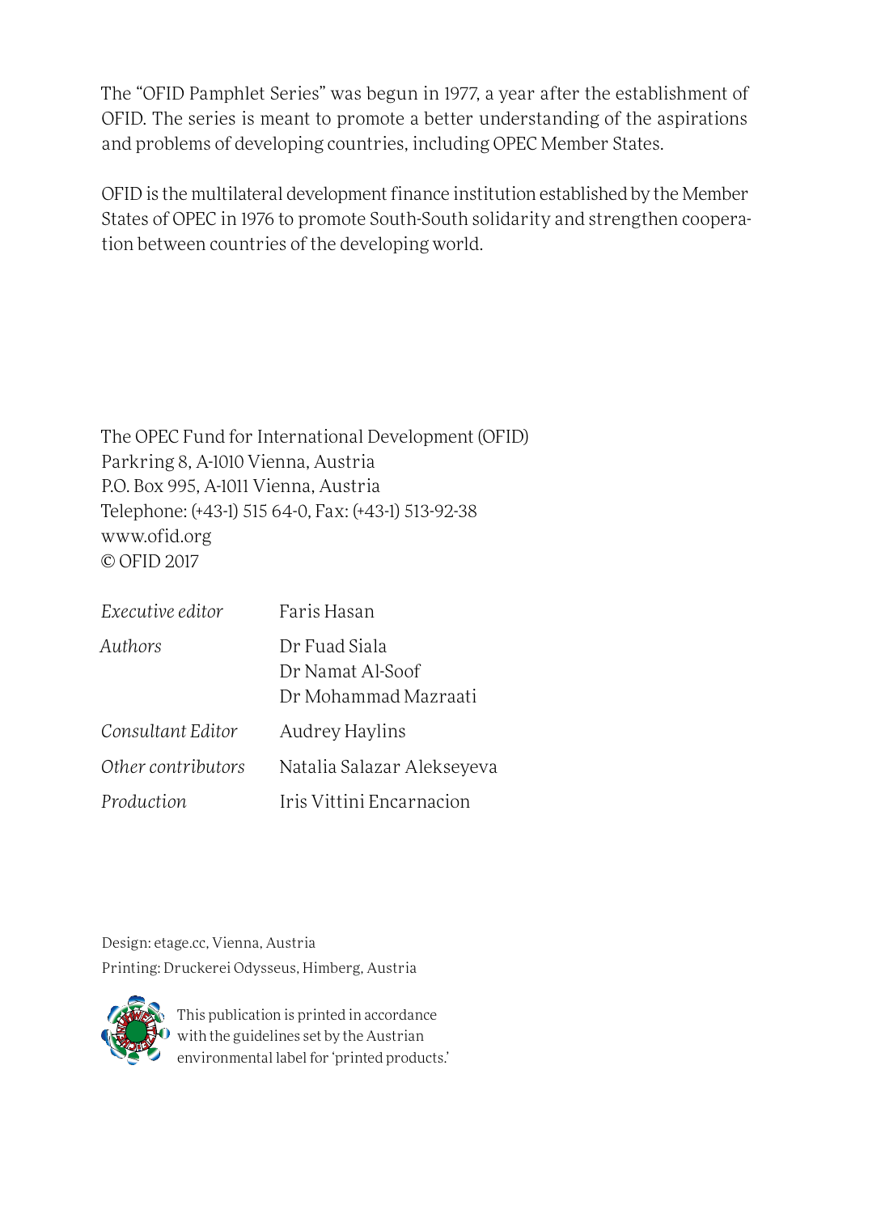The "OFID Pamphlet Series" was begun in 1977, a year after the establishment of OFID. The series is meant to promote a better understanding of the aspirations and problems of developing countries, including OPEC Member States.

OFID is the multilateral development finance institution established by the Member States of OPEC in 1976 to promote South-South solidarity and strengthen cooperation between countries of the developing world.

The OPEC Fund for International Development (OFID)
Parkring 8, A-1010 Vienna, Austria
P.O. Box 995, A-1011 Vienna, Austria
Telephone: (+43-1) 515 64-0, Fax: (+43-1) 513-92-38
www.ofid.org
© OFID 2017

| | |
|---|---|
| *Executive editor* | Faris Hasan |
| *Authors* | Dr Fuad Siala<br>Dr Namat Al-Soof<br>Dr Mohammad Mazraati |
| *Consultant Editor* | Audrey Haylins |
| *Other contributors* | Natalia Salazar Alekseyeva |
| *Production* | Iris Vittini Encarnacion |

Design: etage.cc, Vienna, Austria
Printing: Druckerei Odysseus, Himberg, Austria

This publication is printed in accordance with the guidelines set by the Austrian environmental label for 'printed products.'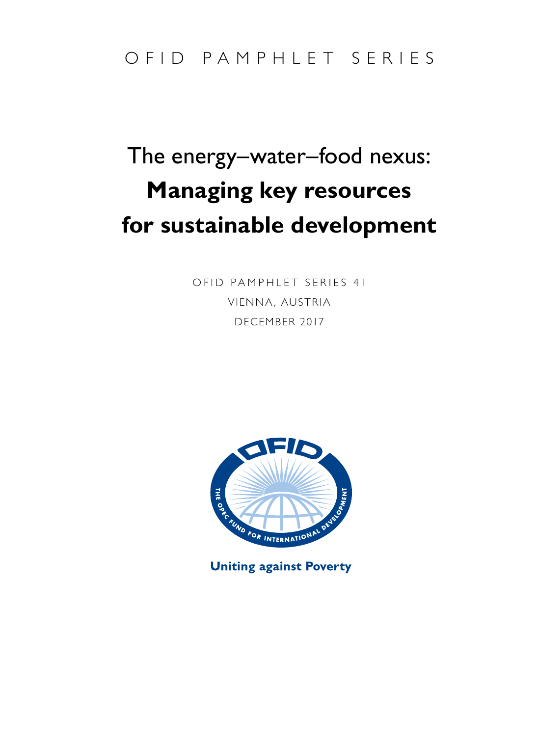O F I D   P A M P H L E T   S E R I E S

# The energy–water–food nexus: **Managing key resources for sustainable development**

OFID PAMPHLET SERIES 41

VIENNA, AUSTRIA

DECEMBER 2017

THE OPEC FUND FOR INTERNATIONAL DEVELOPMENT

**Uniting against Poverty**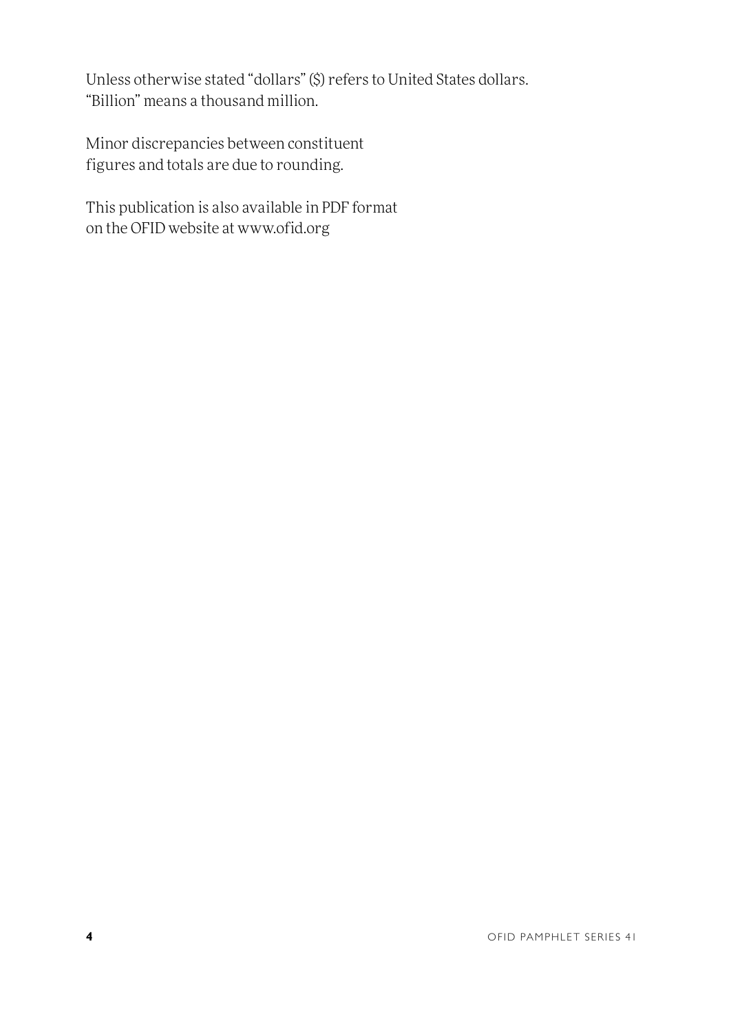Unless otherwise stated "dollars" ($) refers to United States dollars.
"Billion" means a thousand million.

Minor discrepancies between constituent figures and totals are due to rounding.

This publication is also available in PDF format on the OFID website at www.ofid.org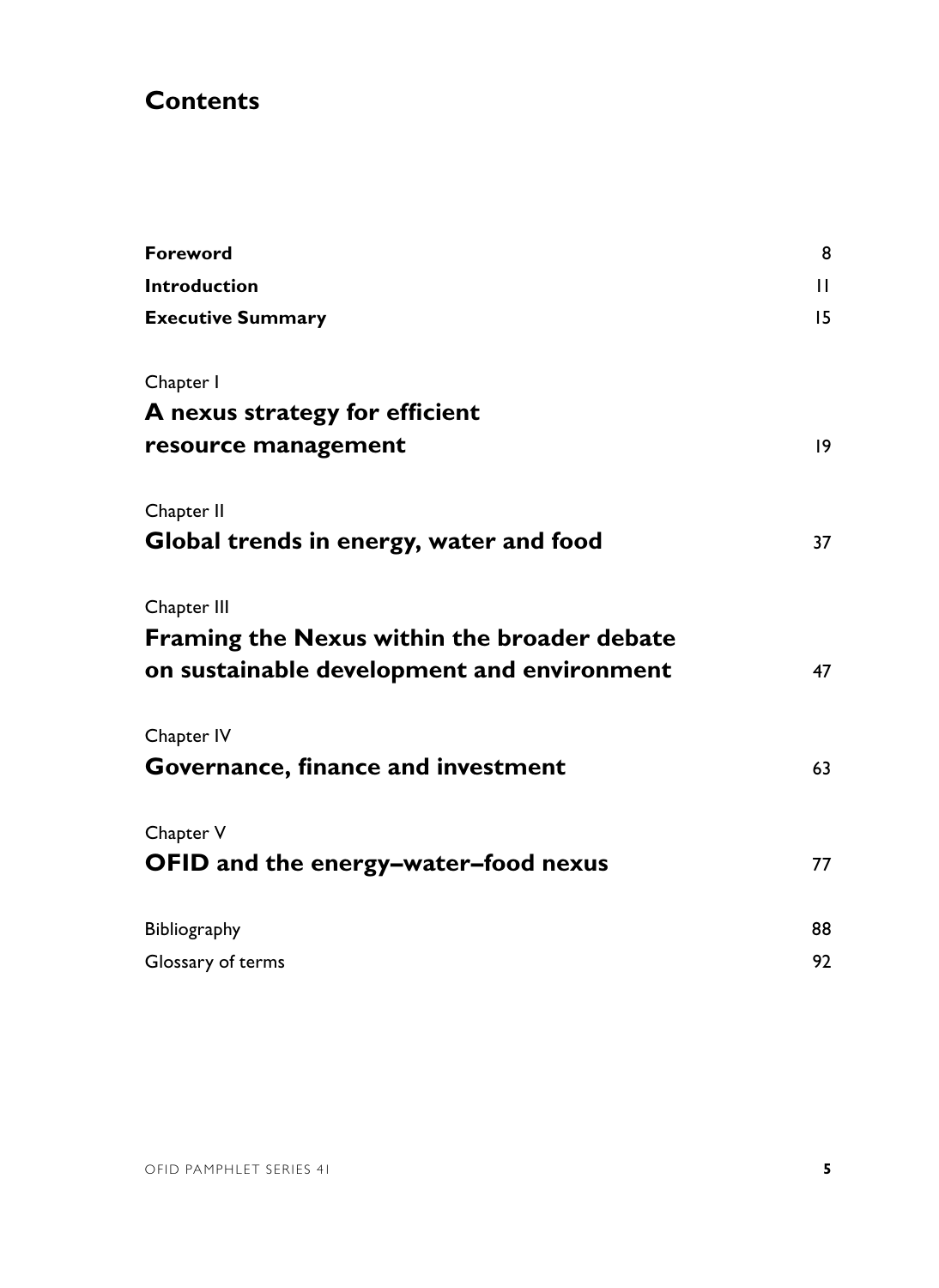# Contents

| | |
|---|---|
| **Foreword** | 8 |
| **Introduction** | 11 |
| **Executive Summary** | 15 |
| Chapter I<br>**A nexus strategy for efficient resource management** | 19 |
| Chapter II<br>**Global trends in energy, water and food** | 37 |
| Chapter III<br>**Framing the Nexus within the broader debate on sustainable development and environment** | 47 |
| Chapter IV<br>**Governance, finance and investment** | 63 |
| Chapter V<br>**OFID and the energy–water–food nexus** | 77 |
| Bibliography | 88 |
| Glossary of terms | 92 |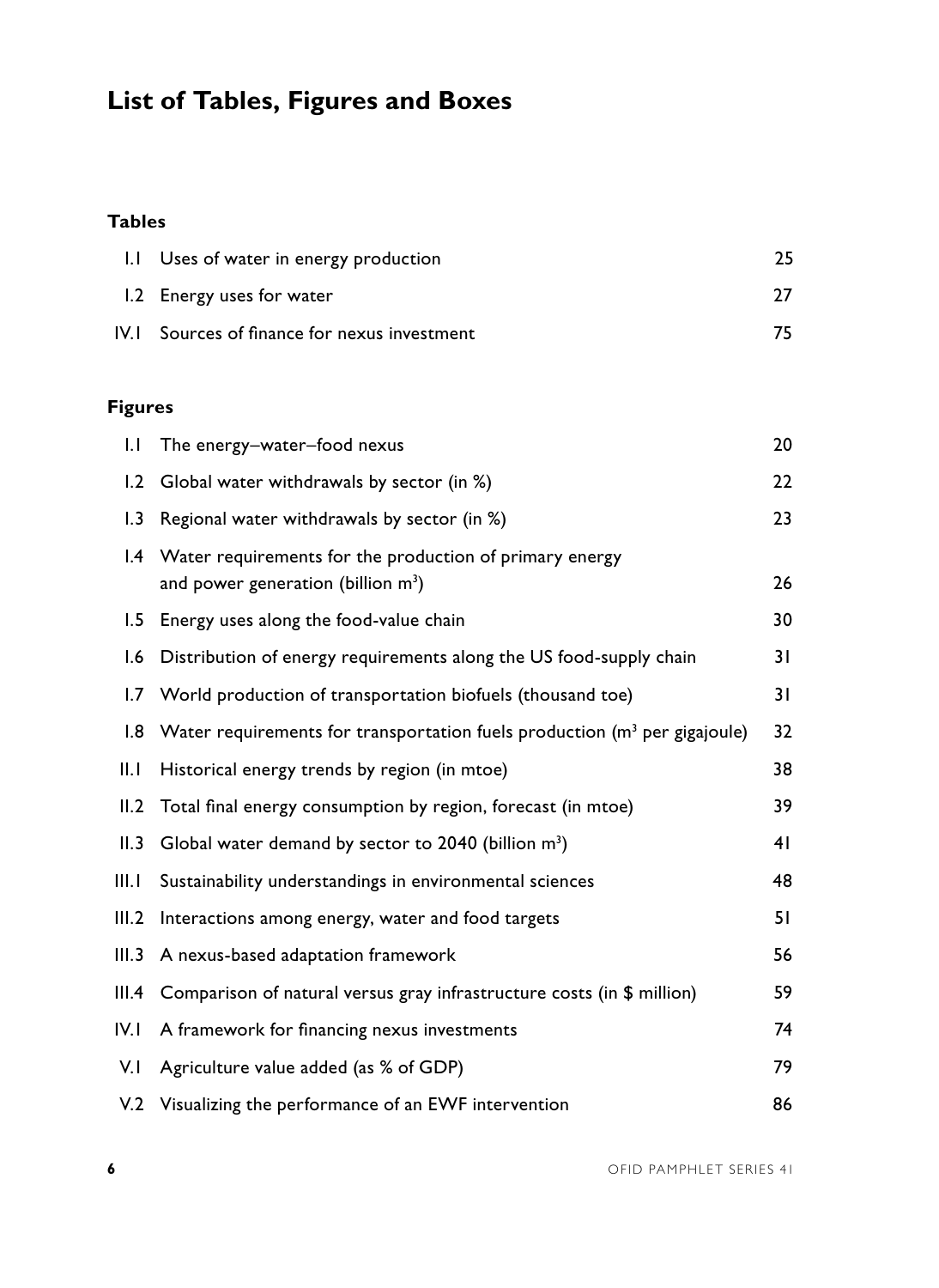# List of Tables, Figures and Boxes

## Tables

| | | |
|---|---|---|
| I.1 | Uses of water in energy production | 25 |
| I.2 | Energy uses for water | 27 |
| IV.1 | Sources of finance for nexus investment | 75 |

## Figures

| | | |
|---|---|---|
| I.1 | The energy–water–food nexus | 20 |
| I.2 | Global water withdrawals by sector (in %) | 22 |
| I.3 | Regional water withdrawals by sector (in %) | 23 |
| I.4 | Water requirements for the production of primary energy and power generation (billion $m^3$) | 26 |
| I.5 | Energy uses along the food-value chain | 30 |
| I.6 | Distribution of energy requirements along the US food-supply chain | 31 |
| I.7 | World production of transportation biofuels (thousand toe) | 31 |
| I.8 | Water requirements for transportation fuels production ($m^3$ per gigajoule) | 32 |
| II.1 | Historical energy trends by region (in mtoe) | 38 |
| II.2 | Total final energy consumption by region, forecast (in mtoe) | 39 |
| II.3 | Global water demand by sector to 2040 (billion $m^3$) | 41 |
| III.1 | Sustainability understandings in environmental sciences | 48 |
| III.2 | Interactions among energy, water and food targets | 51 |
| III.3 | A nexus-based adaptation framework | 56 |
| III.4 | Comparison of natural versus gray infrastructure costs (in $ million) | 59 |
| IV.1 | A framework for financing nexus investments | 74 |
| V.1 | Agriculture value added (as % of GDP) | 79 |
| V.2 | Visualizing the performance of an EWF intervention | 86 |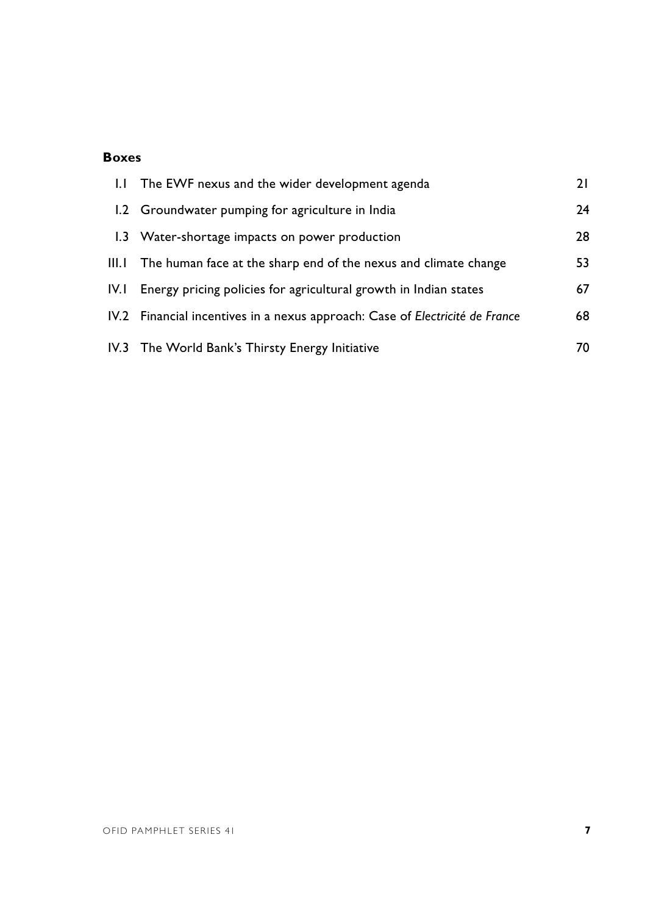**Boxes**

| | | |
|---|---|---|
| I.1 | The EWF nexus and the wider development agenda | 21 |
| I.2 | Groundwater pumping for agriculture in India | 24 |
| I.3 | Water-shortage impacts on power production | 28 |
| III.1 | The human face at the sharp end of the nexus and climate change | 53 |
| IV.1 | Energy pricing policies for agricultural growth in Indian states | 67 |
| IV.2 | Financial incentives in a nexus approach: Case of *Electricité de France* | 68 |
| IV.3 | The World Bank's Thirsty Energy Initiative | 70 |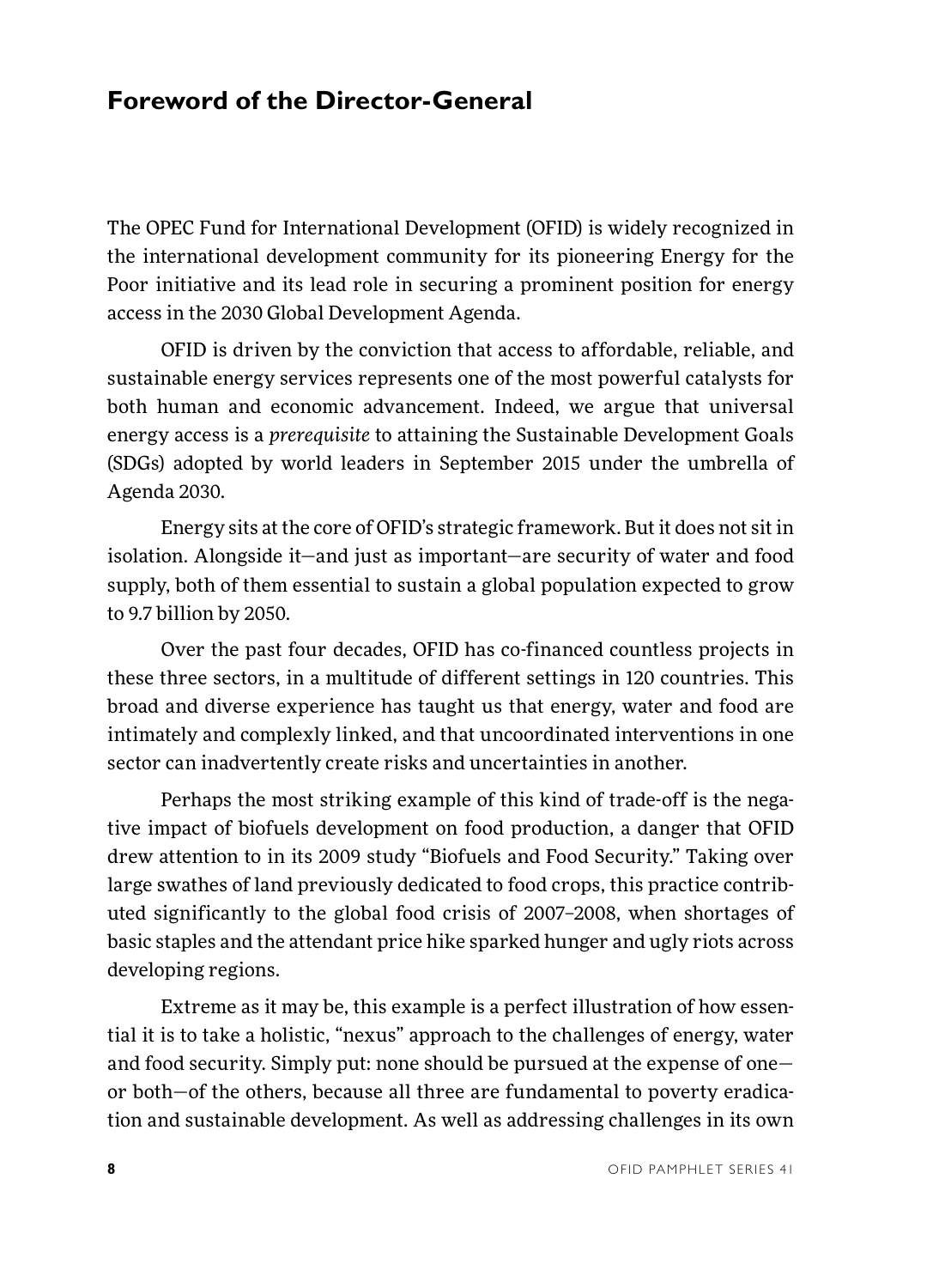## Foreword of the Director-General

The OPEC Fund for International Development (OFID) is widely recognized in the international development community for its pioneering Energy for the Poor initiative and its lead role in securing a prominent position for energy access in the 2030 Global Development Agenda.

OFID is driven by the conviction that access to affordable, reliable, and sustainable energy services represents one of the most powerful catalysts for both human and economic advancement. Indeed, we argue that universal energy access is a *prerequisite* to attaining the Sustainable Development Goals (SDGs) adopted by world leaders in September 2015 under the umbrella of Agenda 2030.

Energy sits at the core of OFID's strategic framework. But it does not sit in isolation. Alongside it—and just as important—are security of water and food supply, both of them essential to sustain a global population expected to grow to 9.7 billion by 2050.

Over the past four decades, OFID has co-financed countless projects in these three sectors, in a multitude of different settings in 120 countries. This broad and diverse experience has taught us that energy, water and food are intimately and complexly linked, and that uncoordinated interventions in one sector can inadvertently create risks and uncertainties in another.

Perhaps the most striking example of this kind of trade-off is the negative impact of biofuels development on food production, a danger that OFID drew attention to in its 2009 study "Biofuels and Food Security." Taking over large swathes of land previously dedicated to food crops, this practice contributed significantly to the global food crisis of 2007–2008, when shortages of basic staples and the attendant price hike sparked hunger and ugly riots across developing regions.

Extreme as it may be, this example is a perfect illustration of how essential it is to take a holistic, "nexus" approach to the challenges of energy, water and food security. Simply put: none should be pursued at the expense of one—or both—of the others, because all three are fundamental to poverty eradication and sustainable development. As well as addressing challenges in its own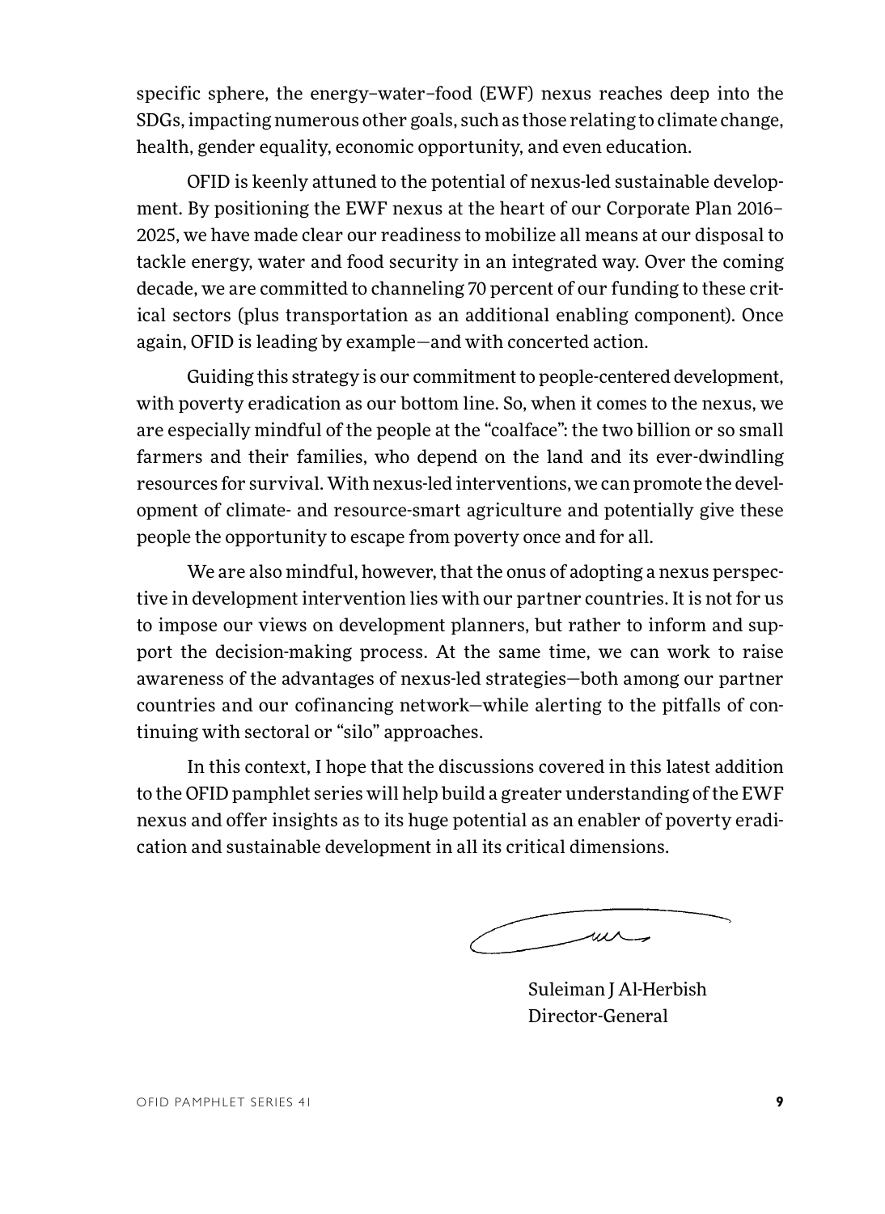specific sphere, the energy–water–food (EWF) nexus reaches deep into the SDGs, impacting numerous other goals, such as those relating to climate change, health, gender equality, economic opportunity, and even education.

OFID is keenly attuned to the potential of nexus-led sustainable development. By positioning the EWF nexus at the heart of our Corporate Plan 2016–2025, we have made clear our readiness to mobilize all means at our disposal to tackle energy, water and food security in an integrated way. Over the coming decade, we are committed to channeling 70 percent of our funding to these critical sectors (plus transportation as an additional enabling component). Once again, OFID is leading by example—and with concerted action.

Guiding this strategy is our commitment to people-centered development, with poverty eradication as our bottom line. So, when it comes to the nexus, we are especially mindful of the people at the "coalface": the two billion or so small farmers and their families, who depend on the land and its ever-dwindling resources for survival. With nexus-led interventions, we can promote the development of climate- and resource-smart agriculture and potentially give these people the opportunity to escape from poverty once and for all.

We are also mindful, however, that the onus of adopting a nexus perspective in development intervention lies with our partner countries. It is not for us to impose our views on development planners, but rather to inform and support the decision-making process. At the same time, we can work to raise awareness of the advantages of nexus-led strategies—both among our partner countries and our cofinancing network—while alerting to the pitfalls of continuing with sectoral or "silo" approaches.

In this context, I hope that the discussions covered in this latest addition to the OFID pamphlet series will help build a greater understanding of the EWF nexus and offer insights as to its huge potential as an enabler of poverty eradication and sustainable development in all its critical dimensions.

Suleiman J Al-Herbish  
Director-General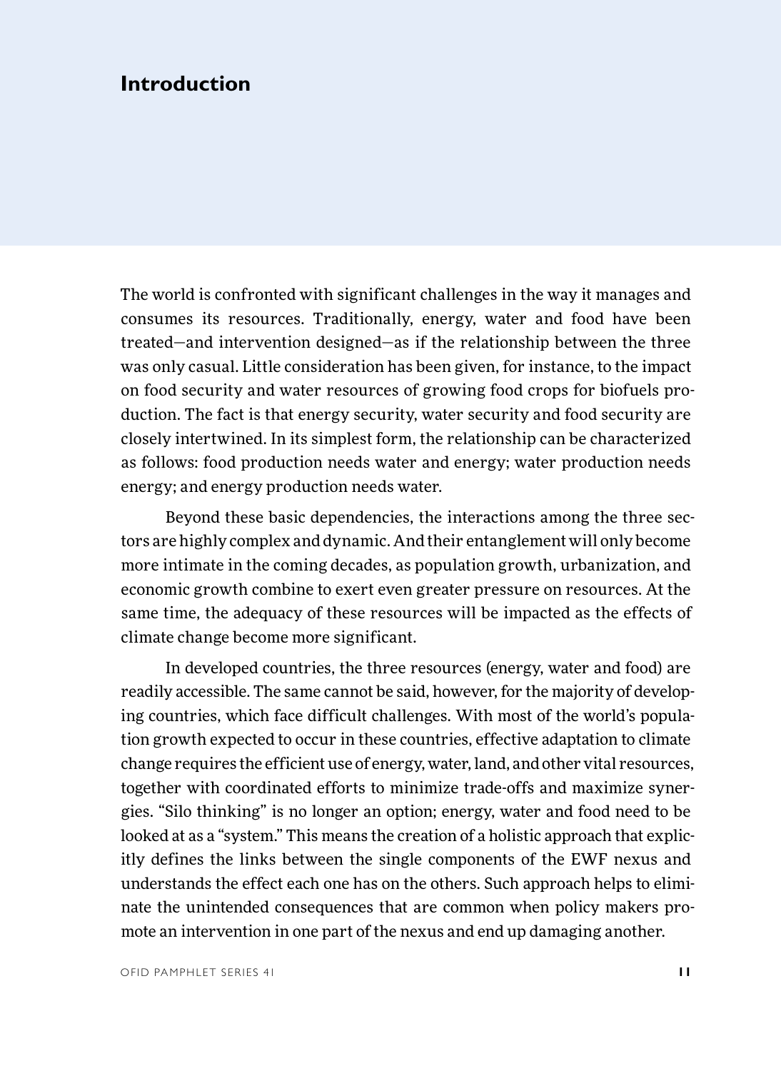# Introduction

The world is confronted with significant challenges in the way it manages and consumes its resources. Traditionally, energy, water and food have been treated—and intervention designed—as if the relationship between the three was only casual. Little consideration has been given, for instance, to the impact on food security and water resources of growing food crops for biofuels production. The fact is that energy security, water security and food security are closely intertwined. In its simplest form, the relationship can be characterized as follows: food production needs water and energy; water production needs energy; and energy production needs water.

Beyond these basic dependencies, the interactions among the three sectors are highly complex and dynamic. And their entanglement will only become more intimate in the coming decades, as population growth, urbanization, and economic growth combine to exert even greater pressure on resources. At the same time, the adequacy of these resources will be impacted as the effects of climate change become more significant.

In developed countries, the three resources (energy, water and food) are readily accessible. The same cannot be said, however, for the majority of developing countries, which face difficult challenges. With most of the world's population growth expected to occur in these countries, effective adaptation to climate change requires the efficient use of energy, water, land, and other vital resources, together with coordinated efforts to minimize trade-offs and maximize synergies. "Silo thinking" is no longer an option; energy, water and food need to be looked at as a "system." This means the creation of a holistic approach that explicitly defines the links between the single components of the EWF nexus and understands the effect each one has on the others. Such approach helps to eliminate the unintended consequences that are common when policy makers promote an intervention in one part of the nexus and end up damaging another.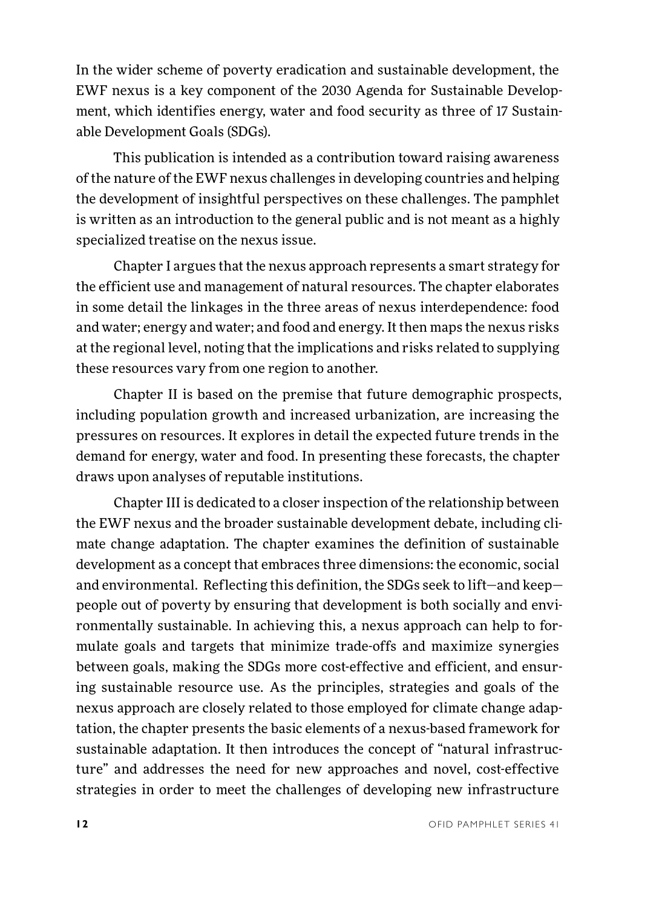In the wider scheme of poverty eradication and sustainable development, the EWF nexus is a key component of the 2030 Agenda for Sustainable Development, which identifies energy, water and food security as three of 17 Sustainable Development Goals (SDGs).

This publication is intended as a contribution toward raising awareness of the nature of the EWF nexus challenges in developing countries and helping the development of insightful perspectives on these challenges. The pamphlet is written as an introduction to the general public and is not meant as a highly specialized treatise on the nexus issue.

Chapter I argues that the nexus approach represents a smart strategy for the efficient use and management of natural resources. The chapter elaborates in some detail the linkages in the three areas of nexus interdependence: food and water; energy and water; and food and energy. It then maps the nexus risks at the regional level, noting that the implications and risks related to supplying these resources vary from one region to another.

Chapter II is based on the premise that future demographic prospects, including population growth and increased urbanization, are increasing the pressures on resources. It explores in detail the expected future trends in the demand for energy, water and food. In presenting these forecasts, the chapter draws upon analyses of reputable institutions.

Chapter III is dedicated to a closer inspection of the relationship between the EWF nexus and the broader sustainable development debate, including climate change adaptation. The chapter examines the definition of sustainable development as a concept that embraces three dimensions: the economic, social and environmental. Reflecting this definition, the SDGs seek to lift—and keep—people out of poverty by ensuring that development is both socially and environmentally sustainable. In achieving this, a nexus approach can help to formulate goals and targets that minimize trade-offs and maximize synergies between goals, making the SDGs more cost-effective and efficient, and ensuring sustainable resource use. As the principles, strategies and goals of the nexus approach are closely related to those employed for climate change adaptation, the chapter presents the basic elements of a nexus-based framework for sustainable adaptation. It then introduces the concept of "natural infrastructure" and addresses the need for new approaches and novel, cost-effective strategies in order to meet the challenges of developing new infrastructure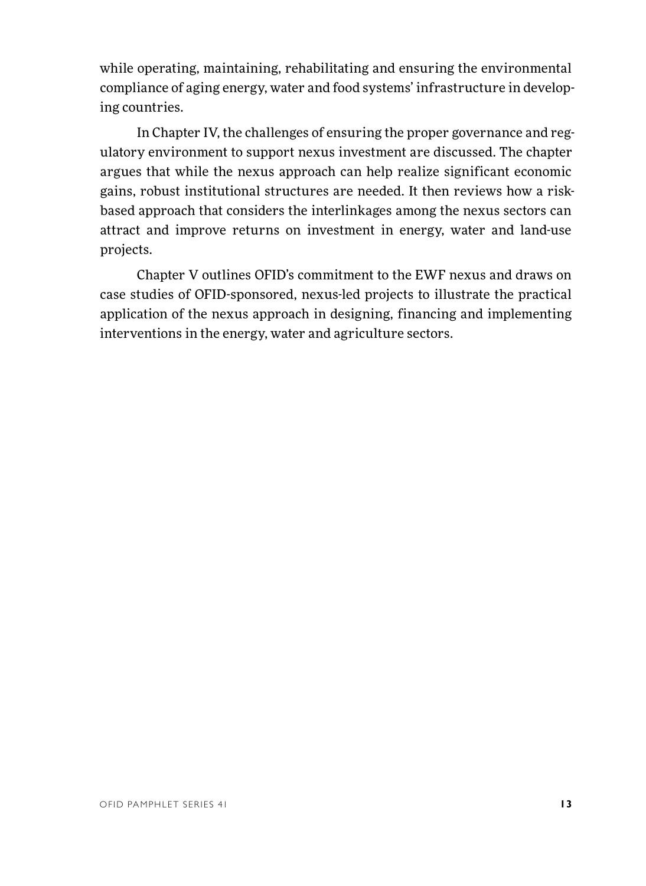while operating, maintaining, rehabilitating and ensuring the environmental compliance of aging energy, water and food systems' infrastructure in developing countries.

In Chapter IV, the challenges of ensuring the proper governance and regulatory environment to support nexus investment are discussed. The chapter argues that while the nexus approach can help realize significant economic gains, robust institutional structures are needed. It then reviews how a risk-based approach that considers the interlinkages among the nexus sectors can attract and improve returns on investment in energy, water and land-use projects.

Chapter V outlines OFID's commitment to the EWF nexus and draws on case studies of OFID-sponsored, nexus-led projects to illustrate the practical application of the nexus approach in designing, financing and implementing interventions in the energy, water and agriculture sectors.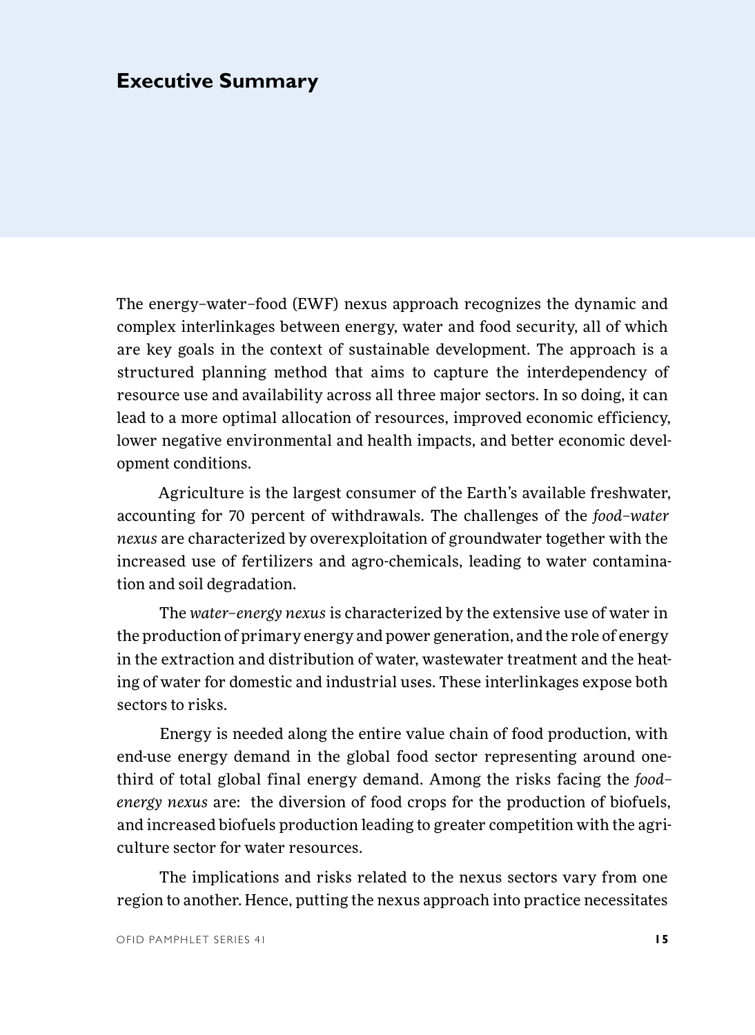## Executive Summary

The energy–water–food (EWF) nexus approach recognizes the dynamic and complex interlinkages between energy, water and food security, all of which are key goals in the context of sustainable development. The approach is a structured planning method that aims to capture the interdependency of resource use and availability across all three major sectors. In so doing, it can lead to a more optimal allocation of resources, improved economic efficiency, lower negative environmental and health impacts, and better economic development conditions.

Agriculture is the largest consumer of the Earth's available freshwater, accounting for 70 percent of withdrawals. The challenges of the *food–water nexus* are characterized by overexploitation of groundwater together with the increased use of fertilizers and agro-chemicals, leading to water contamination and soil degradation.

The *water–energy nexus* is characterized by the extensive use of water in the production of primary energy and power generation, and the role of energy in the extraction and distribution of water, wastewater treatment and the heating of water for domestic and industrial uses. These interlinkages expose both sectors to risks.

Energy is needed along the entire value chain of food production, with end-use energy demand in the global food sector representing around one-third of total global final energy demand. Among the risks facing the *food–energy nexus* are: the diversion of food crops for the production of biofuels, and increased biofuels production leading to greater competition with the agriculture sector for water resources.

The implications and risks related to the nexus sectors vary from one region to another. Hence, putting the nexus approach into practice necessitates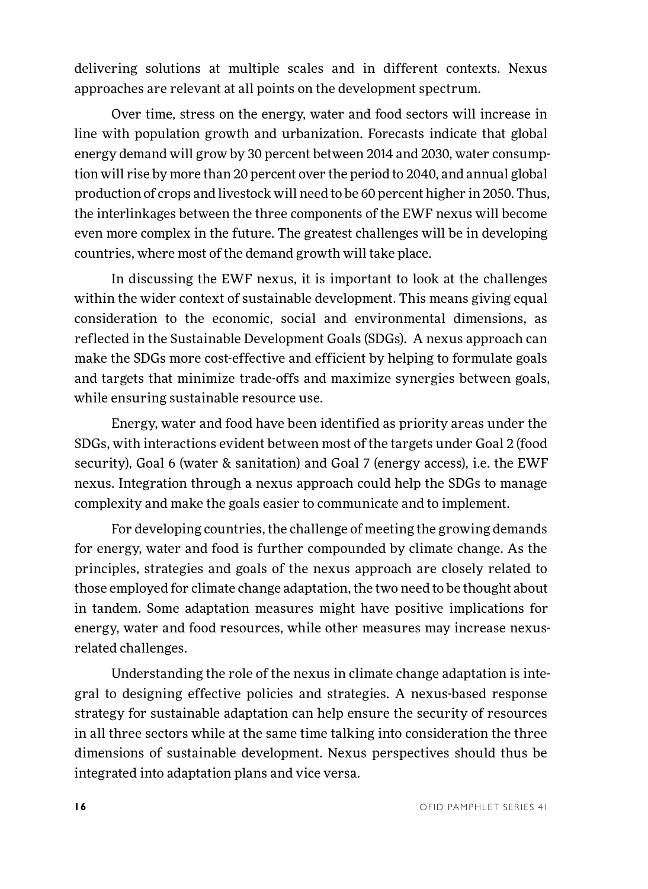delivering solutions at multiple scales and in different contexts. Nexus approaches are relevant at all points on the development spectrum.

Over time, stress on the energy, water and food sectors will increase in line with population growth and urbanization. Forecasts indicate that global energy demand will grow by 30 percent between 2014 and 2030, water consumption will rise by more than 20 percent over the period to 2040, and annual global production of crops and livestock will need to be 60 percent higher in 2050. Thus, the interlinkages between the three components of the EWF nexus will become even more complex in the future. The greatest challenges will be in developing countries, where most of the demand growth will take place.

In discussing the EWF nexus, it is important to look at the challenges within the wider context of sustainable development. This means giving equal consideration to the economic, social and environmental dimensions, as reflected in the Sustainable Development Goals (SDGs). A nexus approach can make the SDGs more cost-effective and efficient by helping to formulate goals and targets that minimize trade-offs and maximize synergies between goals, while ensuring sustainable resource use.

Energy, water and food have been identified as priority areas under the SDGs, with interactions evident between most of the targets under Goal 2 (food security), Goal 6 (water & sanitation) and Goal 7 (energy access), i.e. the EWF nexus. Integration through a nexus approach could help the SDGs to manage complexity and make the goals easier to communicate and to implement.

For developing countries, the challenge of meeting the growing demands for energy, water and food is further compounded by climate change. As the principles, strategies and goals of the nexus approach are closely related to those employed for climate change adaptation, the two need to be thought about in tandem. Some adaptation measures might have positive implications for energy, water and food resources, while other measures may increase nexus-related challenges.

Understanding the role of the nexus in climate change adaptation is integral to designing effective policies and strategies. A nexus-based response strategy for sustainable adaptation can help ensure the security of resources in all three sectors while at the same time talking into consideration the three dimensions of sustainable development. Nexus perspectives should thus be integrated into adaptation plans and vice versa.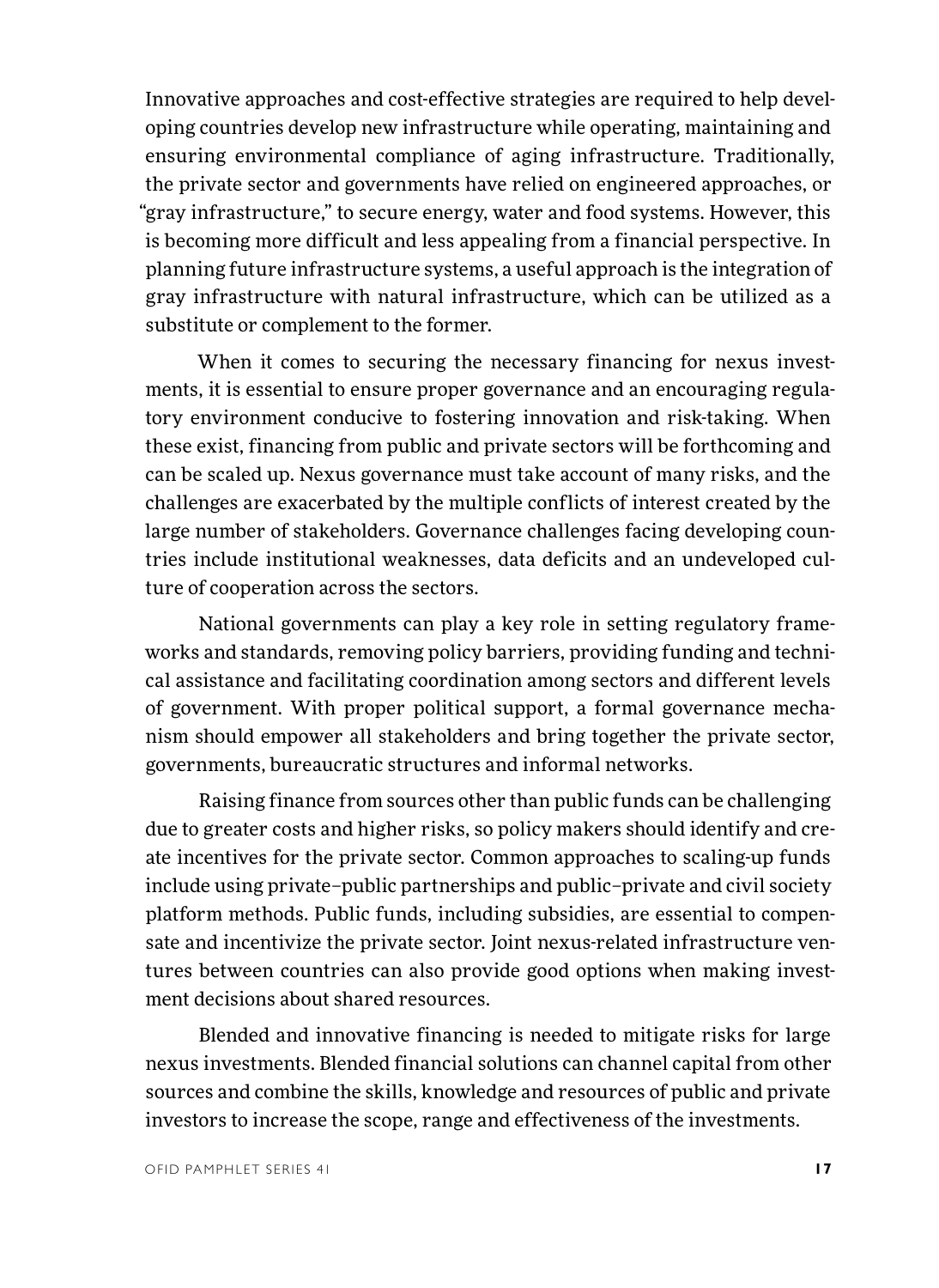Innovative approaches and cost-effective strategies are required to help developing countries develop new infrastructure while operating, maintaining and ensuring environmental compliance of aging infrastructure. Traditionally, the private sector and governments have relied on engineered approaches, or "gray infrastructure," to secure energy, water and food systems. However, this is becoming more difficult and less appealing from a financial perspective. In planning future infrastructure systems, a useful approach is the integration of gray infrastructure with natural infrastructure, which can be utilized as a substitute or complement to the former.

When it comes to securing the necessary financing for nexus investments, it is essential to ensure proper governance and an encouraging regulatory environment conducive to fostering innovation and risk-taking. When these exist, financing from public and private sectors will be forthcoming and can be scaled up. Nexus governance must take account of many risks, and the challenges are exacerbated by the multiple conflicts of interest created by the large number of stakeholders. Governance challenges facing developing countries include institutional weaknesses, data deficits and an undeveloped culture of cooperation across the sectors.

National governments can play a key role in setting regulatory frameworks and standards, removing policy barriers, providing funding and technical assistance and facilitating coordination among sectors and different levels of government. With proper political support, a formal governance mechanism should empower all stakeholders and bring together the private sector, governments, bureaucratic structures and informal networks.

Raising finance from sources other than public funds can be challenging due to greater costs and higher risks, so policy makers should identify and create incentives for the private sector. Common approaches to scaling-up funds include using private–public partnerships and public–private and civil society platform methods. Public funds, including subsidies, are essential to compensate and incentivize the private sector. Joint nexus-related infrastructure ventures between countries can also provide good options when making investment decisions about shared resources.

Blended and innovative financing is needed to mitigate risks for large nexus investments. Blended financial solutions can channel capital from other sources and combine the skills, knowledge and resources of public and private investors to increase the scope, range and effectiveness of the investments.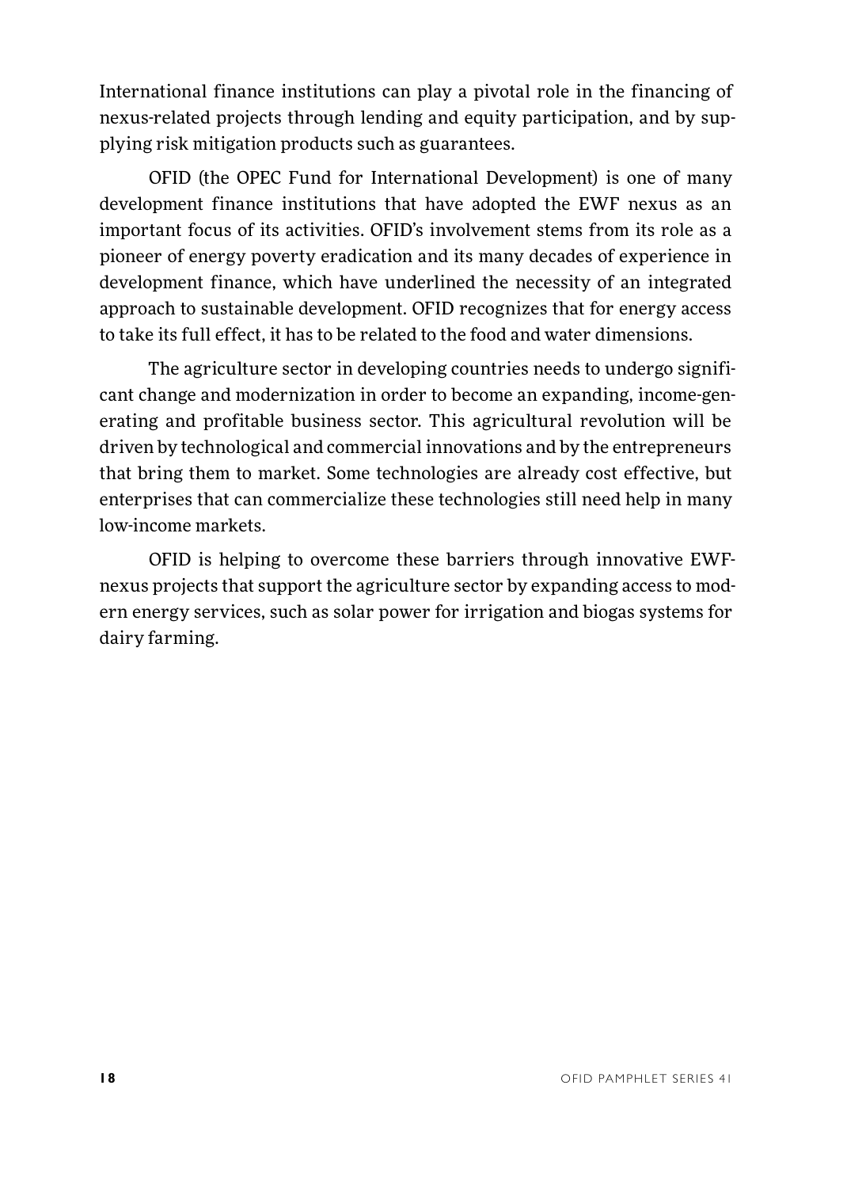International finance institutions can play a pivotal role in the financing of nexus-related projects through lending and equity participation, and by supplying risk mitigation products such as guarantees.

OFID (the OPEC Fund for International Development) is one of many development finance institutions that have adopted the EWF nexus as an important focus of its activities. OFID's involvement stems from its role as a pioneer of energy poverty eradication and its many decades of experience in development finance, which have underlined the necessity of an integrated approach to sustainable development. OFID recognizes that for energy access to take its full effect, it has to be related to the food and water dimensions.

The agriculture sector in developing countries needs to undergo significant change and modernization in order to become an expanding, income-generating and profitable business sector. This agricultural revolution will be driven by technological and commercial innovations and by the entrepreneurs that bring them to market. Some technologies are already cost effective, but enterprises that can commercialize these technologies still need help in many low-income markets.

OFID is helping to overcome these barriers through innovative EWF-nexus projects that support the agriculture sector by expanding access to modern energy services, such as solar power for irrigation and biogas systems for dairy farming.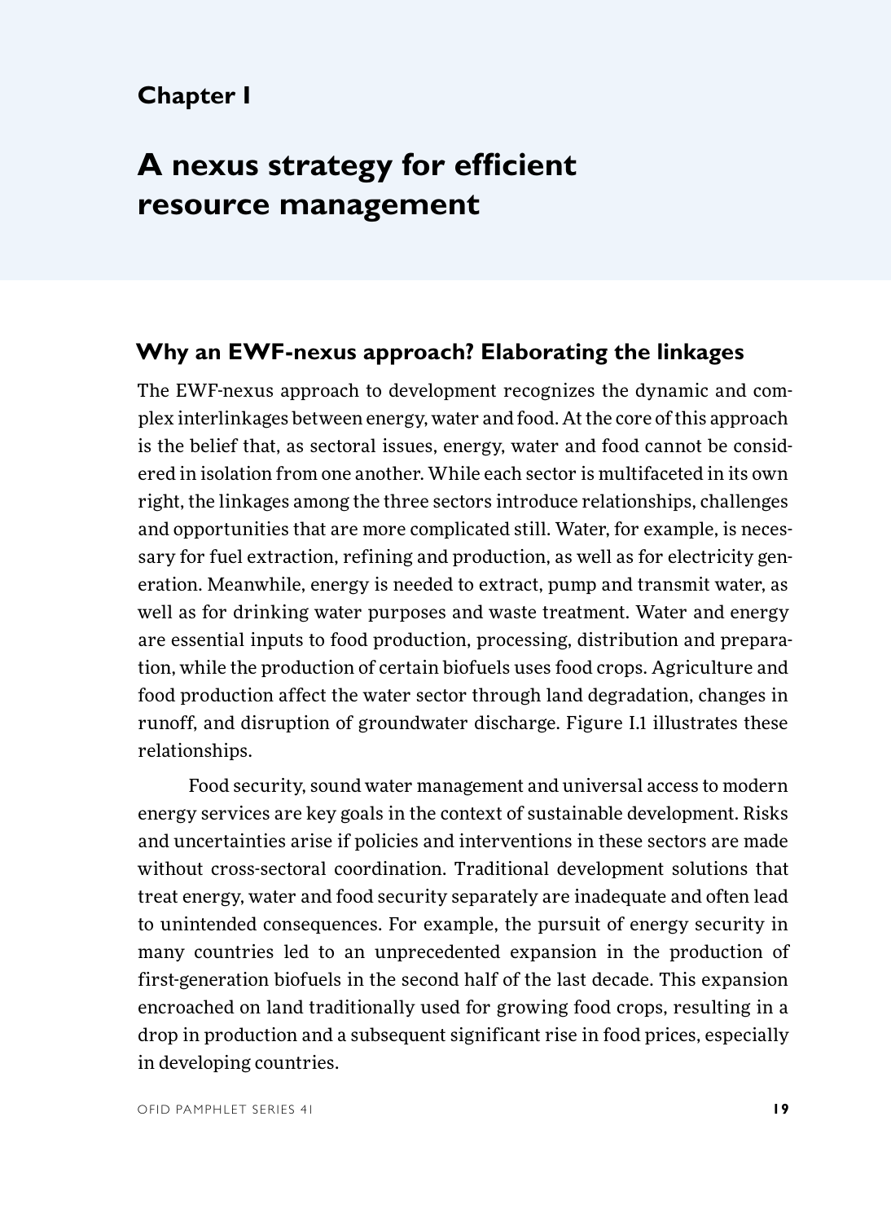# Chapter I

# A nexus strategy for efficient resource management

## Why an EWF-nexus approach? Elaborating the linkages

The EWF-nexus approach to development recognizes the dynamic and complex interlinkages between energy, water and food. At the core of this approach is the belief that, as sectoral issues, energy, water and food cannot be considered in isolation from one another. While each sector is multifaceted in its own right, the linkages among the three sectors introduce relationships, challenges and opportunities that are more complicated still. Water, for example, is necessary for fuel extraction, refining and production, as well as for electricity generation. Meanwhile, energy is needed to extract, pump and transmit water, as well as for drinking water purposes and waste treatment. Water and energy are essential inputs to food production, processing, distribution and preparation, while the production of certain biofuels uses food crops. Agriculture and food production affect the water sector through land degradation, changes in runoff, and disruption of groundwater discharge. Figure I.1 illustrates these relationships.

Food security, sound water management and universal access to modern energy services are key goals in the context of sustainable development. Risks and uncertainties arise if policies and interventions in these sectors are made without cross-sectoral coordination. Traditional development solutions that treat energy, water and food security separately are inadequate and often lead to unintended consequences. For example, the pursuit of energy security in many countries led to an unprecedented expansion in the production of first-generation biofuels in the second half of the last decade. This expansion encroached on land traditionally used for growing food crops, resulting in a drop in production and a subsequent significant rise in food prices, especially in developing countries.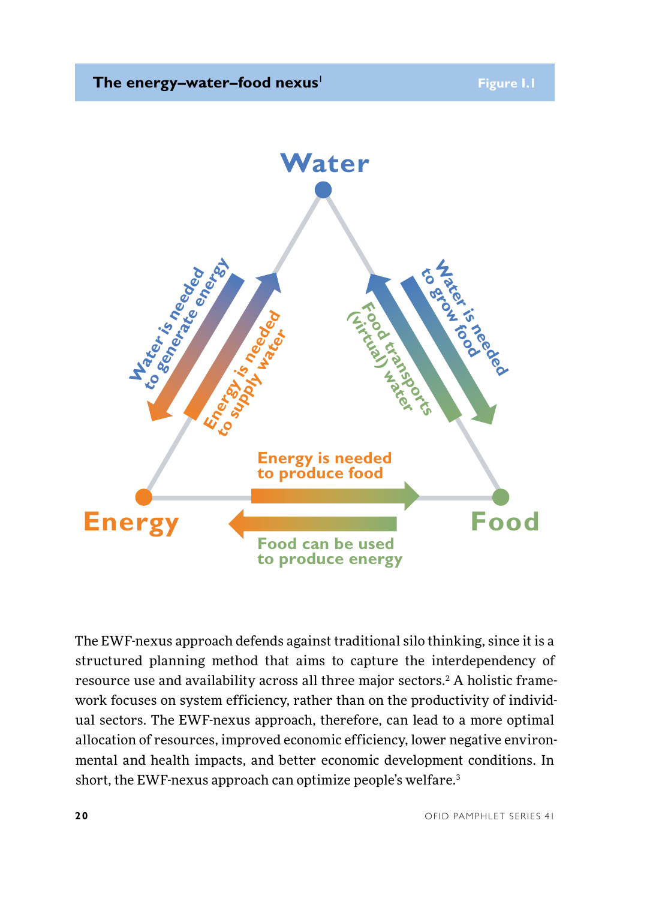**The energy–water–food nexus**[1] — Figure I.1

Water

Water is needed to generate energy

Energy is needed to supply water

Food transports (virtual) water

Water is needed to grow food

Energy is needed to produce food

Food can be used to produce energy

Energy

Food

The EWF-nexus approach defends against traditional silo thinking, since it is a structured planning method that aims to capture the interdependency of resource use and availability across all three major sectors.[2] A holistic framework focuses on system efficiency, rather than on the productivity of individual sectors. The EWF-nexus approach, therefore, can lead to a more optimal allocation of resources, improved economic efficiency, lower negative environmental and health impacts, and better economic development conditions. In short, the EWF-nexus approach can optimize people's welfare.[3]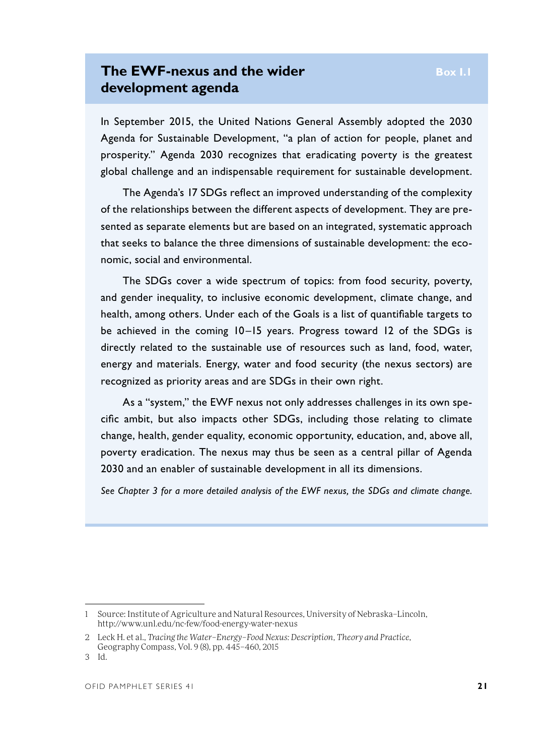## The EWF-nexus and the wider development agenda

**Box 1.1**

In September 2015, the United Nations General Assembly adopted the 2030 Agenda for Sustainable Development, "a plan of action for people, planet and prosperity." Agenda 2030 recognizes that eradicating poverty is the greatest global challenge and an indispensable requirement for sustainable development.

The Agenda's 17 SDGs reflect an improved understanding of the complexity of the relationships between the different aspects of development. They are presented as separate elements but are based on an integrated, systematic approach that seeks to balance the three dimensions of sustainable development: the economic, social and environmental.

The SDGs cover a wide spectrum of topics: from food security, poverty, and gender inequality, to inclusive economic development, climate change, and health, among others. Under each of the Goals is a list of quantifiable targets to be achieved in the coming 10–15 years. Progress toward 12 of the SDGs is directly related to the sustainable use of resources such as land, food, water, energy and materials. Energy, water and food security (the nexus sectors) are recognized as priority areas and are SDGs in their own right.

As a "system," the EWF nexus not only addresses challenges in its own specific ambit, but also impacts other SDGs, including those relating to climate change, health, gender equality, economic opportunity, education, and, above all, poverty eradication. The nexus may thus be seen as a central pillar of Agenda 2030 and an enabler of sustainable development in all its dimensions.

*See Chapter 3 for a more detailed analysis of the EWF nexus, the SDGs and climate change.*

---

1 Source: Institute of Agriculture and Natural Resources, University of Nebraska–Lincoln, http://www.unl.edu/nc-few/food-energy-water-nexus

2 Leck H. et al., *Tracing the Water–Energy–Food Nexus: Description, Theory and Practice*, Geography Compass, Vol. 9 (8), pp. 445–460, 2015

3 Id.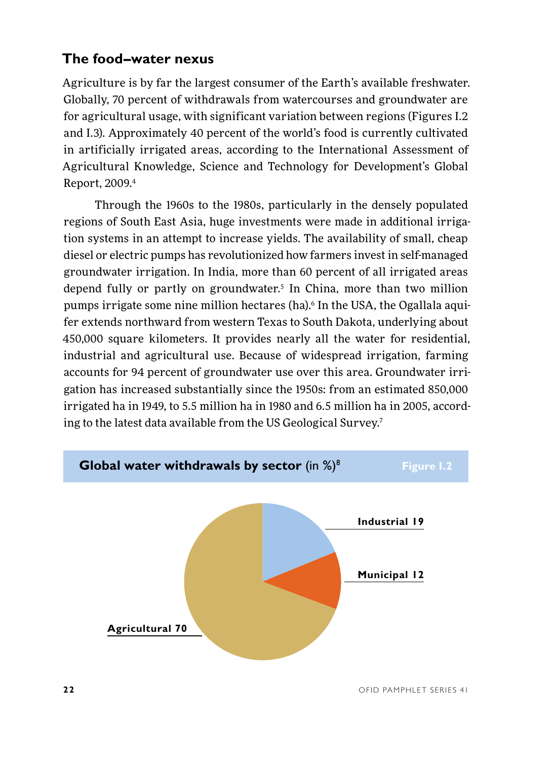## The food–water nexus

Agriculture is by far the largest consumer of the Earth's available freshwater. Globally, 70 percent of withdrawals from watercourses and groundwater are for agricultural usage, with significant variation between regions (Figures I.2 and I.3). Approximately 40 percent of the world's food is currently cultivated in artificially irrigated areas, according to the International Assessment of Agricultural Knowledge, Science and Technology for Development's Global Report, 2009.[4]

Through the 1960s to the 1980s, particularly in the densely populated regions of South East Asia, huge investments were made in additional irrigation systems in an attempt to increase yields. The availability of small, cheap diesel or electric pumps has revolutionized how farmers invest in self-managed groundwater irrigation. In India, more than 60 percent of all irrigated areas depend fully or partly on groundwater.[5] In China, more than two million pumps irrigate some nine million hectares (ha).[6] In the USA, the Ogallala aquifer extends northward from western Texas to South Dakota, underlying about 450,000 square kilometers. It provides nearly all the water for residential, industrial and agricultural use. Because of widespread irrigation, farming accounts for 94 percent of groundwater use over this area. Groundwater irrigation has increased substantially since the 1950s: from an estimated 850,000 irrigated ha in 1949, to 5.5 million ha in 1980 and 6.5 million ha in 2005, according to the latest data available from the US Geological Survey.[7]

**Global water withdrawals by sector** (in %)[8] — Figure I.2

Industrial 19

Municipal 12

Agricultural 70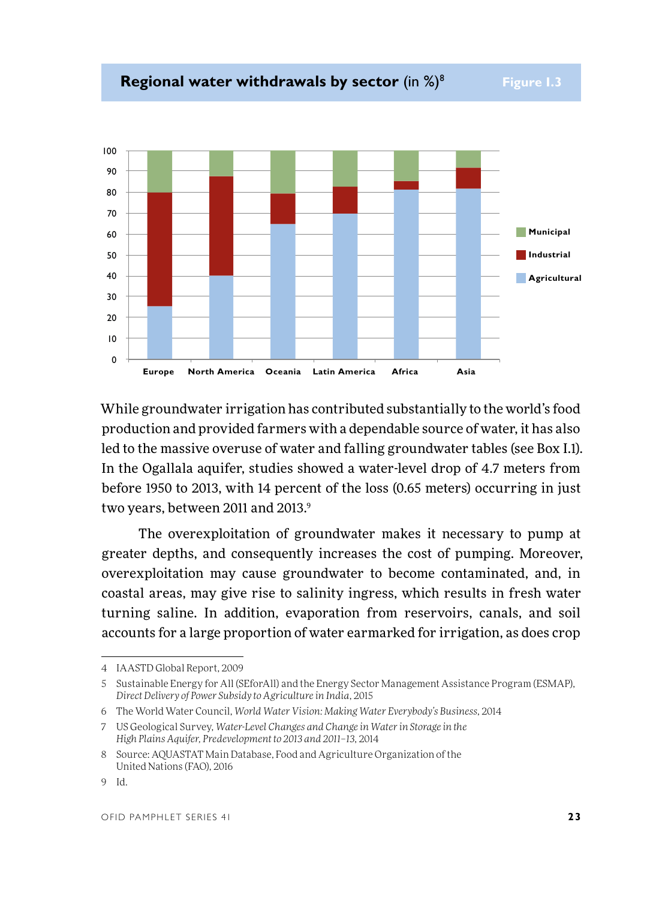**Regional water withdrawals by sector** (in %)[8] — Figure I.3

While groundwater irrigation has contributed substantially to the world's food production and provided farmers with a dependable source of water, it has also led to the massive overuse of water and falling groundwater tables (see Box I.1). In the Ogallala aquifer, studies showed a water-level drop of 4.7 meters from before 1950 to 2013, with 14 percent of the loss (0.65 meters) occurring in just two years, between 2011 and 2013.[9]

The overexploitation of groundwater makes it necessary to pump at greater depths, and consequently increases the cost of pumping. Moreover, overexploitation may cause groundwater to become contaminated, and, in coastal areas, may give rise to salinity ingress, which results in fresh water turning saline. In addition, evaporation from reservoirs, canals, and soil accounts for a large proportion of water earmarked for irrigation, as does crop

---

4 IAASTD Global Report, 2009

5 Sustainable Energy for All (SEforAll) and the Energy Sector Management Assistance Program (ESMAP), *Direct Delivery of Power Subsidy to Agriculture in India*, 2015

6 The World Water Council, *World Water Vision: Making Water Everybody's Business*, 2014

7 US Geological Survey, *Water-Level Changes and Change in Water in Storage in the High Plains Aquifer, Predevelopment to 2013 and 2011–13*, 2014

8 Source: AQUASTAT Main Database, Food and Agriculture Organization of the United Nations (FAO), 2016

9 Id.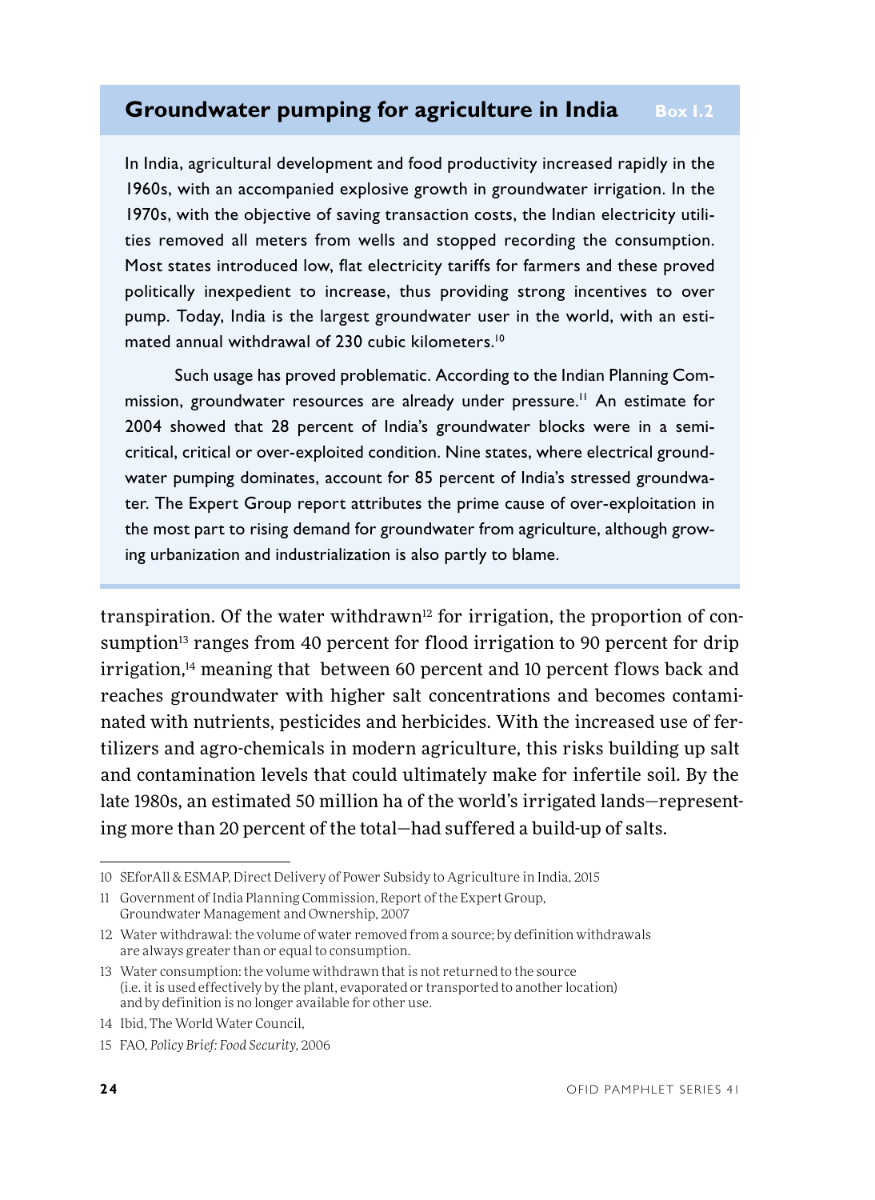## Groundwater pumping for agriculture in India — Box 1.2

In India, agricultural development and food productivity increased rapidly in the 1960s, with an accompanied explosive growth in groundwater irrigation. In the 1970s, with the objective of saving transaction costs, the Indian electricity utilities removed all meters from wells and stopped recording the consumption. Most states introduced low, flat electricity tariffs for farmers and these proved politically inexpedient to increase, thus providing strong incentives to over pump. Today, India is the largest groundwater user in the world, with an estimated annual withdrawal of 230 cubic kilometers.[10]

Such usage has proved problematic. According to the Indian Planning Commission, groundwater resources are already under pressure.[11] An estimate for 2004 showed that 28 percent of India's groundwater blocks were in a semi-critical, critical or over-exploited condition. Nine states, where electrical groundwater pumping dominates, account for 85 percent of India's stressed groundwater. The Expert Group report attributes the prime cause of over-exploitation in the most part to rising demand for groundwater from agriculture, although growing urbanization and industrialization is also partly to blame.

transpiration. Of the water withdrawn[12] for irrigation, the proportion of consumption[13] ranges from 40 percent for flood irrigation to 90 percent for drip irrigation,[14] meaning that between 60 percent and 10 percent flows back and reaches groundwater with higher salt concentrations and becomes contaminated with nutrients, pesticides and herbicides. With the increased use of fertilizers and agro-chemicals in modern agriculture, this risks building up salt and contamination levels that could ultimately make for infertile soil. By the late 1980s, an estimated 50 million ha of the world's irrigated lands—representing more than 20 percent of the total—had suffered a build-up of salts.

---

10 SEforAll & ESMAP, Direct Delivery of Power Subsidy to Agriculture in India, 2015

11 Government of India Planning Commission, Report of the Expert Group, Groundwater Management and Ownership, 2007

12 Water withdrawal: the volume of water removed from a source; by definition withdrawals are always greater than or equal to consumption.

13 Water consumption: the volume withdrawn that is not returned to the source (i.e. it is used effectively by the plant, evaporated or transported to another location) and by definition is no longer available for other use.

14 Ibid, The World Water Council,

15 FAO, *Policy Brief: Food Security*, 2006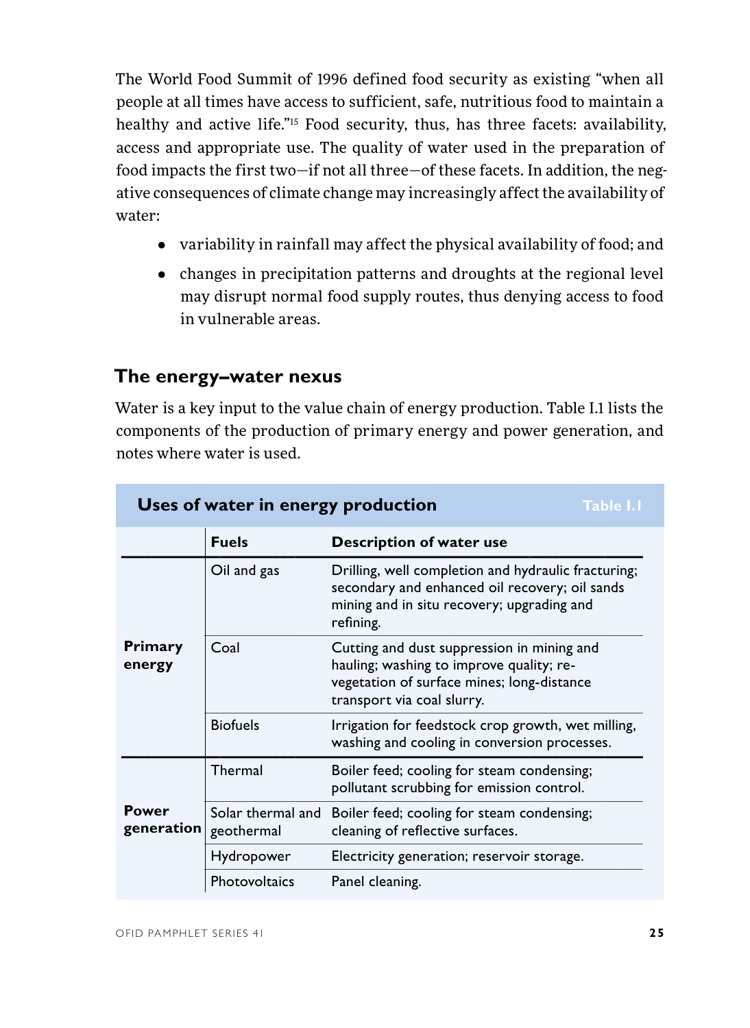The World Food Summit of 1996 defined food security as existing "when all people at all times have access to sufficient, safe, nutritious food to maintain a healthy and active life."[15] Food security, thus, has three facets: availability, access and appropriate use. The quality of water used in the preparation of food impacts the first two—if not all three—of these facets. In addition, the negative consequences of climate change may increasingly affect the availability of water:

- variability in rainfall may affect the physical availability of food; and
- changes in precipitation patterns and droughts at the regional level may disrupt normal food supply routes, thus denying access to food in vulnerable areas.

## The energy–water nexus

Water is a key input to the value chain of energy production. Table I.1 lists the components of the production of primary energy and power generation, and notes where water is used.

**Table I.1 Uses of water in energy production**

| | Fuels | Description of water use |
|---|---|---|
| **Primary energy** | Oil and gas | Drilling, well completion and hydraulic fracturing; secondary and enhanced oil recovery; oil sands mining and in situ recovery; upgrading and refining. |
| | Coal | Cutting and dust suppression in mining and hauling; washing to improve quality; re-vegetation of surface mines; long-distance transport via coal slurry. |
| | Biofuels | Irrigation for feedstock crop growth, wet milling, washing and cooling in conversion processes. |
| **Power generation** | Thermal | Boiler feed; cooling for steam condensing; pollutant scrubbing for emission control. |
| | Solar thermal and geothermal | Boiler feed; cooling for steam condensing; cleaning of reflective surfaces. |
| | Hydropower | Electricity generation; reservoir storage. |
| | Photovoltaics | Panel cleaning. |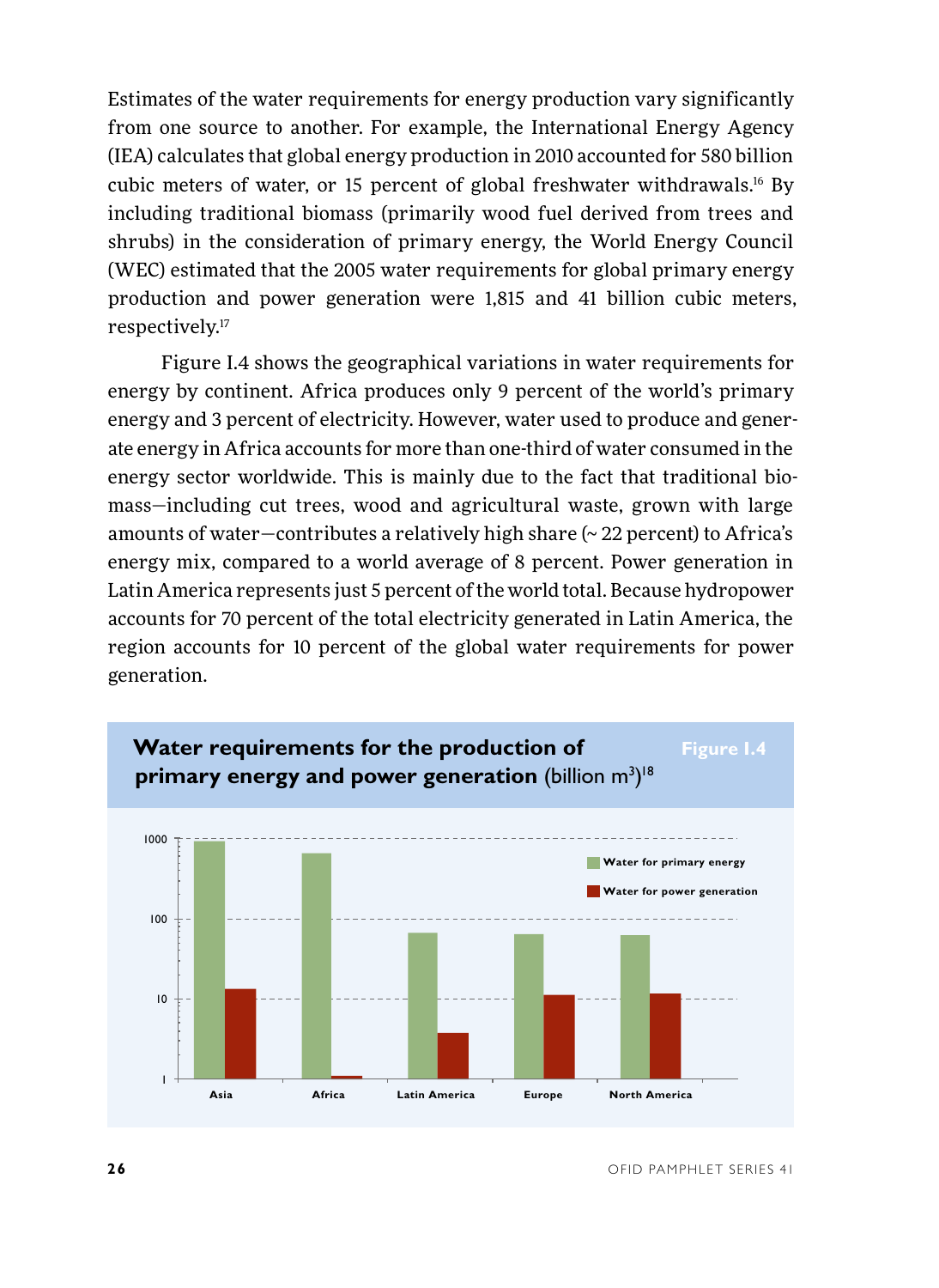Estimates of the water requirements for energy production vary significantly from one source to another. For example, the International Energy Agency (IEA) calculates that global energy production in 2010 accounted for 580 billion cubic meters of water, or 15 percent of global freshwater withdrawals.[16] By including traditional biomass (primarily wood fuel derived from trees and shrubs) in the consideration of primary energy, the World Energy Council (WEC) estimated that the 2005 water requirements for global primary energy production and power generation were 1,815 and 41 billion cubic meters, respectively.[17]

Figure I.4 shows the geographical variations in water requirements for energy by continent. Africa produces only 9 percent of the world's primary energy and 3 percent of electricity. However, water used to produce and generate energy in Africa accounts for more than one-third of water consumed in the energy sector worldwide. This is mainly due to the fact that traditional biomass—including cut trees, wood and agricultural waste, grown with large amounts of water—contributes a relatively high share (~ 22 percent) to Africa's energy mix, compared to a world average of 8 percent. Power generation in Latin America represents just 5 percent of the world total. Because hydropower accounts for 70 percent of the total electricity generated in Latin America, the region accounts for 10 percent of the global water requirements for power generation.

**Figure I.4** **Water requirements for the production of primary energy and power generation** (billion $m^3$)[18]

Legend: Water for primary energy; Water for power generation

Y-axis (log scale): 1, 10, 100, 1000

X-axis: Asia, Africa, Latin America, Europe, North America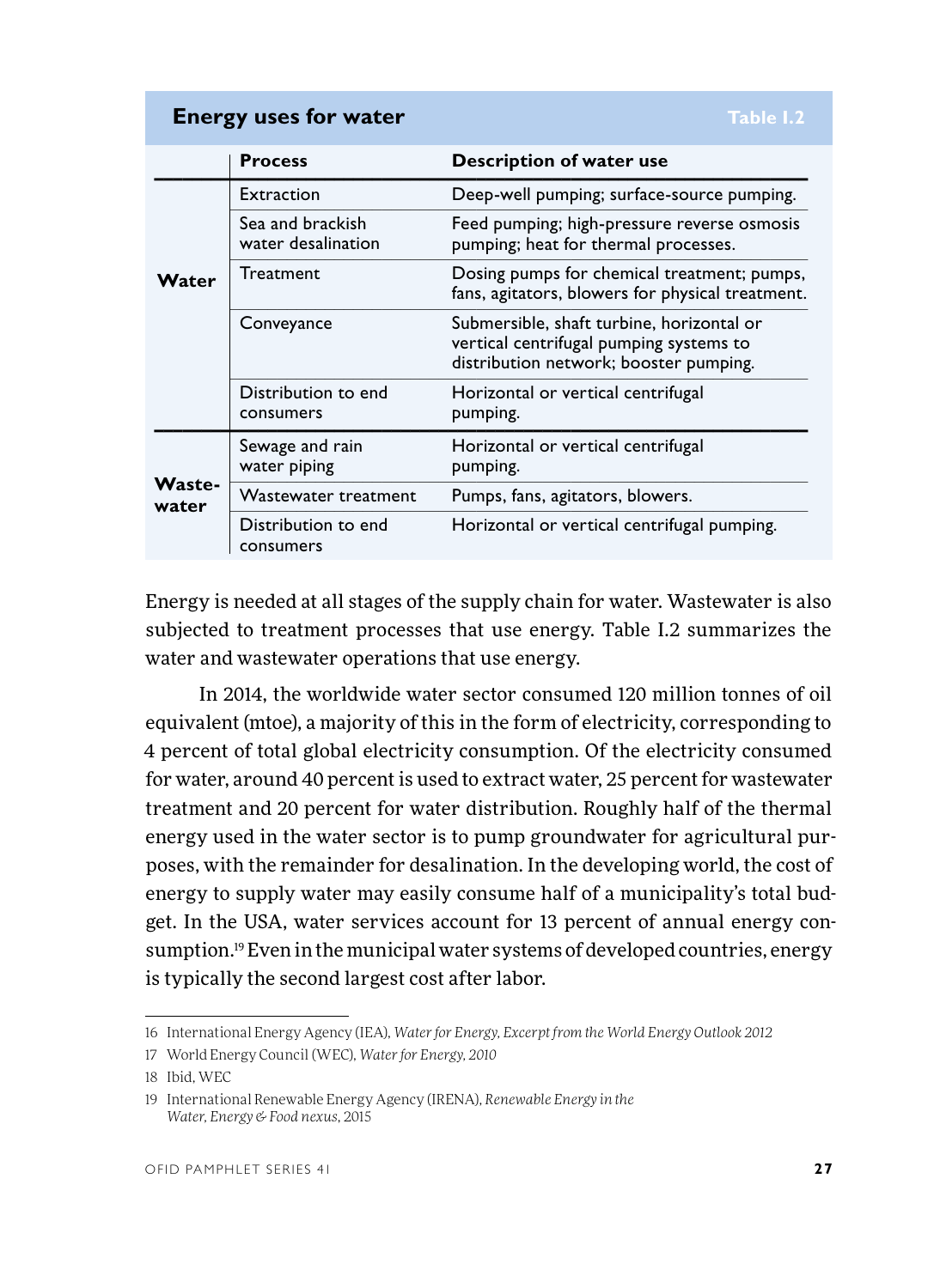**Energy uses for water** — Table I.2

| | Process | Description of water use |
|---|---|---|
| **Water** | Extraction | Deep-well pumping; surface-source pumping. |
| | Sea and brackish water desalination | Feed pumping; high-pressure reverse osmosis pumping; heat for thermal processes. |
| | Treatment | Dosing pumps for chemical treatment; pumps, fans, agitators, blowers for physical treatment. |
| | Conveyance | Submersible, shaft turbine, horizontal or vertical centrifugal pumping systems to distribution network; booster pumping. |
| | Distribution to end consumers | Horizontal or vertical centrifugal pumping. |
| **Wastewater** | Sewage and rain water piping | Horizontal or vertical centrifugal pumping. |
| | Wastewater treatment | Pumps, fans, agitators, blowers. |
| | Distribution to end consumers | Horizontal or vertical centrifugal pumping. |

Energy is needed at all stages of the supply chain for water. Wastewater is also subjected to treatment processes that use energy. Table I.2 summarizes the water and wastewater operations that use energy.

In 2014, the worldwide water sector consumed 120 million tonnes of oil equivalent (mtoe), a majority of this in the form of electricity, corresponding to 4 percent of total global electricity consumption. Of the electricity consumed for water, around 40 percent is used to extract water, 25 percent for wastewater treatment and 20 percent for water distribution. Roughly half of the thermal energy used in the water sector is to pump groundwater for agricultural purposes, with the remainder for desalination. In the developing world, the cost of energy to supply water may easily consume half of a municipality's total budget. In the USA, water services account for 13 percent of annual energy consumption.[19] Even in the municipal water systems of developed countries, energy is typically the second largest cost after labor.

---

16 International Energy Agency (IEA), *Water for Energy, Excerpt from the World Energy Outlook 2012*

17 World Energy Council (WEC), *Water for Energy, 2010*

18 Ibid, WEC

19 International Renewable Energy Agency (IRENA), *Renewable Energy in the Water, Energy & Food nexus*, 2015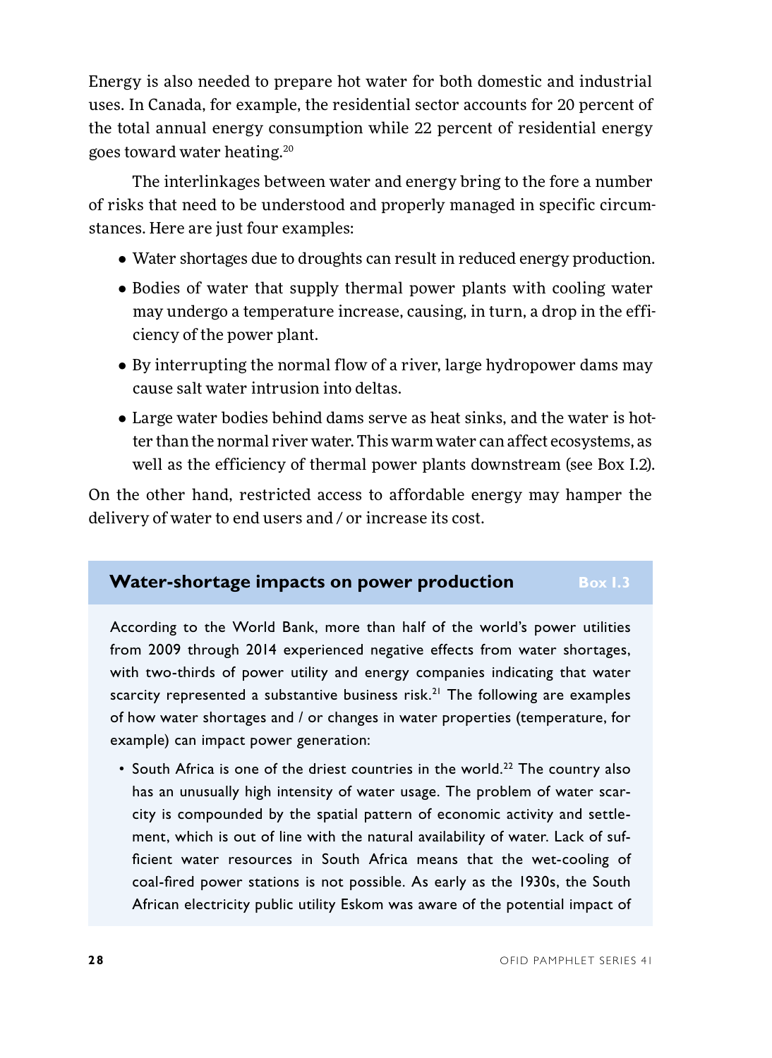Energy is also needed to prepare hot water for both domestic and industrial uses. In Canada, for example, the residential sector accounts for 20 percent of the total annual energy consumption while 22 percent of residential energy goes toward water heating.[20]

The interlinkages between water and energy bring to the fore a number of risks that need to be understood and properly managed in specific circumstances. Here are just four examples:

- Water shortages due to droughts can result in reduced energy production.
- Bodies of water that supply thermal power plants with cooling water may undergo a temperature increase, causing, in turn, a drop in the efficiency of the power plant.
- By interrupting the normal flow of a river, large hydropower dams may cause salt water intrusion into deltas.
- Large water bodies behind dams serve as heat sinks, and the water is hotter than the normal river water. This warm water can affect ecosystems, as well as the efficiency of thermal power plants downstream (see Box I.2).

On the other hand, restricted access to affordable energy may hamper the delivery of water to end users and / or increase its cost.

### Water-shortage impacts on power production — Box I.3

According to the World Bank, more than half of the world's power utilities from 2009 through 2014 experienced negative effects from water shortages, with two-thirds of power utility and energy companies indicating that water scarcity represented a substantive business risk.[21] The following are examples of how water shortages and / or changes in water properties (temperature, for example) can impact power generation:

- South Africa is one of the driest countries in the world.[22] The country also has an unusually high intensity of water usage. The problem of water scarcity is compounded by the spatial pattern of economic activity and settlement, which is out of line with the natural availability of water. Lack of sufficient water resources in South Africa means that the wet-cooling of coal-fired power stations is not possible. As early as the 1930s, the South African electricity public utility Eskom was aware of the potential impact of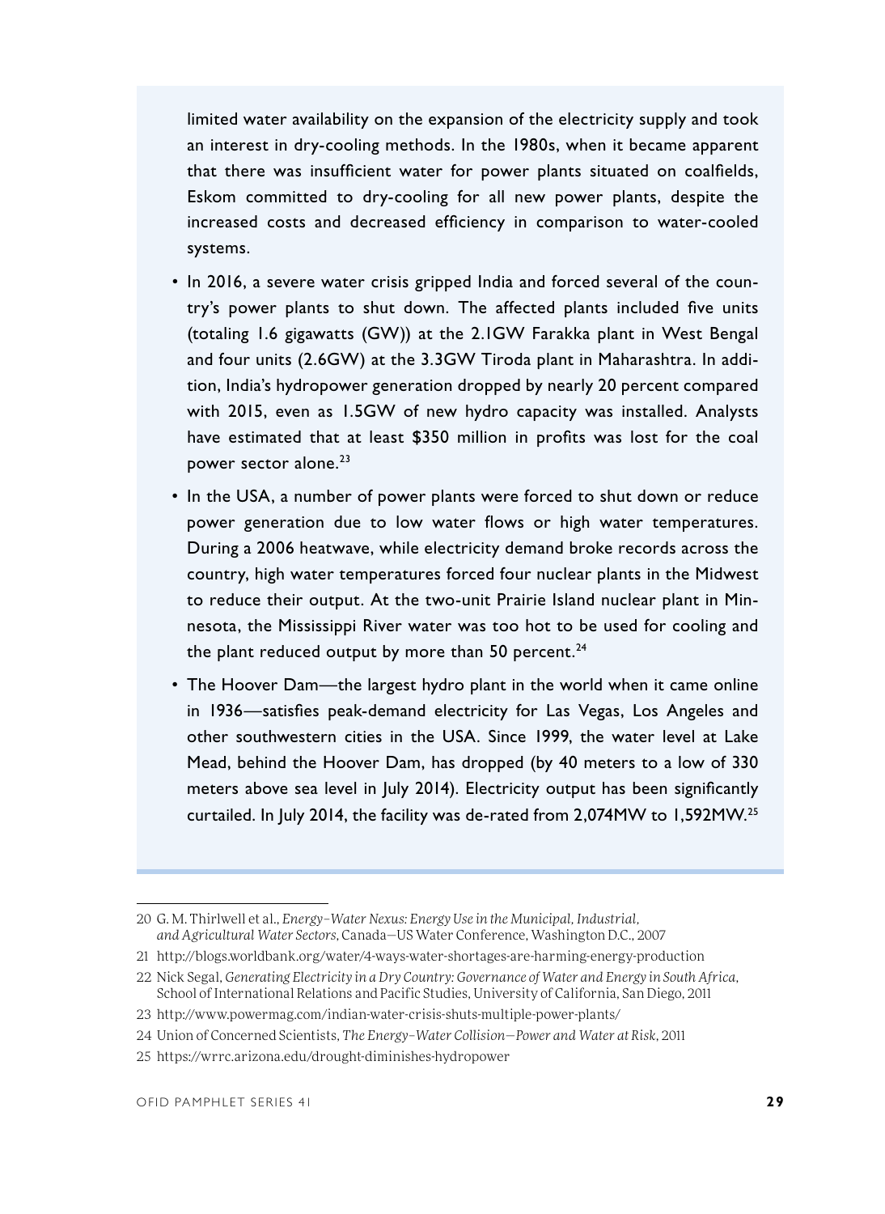limited water availability on the expansion of the electricity supply and took an interest in dry-cooling methods. In the 1980s, when it became apparent that there was insufficient water for power plants situated on coalfields, Eskom committed to dry-cooling for all new power plants, despite the increased costs and decreased efficiency in comparison to water-cooled systems.

- In 2016, a severe water crisis gripped India and forced several of the country's power plants to shut down. The affected plants included five units (totaling 1.6 gigawatts (GW)) at the 2.1GW Farakka plant in West Bengal and four units (2.6GW) at the 3.3GW Tiroda plant in Maharashtra. In addition, India's hydropower generation dropped by nearly 20 percent compared with 2015, even as 1.5GW of new hydro capacity was installed. Analysts have estimated that at least $350 million in profits was lost for the coal power sector alone.[23]
- In the USA, a number of power plants were forced to shut down or reduce power generation due to low water flows or high water temperatures. During a 2006 heatwave, while electricity demand broke records across the country, high water temperatures forced four nuclear plants in the Midwest to reduce their output. At the two-unit Prairie Island nuclear plant in Minnesota, the Mississippi River water was too hot to be used for cooling and the plant reduced output by more than 50 percent.[24]
- The Hoover Dam—the largest hydro plant in the world when it came online in 1936—satisfies peak-demand electricity for Las Vegas, Los Angeles and other southwestern cities in the USA. Since 1999, the water level at Lake Mead, behind the Hoover Dam, has dropped (by 40 meters to a low of 330 meters above sea level in July 2014). Electricity output has been significantly curtailed. In July 2014, the facility was de-rated from 2,074MW to 1,592MW.[25]

---

20 G. M. Thirlwell et al., *Energy–Water Nexus: Energy Use in the Municipal, Industrial, and Agricultural Water Sectors*, Canada—US Water Conference, Washington D.C., 2007

21 http://blogs.worldbank.org/water/4-ways-water-shortages-are-harming-energy-production

22 Nick Segal, *Generating Electricity in a Dry Country: Governance of Water and Energy in South Africa*, School of International Relations and Pacific Studies, University of California, San Diego, 2011

23 http://www.powermag.com/indian-water-crisis-shuts-multiple-power-plants/

24 Union of Concerned Scientists, *The Energy–Water Collision—Power and Water at Risk*, 2011

25 https://wrrc.arizona.edu/drought-diminishes-hydropower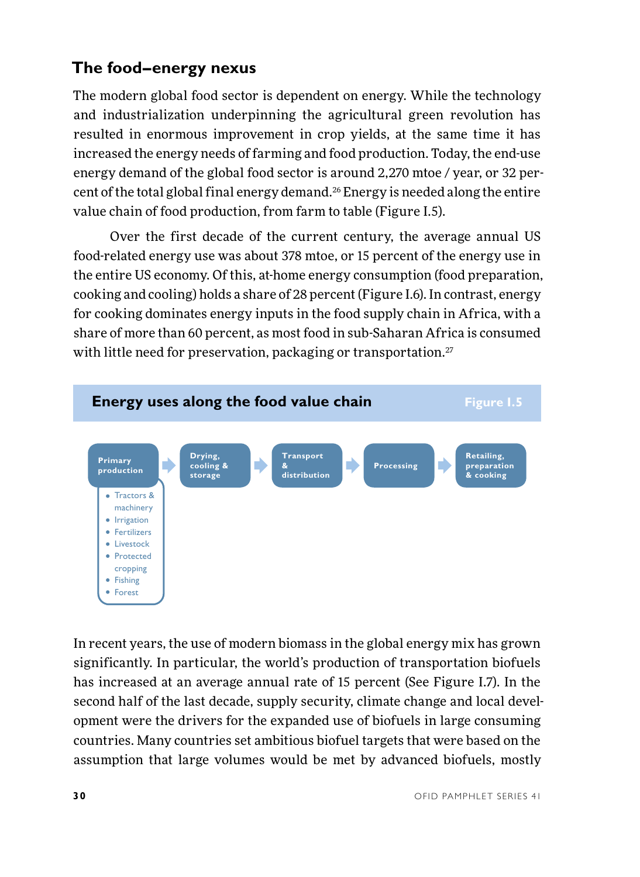## The food–energy nexus

The modern global food sector is dependent on energy. While the technology and industrialization underpinning the agricultural green revolution has resulted in enormous improvement in crop yields, at the same time it has increased the energy needs of farming and food production. Today, the end-use energy demand of the global food sector is around 2,270 mtoe / year, or 32 percent of the total global final energy demand.[26] Energy is needed along the entire value chain of food production, from farm to table (Figure I.5).

Over the first decade of the current century, the average annual US food-related energy use was about 378 mtoe, or 15 percent of the energy use in the entire US economy. Of this, at-home energy consumption (food preparation, cooking and cooling) holds a share of 28 percent (Figure I.6). In contrast, energy for cooking dominates energy inputs in the food supply chain in Africa, with a share of more than 60 percent, as most food in sub-Saharan Africa is consumed with little need for preservation, packaging or transportation.[27]

**Energy uses along the food value chain** — Figure I.5

Primary production → Drying, cooling & storage → Transport & distribution → Processing → Retailing, preparation & cooking

Primary production:
- Tractors & machinery
- Irrigation
- Fertilizers
- Livestock
- Protected cropping
- Fishing
- Forest

In recent years, the use of modern biomass in the global energy mix has grown significantly. In particular, the world's production of transportation biofuels has increased at an average annual rate of 15 percent (See Figure I.7). In the second half of the last decade, supply security, climate change and local development were the drivers for the expanded use of biofuels in large consuming countries. Many countries set ambitious biofuel targets that were based on the assumption that large volumes would be met by advanced biofuels, mostly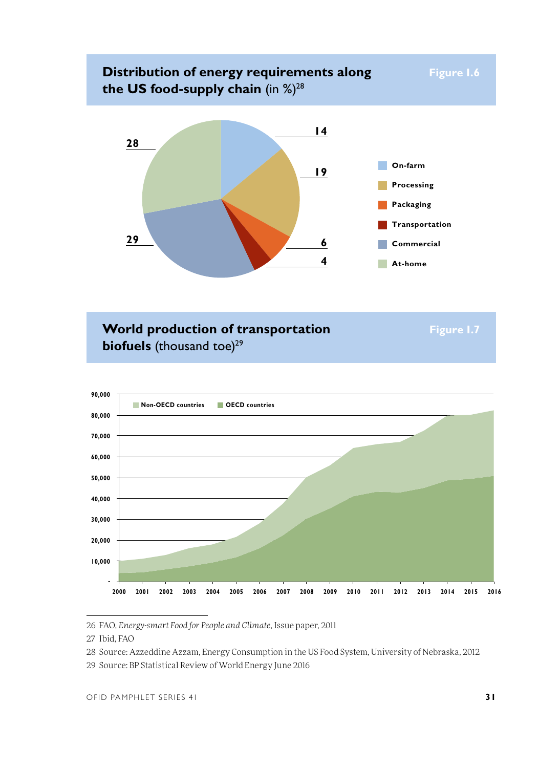## Distribution of energy requirements along the US food-supply chain (in %)[28]

Figure I.6

| Category | % |
|---|---|
| On-farm | 14 |
| Processing | 19 |
| Packaging | 6 |
| Transportation | 4 |
| Commercial | 29 |
| At-home | 28 |

## World production of transportation biofuels (thousand toe)[29]

Figure I.7

Non-OECD countries | OECD countries

90,000 / 80,000 / 70,000 / 60,000 / 50,000 / 40,000 / 30,000 / 20,000 / 10,000 / -

2000 2001 2002 2003 2004 2005 2006 2007 2008 2009 2010 2011 2012 2013 2014 2015 2016

---

26 FAO, *Energy-smart Food for People and Climate*, Issue paper, 2011

27 Ibid, FAO

28 Source: Azzeddine Azzam, Energy Consumption in the US Food System, University of Nebraska, 2012

29 Source: BP Statistical Review of World Energy June 2016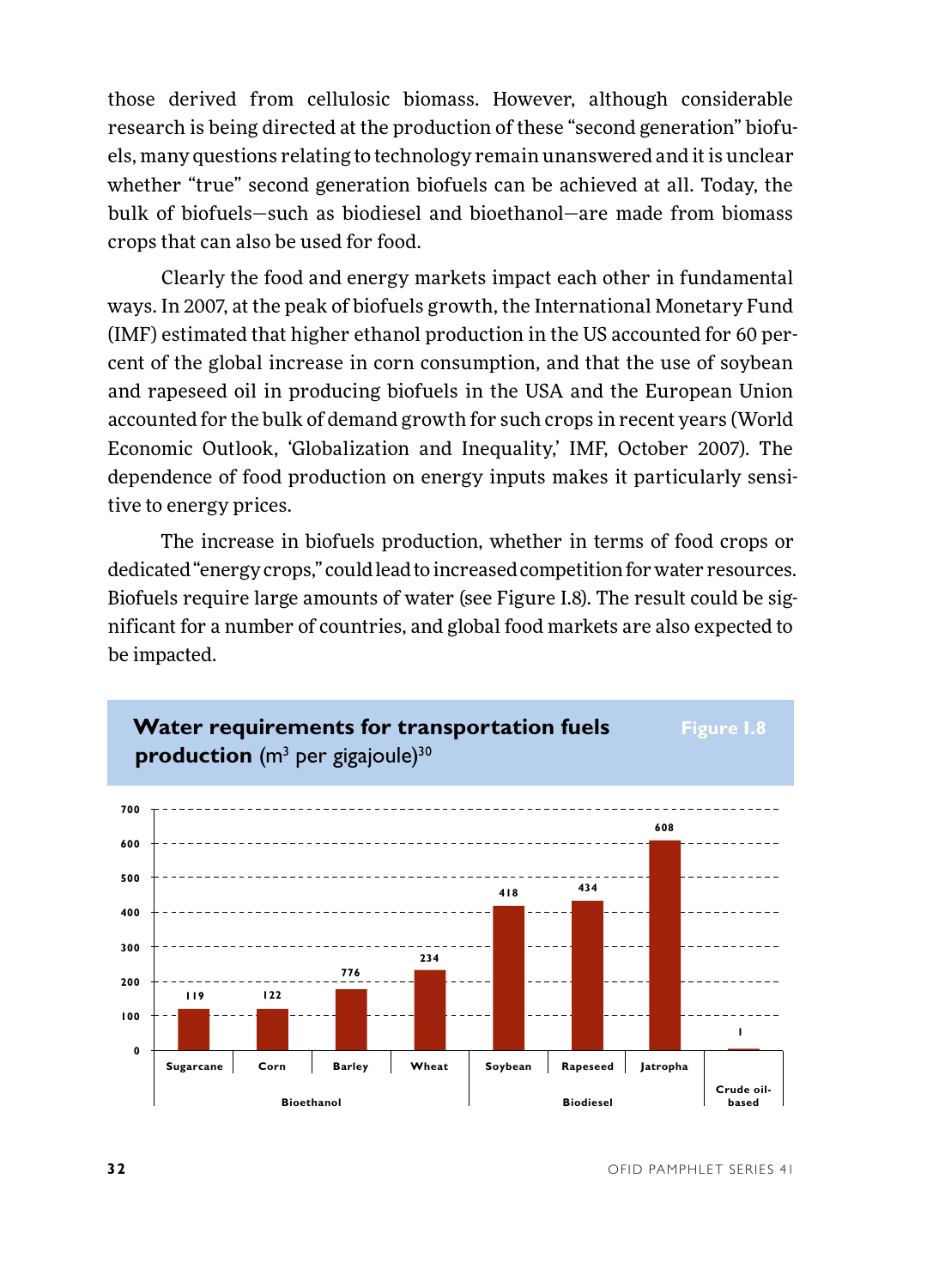those derived from cellulosic biomass. However, although considerable research is being directed at the production of these "second generation" biofuels, many questions relating to technology remain unanswered and it is unclear whether "true" second generation biofuels can be achieved at all. Today, the bulk of biofuels—such as biodiesel and bioethanol—are made from biomass crops that can also be used for food.

Clearly the food and energy markets impact each other in fundamental ways. In 2007, at the peak of biofuels growth, the International Monetary Fund (IMF) estimated that higher ethanol production in the US accounted for 60 percent of the global increase in corn consumption, and that the use of soybean and rapeseed oil in producing biofuels in the USA and the European Union accounted for the bulk of demand growth for such crops in recent years (World Economic Outlook, 'Globalization and Inequality,' IMF, October 2007). The dependence of food production on energy inputs makes it particularly sensitive to energy prices.

The increase in biofuels production, whether in terms of food crops or dedicated "energy crops," could lead to increased competition for water resources. Biofuels require large amounts of water (see Figure I.8). The result could be significant for a number of countries, and global food markets are also expected to be impacted.

**Water requirements for transportation fuels production** ($m^3$ per gigajoule)[30] — Figure I.8

| Category | Fuel source | Water requirement ($m^3$ per GJ) |
|---|---|---|
| Bioethanol | Sugarcane | 119 |
| Bioethanol | Corn | 122 |
| Bioethanol | Barley | 776 |
| Bioethanol | Wheat | 234 |
| Biodiesel | Soybean | 418 |
| Biodiesel | Rapeseed | 434 |
| Biodiesel | Jatropha | 608 |
| Crude oil-based | | 1 |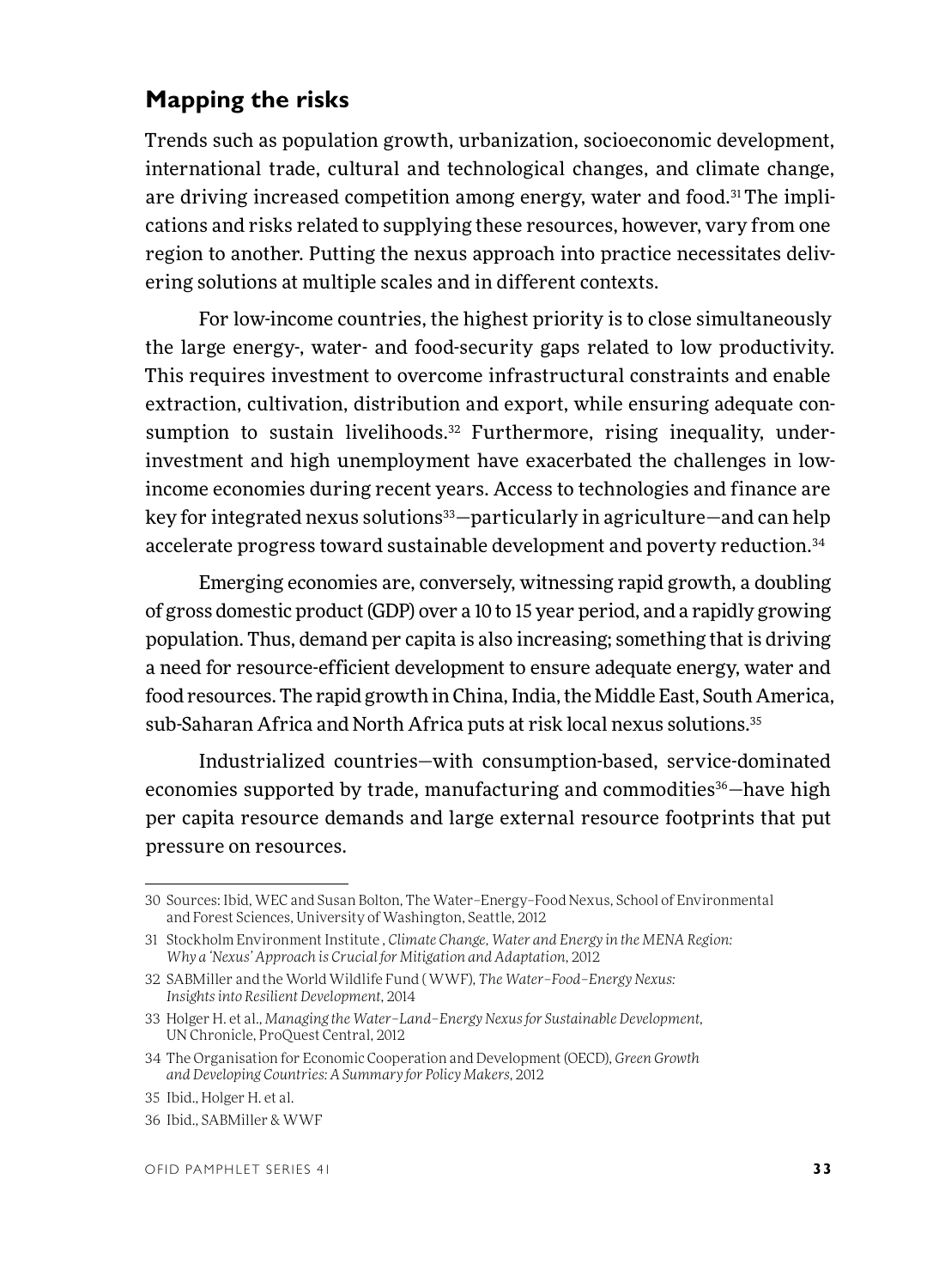## Mapping the risks

Trends such as population growth, urbanization, socioeconomic development, international trade, cultural and technological changes, and climate change, are driving increased competition among energy, water and food.[31] The implications and risks related to supplying these resources, however, vary from one region to another. Putting the nexus approach into practice necessitates delivering solutions at multiple scales and in different contexts.

For low-income countries, the highest priority is to close simultaneously the large energy-, water- and food-security gaps related to low productivity. This requires investment to overcome infrastructural constraints and enable extraction, cultivation, distribution and export, while ensuring adequate consumption to sustain livelihoods.[32] Furthermore, rising inequality, underinvestment and high unemployment have exacerbated the challenges in low-income economies during recent years. Access to technologies and finance are key for integrated nexus solutions[33]—particularly in agriculture—and can help accelerate progress toward sustainable development and poverty reduction.[34]

Emerging economies are, conversely, witnessing rapid growth, a doubling of gross domestic product (GDP) over a 10 to 15 year period, and a rapidly growing population. Thus, demand per capita is also increasing; something that is driving a need for resource-efficient development to ensure adequate energy, water and food resources. The rapid growth in China, India, the Middle East, South America, sub-Saharan Africa and North Africa puts at risk local nexus solutions.[35]

Industrialized countries—with consumption-based, service-dominated economies supported by trade, manufacturing and commodities[36]—have high per capita resource demands and large external resource footprints that put pressure on resources.

---

30 Sources: Ibid, WEC and Susan Bolton, The Water–Energy–Food Nexus, School of Environmental and Forest Sciences, University of Washington, Seattle, 2012

31 Stockholm Environment Institute , *Climate Change, Water and Energy in the MENA Region: Why a 'Nexus' Approach is Crucial for Mitigation and Adaptation*, 2012

32 SABMiller and the World Wildlife Fund ( WWF), *The Water–Food–Energy Nexus: Insights into Resilient Development*, 2014

33 Holger H. et al., *Managing the Water–Land–Energy Nexus for Sustainable Development*, UN Chronicle, ProQuest Central, 2012

34 The Organisation for Economic Cooperation and Development (OECD), *Green Growth and Developing Countries: A Summary for Policy Makers*, 2012

35 Ibid., Holger H. et al.

36 Ibid., SABMiller & WWF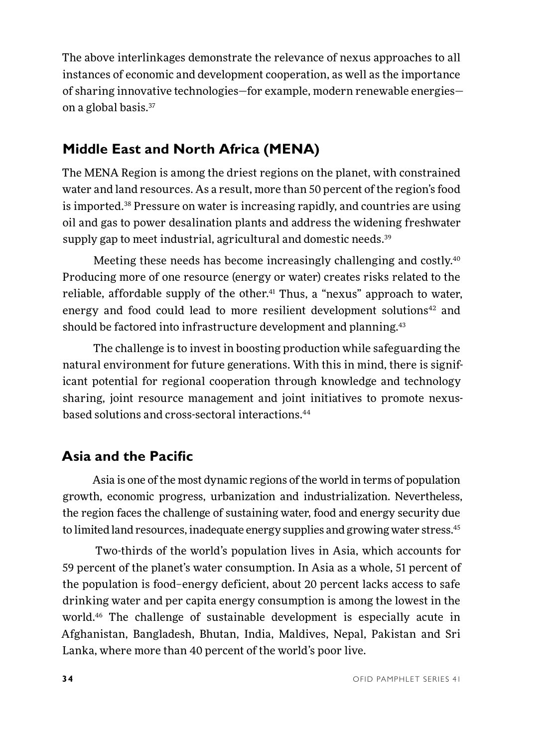The above interlinkages demonstrate the relevance of nexus approaches to all instances of economic and development cooperation, as well as the importance of sharing innovative technologies—for example, modern renewable energies—on a global basis.[37]

## Middle East and North Africa (MENA)

The MENA Region is among the driest regions on the planet, with constrained water and land resources. As a result, more than 50 percent of the region's food is imported.[38] Pressure on water is increasing rapidly, and countries are using oil and gas to power desalination plants and address the widening freshwater supply gap to meet industrial, agricultural and domestic needs.[39]

Meeting these needs has become increasingly challenging and costly.[40] Producing more of one resource (energy or water) creates risks related to the reliable, affordable supply of the other.[41] Thus, a "nexus" approach to water, energy and food could lead to more resilient development solutions[42] and should be factored into infrastructure development and planning.[43]

The challenge is to invest in boosting production while safeguarding the natural environment for future generations. With this in mind, there is significant potential for regional cooperation through knowledge and technology sharing, joint resource management and joint initiatives to promote nexus-based solutions and cross-sectoral interactions.[44]

## Asia and the Pacific

Asia is one of the most dynamic regions of the world in terms of population growth, economic progress, urbanization and industrialization. Nevertheless, the region faces the challenge of sustaining water, food and energy security due to limited land resources, inadequate energy supplies and growing water stress.[45]

Two-thirds of the world's population lives in Asia, which accounts for 59 percent of the planet's water consumption. In Asia as a whole, 51 percent of the population is food–energy deficient, about 20 percent lacks access to safe drinking water and per capita energy consumption is among the lowest in the world.[46] The challenge of sustainable development is especially acute in Afghanistan, Bangladesh, Bhutan, India, Maldives, Nepal, Pakistan and Sri Lanka, where more than 40 percent of the world's poor live.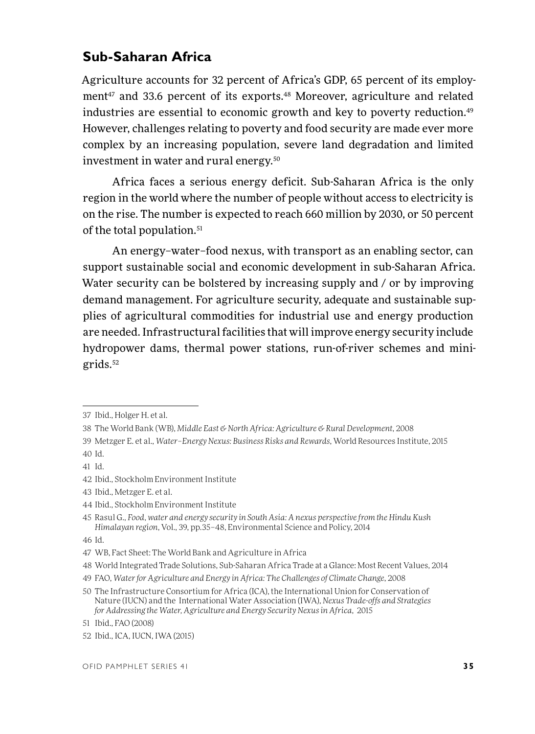## Sub-Saharan Africa

Agriculture accounts for 32 percent of Africa's GDP, 65 percent of its employment[47] and 33.6 percent of its exports.[48] Moreover, agriculture and related industries are essential to economic growth and key to poverty reduction.[49] However, challenges relating to poverty and food security are made ever more complex by an increasing population, severe land degradation and limited investment in water and rural energy.[50]

Africa faces a serious energy deficit. Sub-Saharan Africa is the only region in the world where the number of people without access to electricity is on the rise. The number is expected to reach 660 million by 2030, or 50 percent of the total population.[51]

An energy–water–food nexus, with transport as an enabling sector, can support sustainable social and economic development in sub-Saharan Africa. Water security can be bolstered by increasing supply and / or by improving demand management. For agriculture security, adequate and sustainable supplies of agricultural commodities for industrial use and energy production are needed. Infrastructural facilities that will improve energy security include hydropower dams, thermal power stations, run-of-river schemes and mini-grids.[52]

---

37 Ibid., Holger H. et al.

38 The World Bank (WB), *Middle East & North Africa: Agriculture & Rural Development*, 2008

39 Metzger E. et al., *Water–Energy Nexus: Business Risks and Rewards*, World Resources Institute, 2015

40 Id.

41 Id.

42 Ibid., Stockholm Environment Institute

43 Ibid., Metzger E. et al.

44 Ibid., Stockholm Environment Institute

45 Rasul G., *Food, water and energy security in South Asia: A nexus perspective from the Hindu Kush Himalayan region*, Vol., 39, pp.35–48, Environmental Science and Policy, 2014

46 Id.

47 WB, Fact Sheet: The World Bank and Agriculture in Africa

48 World Integrated Trade Solutions, Sub-Saharan Africa Trade at a Glance: Most Recent Values, 2014

49 FAO, *Water for Agriculture and Energy in Africa: The Challenges of Climate Change*, 2008

50 The Infrastructure Consortium for Africa (ICA), the International Union for Conservation of Nature (IUCN) and the International Water Association (IWA), *Nexus Trade-offs and Strategies for Addressing the Water, Agriculture and Energy Security Nexus in Africa*, 2015

51 Ibid., FAO (2008)

52 Ibid., ICA, IUCN, IWA (2015)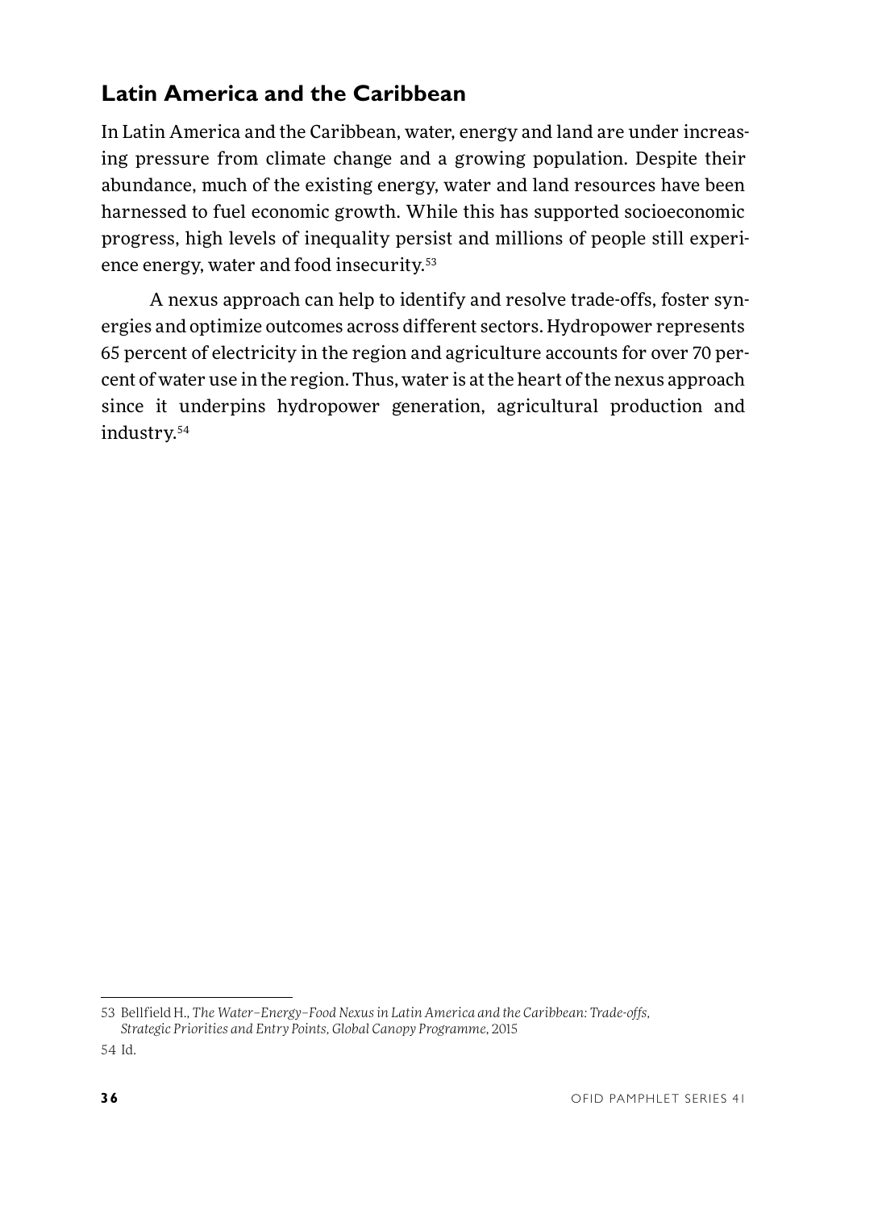## Latin America and the Caribbean

In Latin America and the Caribbean, water, energy and land are under increasing pressure from climate change and a growing population. Despite their abundance, much of the existing energy, water and land resources have been harnessed to fuel economic growth. While this has supported socioeconomic progress, high levels of inequality persist and millions of people still experience energy, water and food insecurity.[53]

A nexus approach can help to identify and resolve trade-offs, foster synergies and optimize outcomes across different sectors. Hydropower represents 65 percent of electricity in the region and agriculture accounts for over 70 percent of water use in the region. Thus, water is at the heart of the nexus approach since it underpins hydropower generation, agricultural production and industry.[54]

53 Bellfield H., *The Water–Energy–Food Nexus in Latin America and the Caribbean: Trade-offs, Strategic Priorities and Entry Points, Global Canopy Programme*, 2015

54 Id.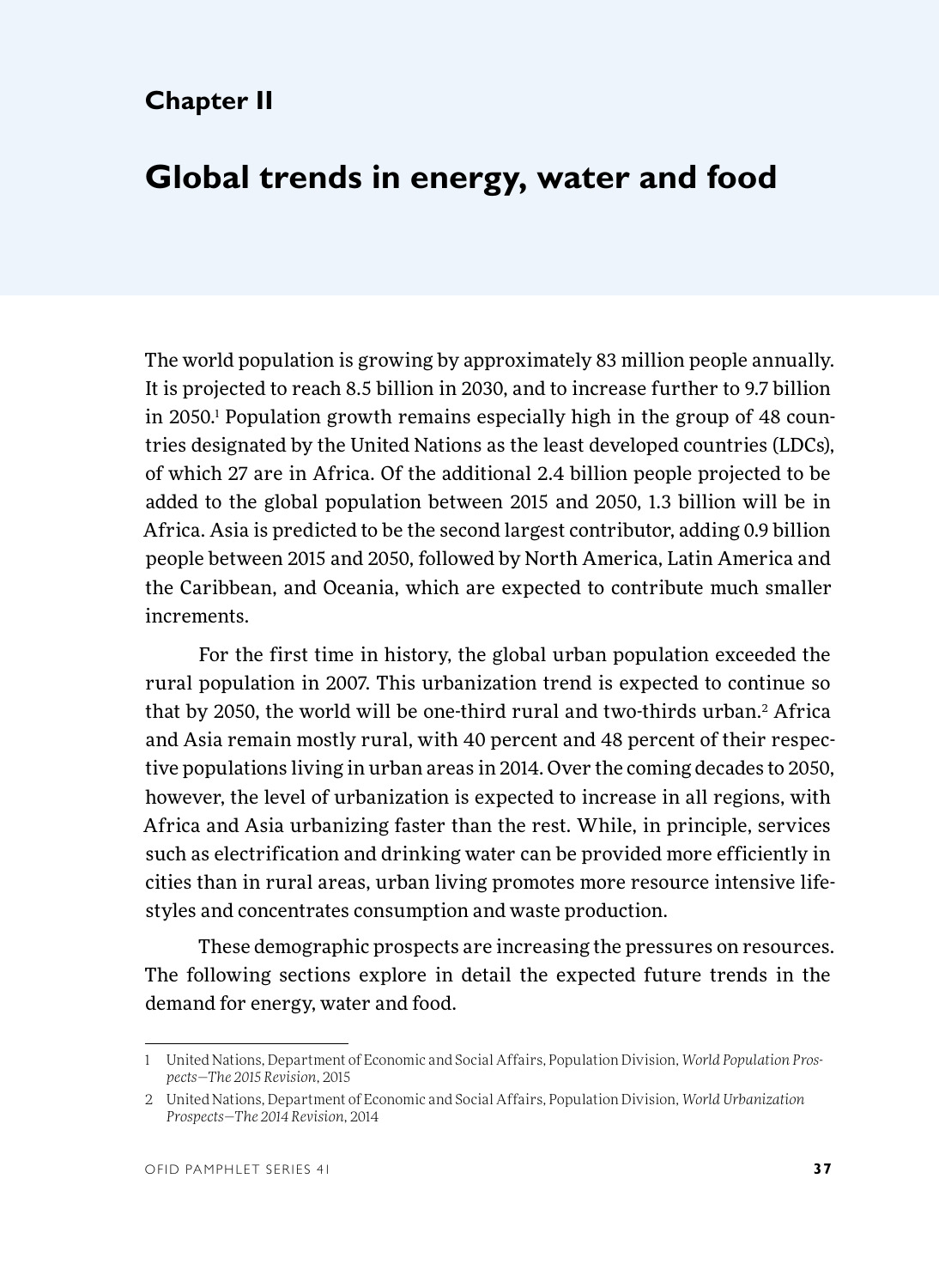# Chapter II

# Global trends in energy, water and food

The world population is growing by approximately 83 million people annually. It is projected to reach 8.5 billion in 2030, and to increase further to 9.7 billion in 2050.[1] Population growth remains especially high in the group of 48 countries designated by the United Nations as the least developed countries (LDCs), of which 27 are in Africa. Of the additional 2.4 billion people projected to be added to the global population between 2015 and 2050, 1.3 billion will be in Africa. Asia is predicted to be the second largest contributor, adding 0.9 billion people between 2015 and 2050, followed by North America, Latin America and the Caribbean, and Oceania, which are expected to contribute much smaller increments.

For the first time in history, the global urban population exceeded the rural population in 2007. This urbanization trend is expected to continue so that by 2050, the world will be one-third rural and two-thirds urban.[2] Africa and Asia remain mostly rural, with 40 percent and 48 percent of their respective populations living in urban areas in 2014. Over the coming decades to 2050, however, the level of urbanization is expected to increase in all regions, with Africa and Asia urbanizing faster than the rest. While, in principle, services such as electrification and drinking water can be provided more efficiently in cities than in rural areas, urban living promotes more resource intensive lifestyles and concentrates consumption and waste production.

These demographic prospects are increasing the pressures on resources. The following sections explore in detail the expected future trends in the demand for energy, water and food.

---

1 United Nations, Department of Economic and Social Affairs, Population Division, *World Population Prospects—The 2015 Revision*, 2015

2 United Nations, Department of Economic and Social Affairs, Population Division, *World Urbanization Prospects—The 2014 Revision*, 2014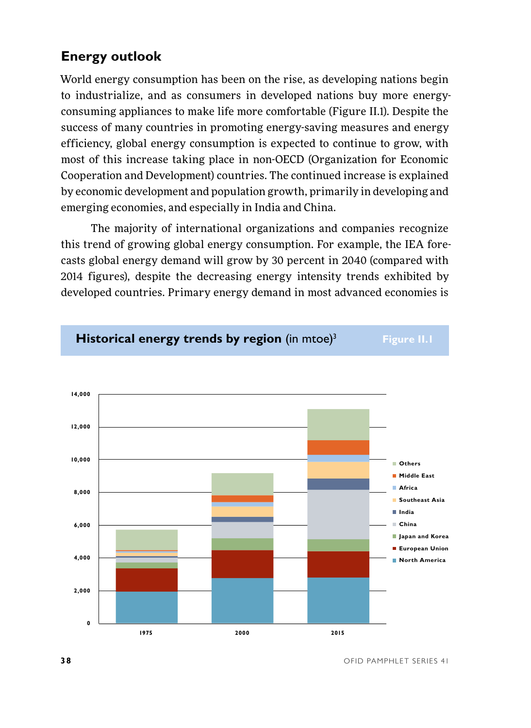## Energy outlook

World energy consumption has been on the rise, as developing nations begin to industrialize, and as consumers in developed nations buy more energy-consuming appliances to make life more comfortable (Figure II.1). Despite the success of many countries in promoting energy-saving measures and energy efficiency, global energy consumption is expected to continue to grow, with most of this increase taking place in non-OECD (Organization for Economic Cooperation and Development) countries. The continued increase is explained by economic development and population growth, primarily in developing and emerging economies, and especially in India and China.

The majority of international organizations and companies recognize this trend of growing global energy consumption. For example, the IEA forecasts global energy demand will grow by 30 percent in 2040 (compared with 2014 figures), despite the decreasing energy intensity trends exhibited by developed countries. Primary energy demand in most advanced economies is

**Historical energy trends by region** (in mtoe)[3] **Figure II.1**

Legend: Others, Middle East, Africa, Southeast Asia, India, China, Japan and Korea, European Union, North America

Y-axis: 0, 2,000, 4,000, 6,000, 8,000, 10,000, 12,000, 14,000

X-axis: 1975, 2000, 2015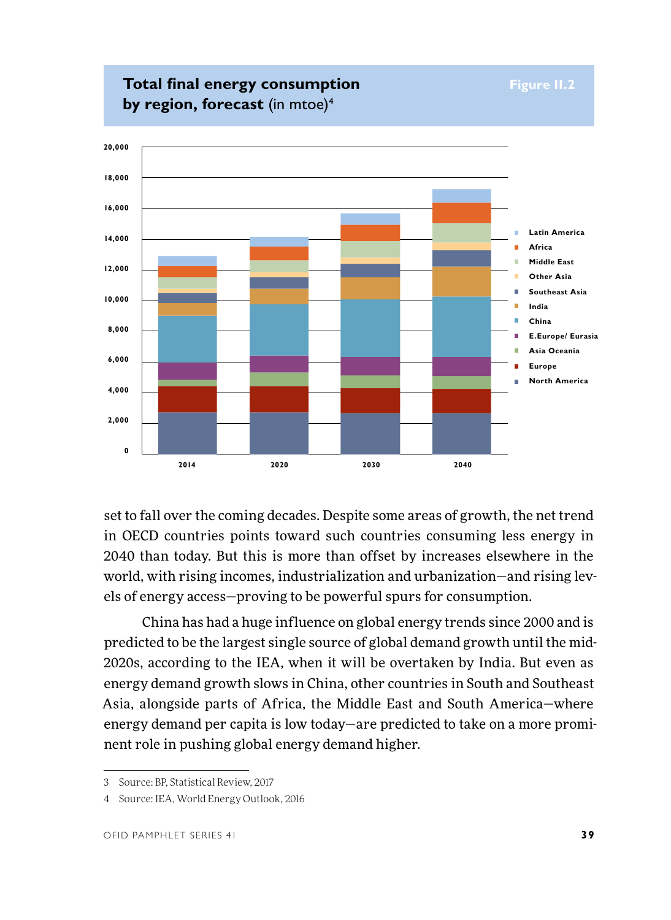**Total final energy consumption by region, forecast** (in mtoe)[4]

Figure II.2

set to fall over the coming decades. Despite some areas of growth, the net trend in OECD countries points toward such countries consuming less energy in 2040 than today. But this is more than offset by increases elsewhere in the world, with rising incomes, industrialization and urbanization—and rising levels of energy access—proving to be powerful spurs for consumption.

China has had a huge influence on global energy trends since 2000 and is predicted to be the largest single source of global demand growth until the mid-2020s, according to the IEA, when it will be overtaken by India. But even as energy demand growth slows in China, other countries in South and Southeast Asia, alongside parts of Africa, the Middle East and South America—where energy demand per capita is low today—are predicted to take on a more prominent role in pushing global energy demand higher.

---

3 Source: BP, Statistical Review, 2017

4 Source: IEA, World Energy Outlook, 2016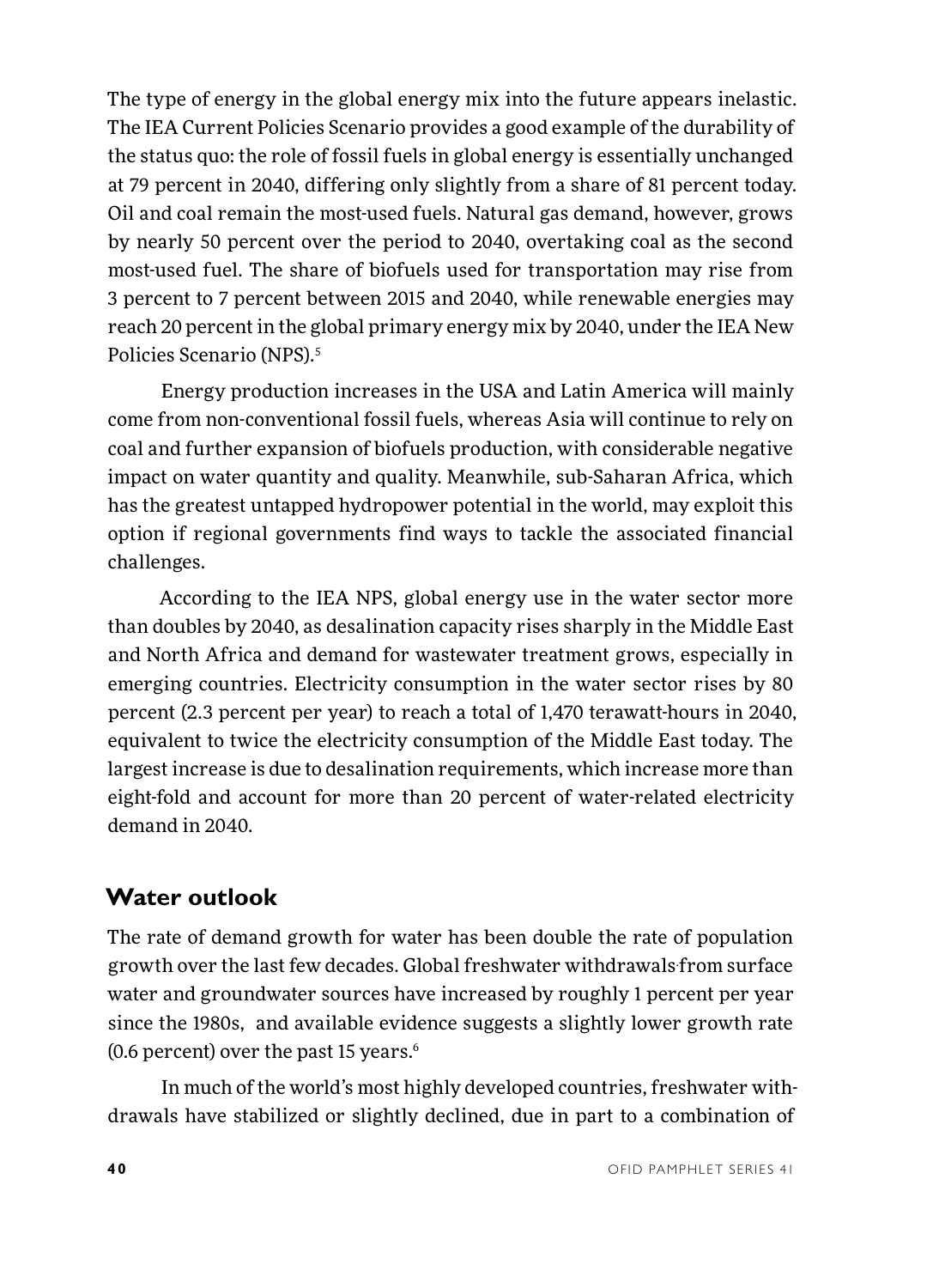The type of energy in the global energy mix into the future appears inelastic. The IEA Current Policies Scenario provides a good example of the durability of the status quo: the role of fossil fuels in global energy is essentially unchanged at 79 percent in 2040, differing only slightly from a share of 81 percent today. Oil and coal remain the most-used fuels. Natural gas demand, however, grows by nearly 50 percent over the period to 2040, overtaking coal as the second most-used fuel. The share of biofuels used for transportation may rise from 3 percent to 7 percent between 2015 and 2040, while renewable energies may reach 20 percent in the global primary energy mix by 2040, under the IEA New Policies Scenario (NPS).[5]

Energy production increases in the USA and Latin America will mainly come from non-conventional fossil fuels, whereas Asia will continue to rely on coal and further expansion of biofuels production, with considerable negative impact on water quantity and quality. Meanwhile, sub-Saharan Africa, which has the greatest untapped hydropower potential in the world, may exploit this option if regional governments find ways to tackle the associated financial challenges.

According to the IEA NPS, global energy use in the water sector more than doubles by 2040, as desalination capacity rises sharply in the Middle East and North Africa and demand for wastewater treatment grows, especially in emerging countries. Electricity consumption in the water sector rises by 80 percent (2.3 percent per year) to reach a total of 1,470 terawatt-hours in 2040, equivalent to twice the electricity consumption of the Middle East today. The largest increase is due to desalination requirements, which increase more than eight-fold and account for more than 20 percent of water-related electricity demand in 2040.

## Water outlook

The rate of demand growth for water has been double the rate of population growth over the last few decades. Global freshwater withdrawals from surface water and groundwater sources have increased by roughly 1 percent per year since the 1980s, and available evidence suggests a slightly lower growth rate (0.6 percent) over the past 15 years.[6]

In much of the world's most highly developed countries, freshwater withdrawals have stabilized or slightly declined, due in part to a combination of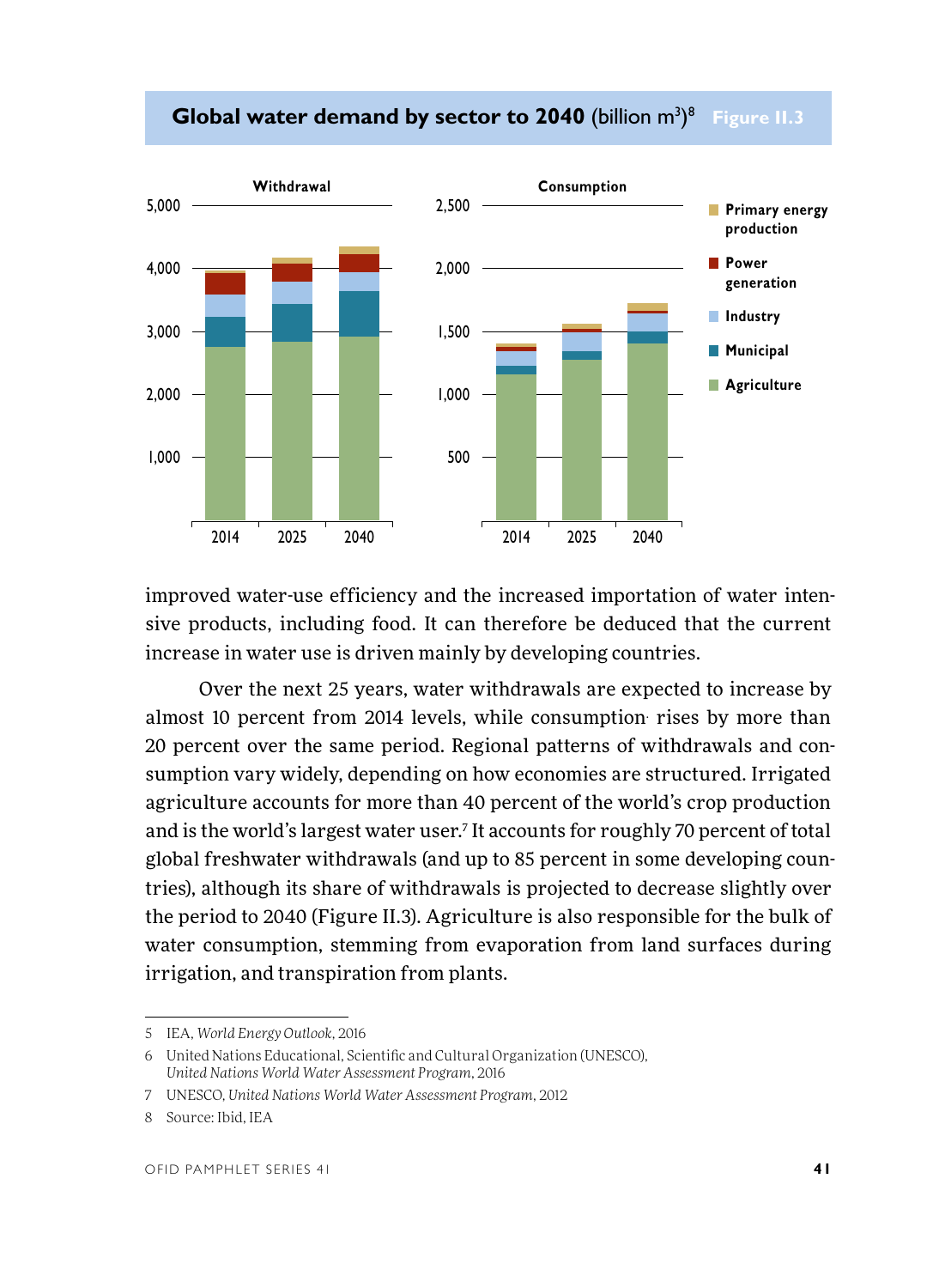**Global water demand by sector to 2040** (billion m$^3$)[8] Figure II.3

improved water-use efficiency and the increased importation of water intensive products, including food. It can therefore be deduced that the current increase in water use is driven mainly by developing countries.

Over the next 25 years, water withdrawals are expected to increase by almost 10 percent from 2014 levels, while consumption rises by more than 20 percent over the same period. Regional patterns of withdrawals and consumption vary widely, depending on how economies are structured. Irrigated agriculture accounts for more than 40 percent of the world's crop production and is the world's largest water user.[7] It accounts for roughly 70 percent of total global freshwater withdrawals (and up to 85 percent in some developing countries), although its share of withdrawals is projected to decrease slightly over the period to 2040 (Figure II.3). Agriculture is also responsible for the bulk of water consumption, stemming from evaporation from land surfaces during irrigation, and transpiration from plants.

---

5 IEA, *World Energy Outlook*, 2016

6 United Nations Educational, Scientific and Cultural Organization (UNESCO), *United Nations World Water Assessment Program*, 2016

7 UNESCO, *United Nations World Water Assessment Program*, 2012

8 Source: Ibid, IEA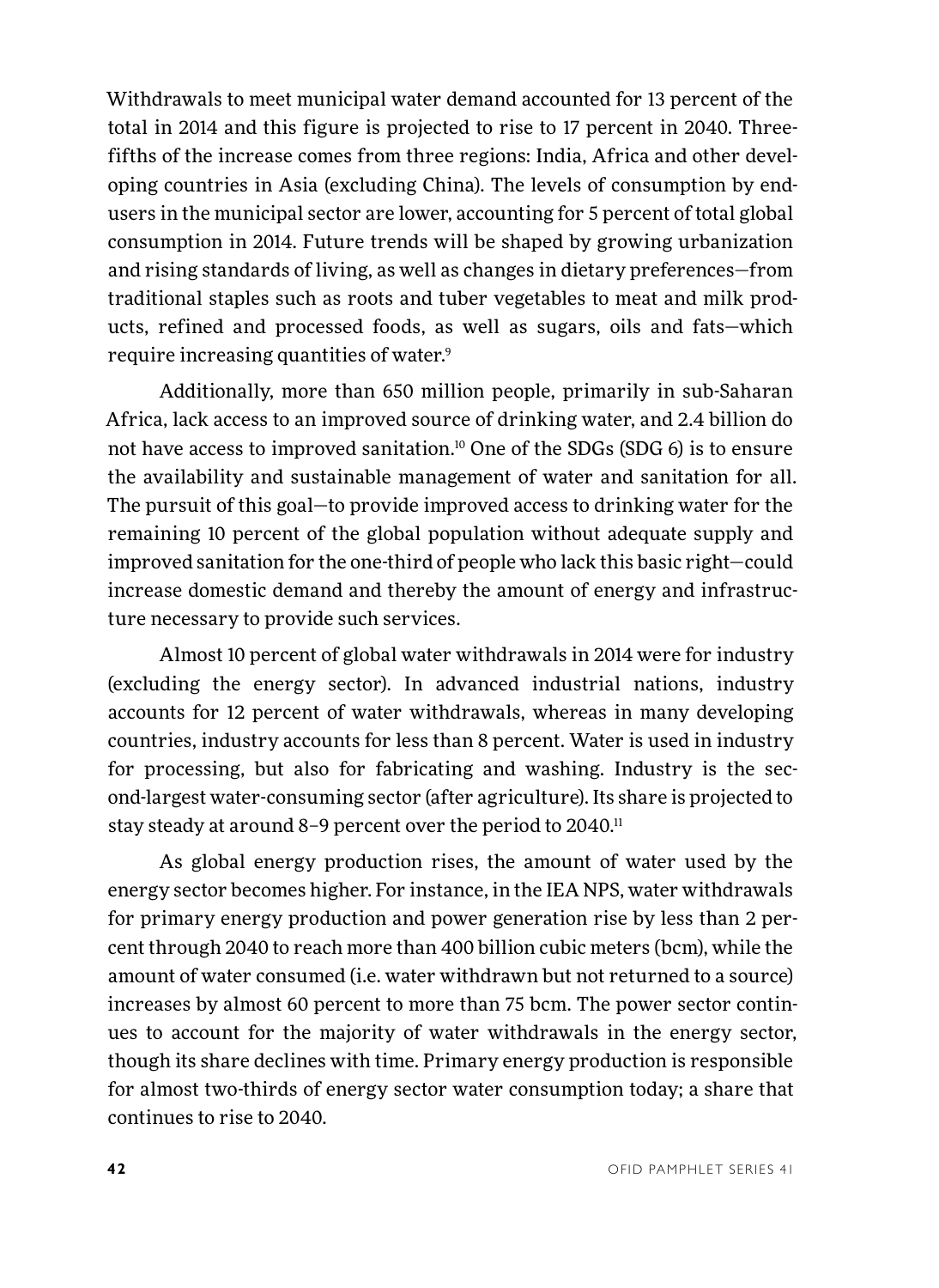Withdrawals to meet municipal water demand accounted for 13 percent of the total in 2014 and this figure is projected to rise to 17 percent in 2040. Three-fifths of the increase comes from three regions: India, Africa and other developing countries in Asia (excluding China). The levels of consumption by end-users in the municipal sector are lower, accounting for 5 percent of total global consumption in 2014. Future trends will be shaped by growing urbanization and rising standards of living, as well as changes in dietary preferences—from traditional staples such as roots and tuber vegetables to meat and milk products, refined and processed foods, as well as sugars, oils and fats—which require increasing quantities of water.[9]

Additionally, more than 650 million people, primarily in sub-Saharan Africa, lack access to an improved source of drinking water, and 2.4 billion do not have access to improved sanitation.[10] One of the SDGs (SDG 6) is to ensure the availability and sustainable management of water and sanitation for all. The pursuit of this goal—to provide improved access to drinking water for the remaining 10 percent of the global population without adequate supply and improved sanitation for the one-third of people who lack this basic right—could increase domestic demand and thereby the amount of energy and infrastructure necessary to provide such services.

Almost 10 percent of global water withdrawals in 2014 were for industry (excluding the energy sector). In advanced industrial nations, industry accounts for 12 percent of water withdrawals, whereas in many developing countries, industry accounts for less than 8 percent. Water is used in industry for processing, but also for fabricating and washing. Industry is the second-largest water-consuming sector (after agriculture). Its share is projected to stay steady at around 8–9 percent over the period to 2040.[11]

As global energy production rises, the amount of water used by the energy sector becomes higher. For instance, in the IEA NPS, water withdrawals for primary energy production and power generation rise by less than 2 percent through 2040 to reach more than 400 billion cubic meters (bcm), while the amount of water consumed (i.e. water withdrawn but not returned to a source) increases by almost 60 percent to more than 75 bcm. The power sector continues to account for the majority of water withdrawals in the energy sector, though its share declines with time. Primary energy production is responsible for almost two-thirds of energy sector water consumption today; a share that continues to rise to 2040.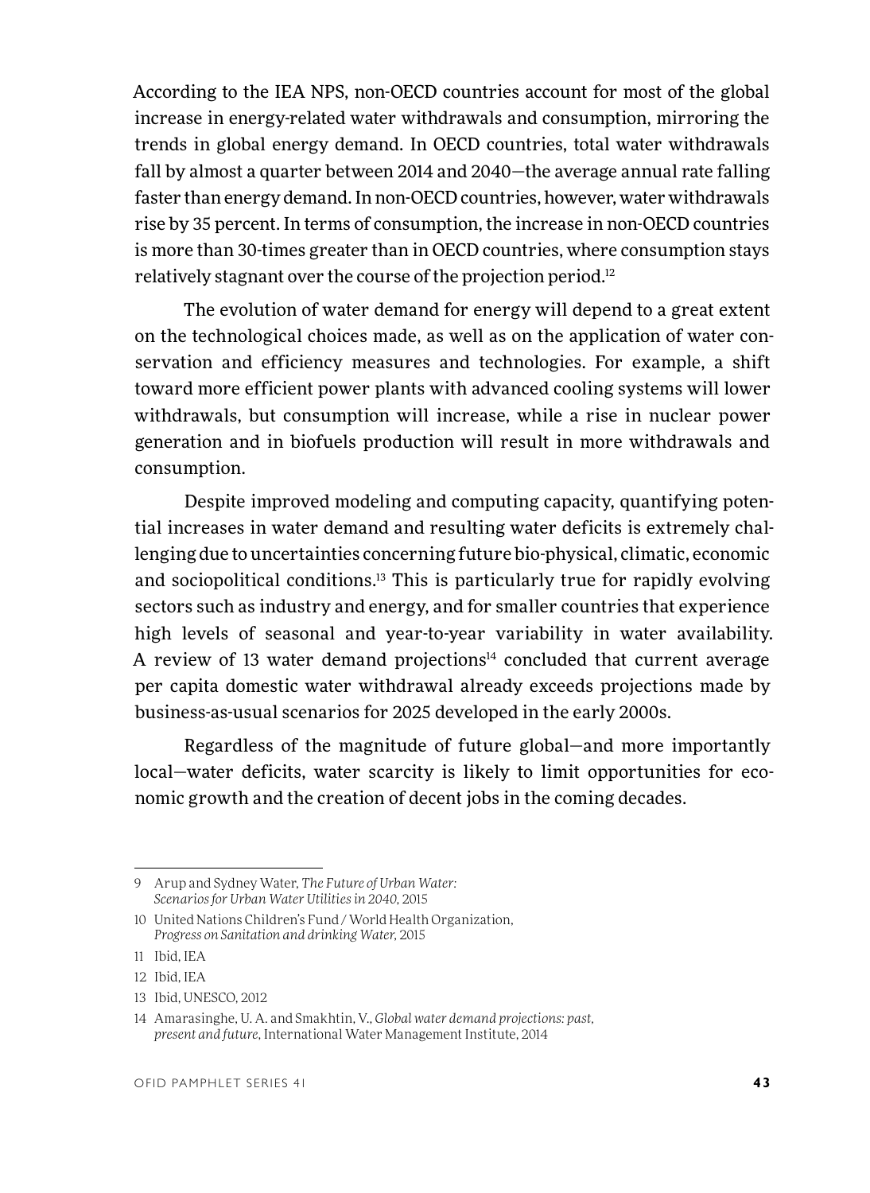According to the IEA NPS, non-OECD countries account for most of the global increase in energy-related water withdrawals and consumption, mirroring the trends in global energy demand. In OECD countries, total water withdrawals fall by almost a quarter between 2014 and 2040—the average annual rate falling faster than energy demand. In non-OECD countries, however, water withdrawals rise by 35 percent. In terms of consumption, the increase in non-OECD countries is more than 30-times greater than in OECD countries, where consumption stays relatively stagnant over the course of the projection period.[12]

The evolution of water demand for energy will depend to a great extent on the technological choices made, as well as on the application of water conservation and efficiency measures and technologies. For example, a shift toward more efficient power plants with advanced cooling systems will lower withdrawals, but consumption will increase, while a rise in nuclear power generation and in biofuels production will result in more withdrawals and consumption.

Despite improved modeling and computing capacity, quantifying potential increases in water demand and resulting water deficits is extremely challenging due to uncertainties concerning future bio-physical, climatic, economic and sociopolitical conditions.[13] This is particularly true for rapidly evolving sectors such as industry and energy, and for smaller countries that experience high levels of seasonal and year-to-year variability in water availability. A review of 13 water demand projections[14] concluded that current average per capita domestic water withdrawal already exceeds projections made by business-as-usual scenarios for 2025 developed in the early 2000s.

Regardless of the magnitude of future global—and more importantly local—water deficits, water scarcity is likely to limit opportunities for economic growth and the creation of decent jobs in the coming decades.

---

9 Arup and Sydney Water, *The Future of Urban Water: Scenarios for Urban Water Utilities in 2040*, 2015

10 United Nations Children's Fund / World Health Organization, *Progress on Sanitation and drinking Water*, 2015

11 Ibid, IEA

12 Ibid, IEA

13 Ibid, UNESCO, 2012

14 Amarasinghe, U. A. and Smakhtin, V., *Global water demand projections: past, present and future*, International Water Management Institute, 2014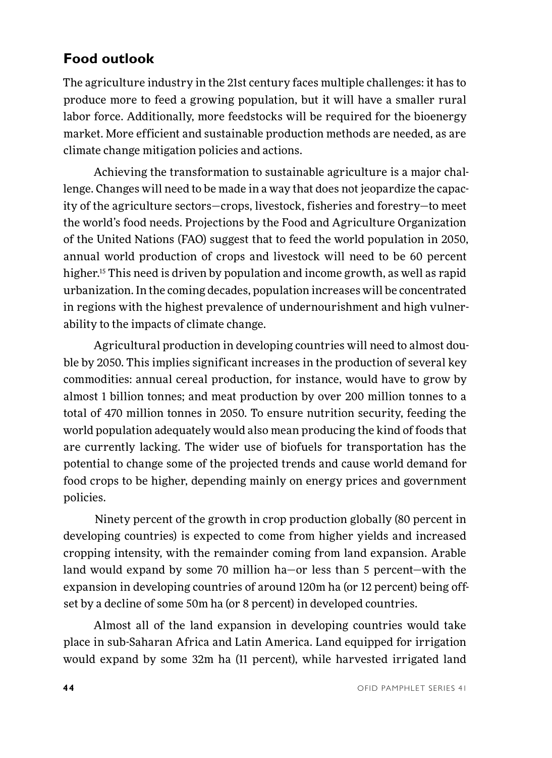## Food outlook

The agriculture industry in the 21st century faces multiple challenges: it has to produce more to feed a growing population, but it will have a smaller rural labor force. Additionally, more feedstocks will be required for the bioenergy market. More efficient and sustainable production methods are needed, as are climate change mitigation policies and actions.

Achieving the transformation to sustainable agriculture is a major challenge. Changes will need to be made in a way that does not jeopardize the capacity of the agriculture sectors—crops, livestock, fisheries and forestry—to meet the world's food needs. Projections by the Food and Agriculture Organization of the United Nations (FAO) suggest that to feed the world population in 2050, annual world production of crops and livestock will need to be 60 percent higher.[15] This need is driven by population and income growth, as well as rapid urbanization. In the coming decades, population increases will be concentrated in regions with the highest prevalence of undernourishment and high vulnerability to the impacts of climate change.

Agricultural production in developing countries will need to almost double by 2050. This implies significant increases in the production of several key commodities: annual cereal production, for instance, would have to grow by almost 1 billion tonnes; and meat production by over 200 million tonnes to a total of 470 million tonnes in 2050. To ensure nutrition security, feeding the world population adequately would also mean producing the kind of foods that are currently lacking. The wider use of biofuels for transportation has the potential to change some of the projected trends and cause world demand for food crops to be higher, depending mainly on energy prices and government policies.

Ninety percent of the growth in crop production globally (80 percent in developing countries) is expected to come from higher yields and increased cropping intensity, with the remainder coming from land expansion. Arable land would expand by some 70 million ha—or less than 5 percent—with the expansion in developing countries of around 120m ha (or 12 percent) being offset by a decline of some 50m ha (or 8 percent) in developed countries.

Almost all of the land expansion in developing countries would take place in sub-Saharan Africa and Latin America. Land equipped for irrigation would expand by some 32m ha (11 percent), while harvested irrigated land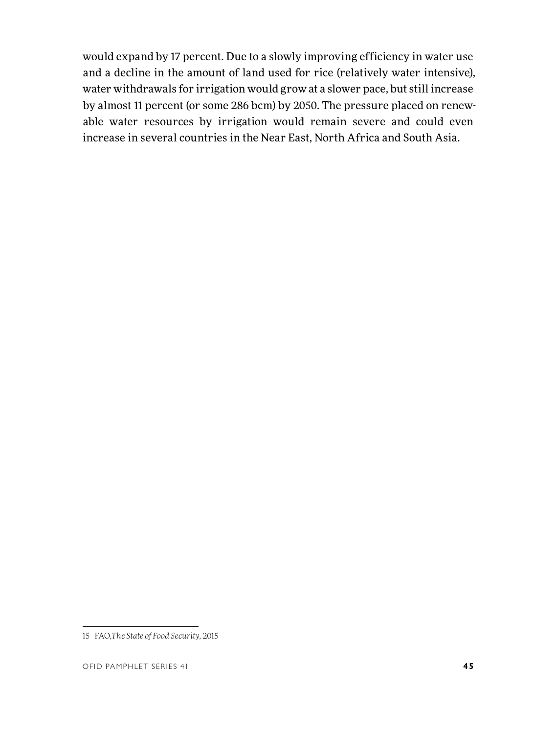would expand by 17 percent. Due to a slowly improving efficiency in water use and a decline in the amount of land used for rice (relatively water intensive), water withdrawals for irrigation would grow at a slower pace, but still increase by almost 11 percent (or some 286 bcm) by 2050. The pressure placed on renewable water resources by irrigation would remain severe and could even increase in several countries in the Near East, North Africa and South Asia.

---

15 FAO, *The State of Food Security*, 2015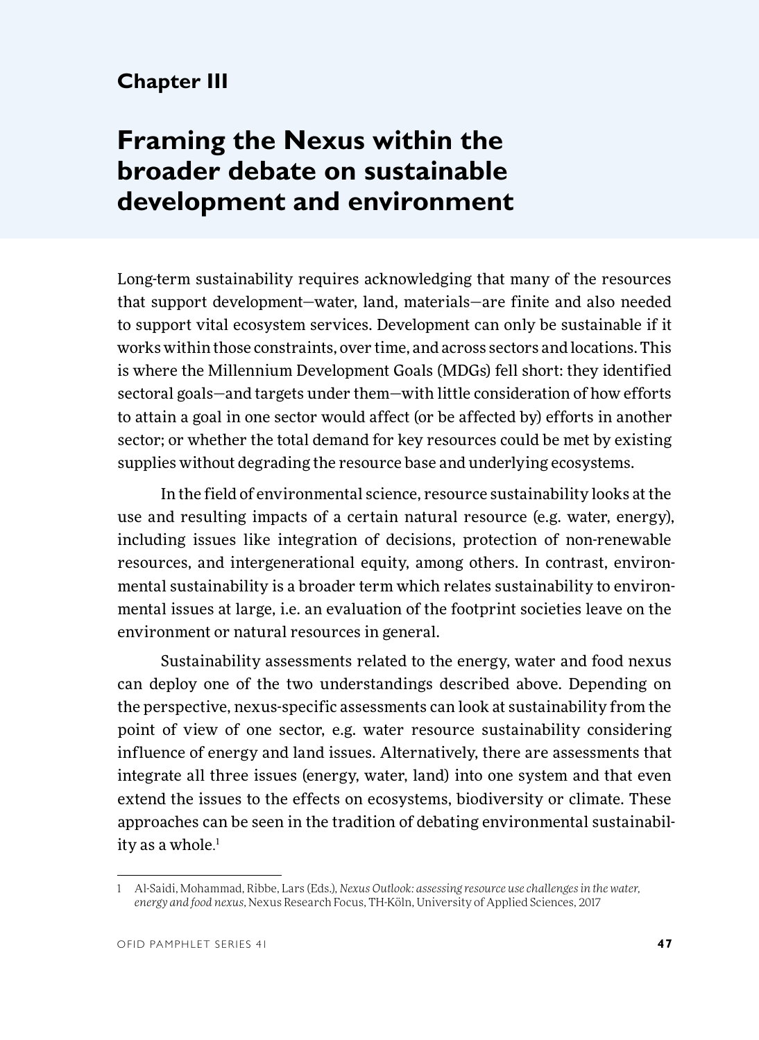# Chapter III

# Framing the Nexus within the broader debate on sustainable development and environment

Long-term sustainability requires acknowledging that many of the resources that support development—water, land, materials—are finite and also needed to support vital ecosystem services. Development can only be sustainable if it works within those constraints, over time, and across sectors and locations. This is where the Millennium Development Goals (MDGs) fell short: they identified sectoral goals—and targets under them—with little consideration of how efforts to attain a goal in one sector would affect (or be affected by) efforts in another sector; or whether the total demand for key resources could be met by existing supplies without degrading the resource base and underlying ecosystems.

In the field of environmental science, resource sustainability looks at the use and resulting impacts of a certain natural resource (e.g. water, energy), including issues like integration of decisions, protection of non-renewable resources, and intergenerational equity, among others. In contrast, environmental sustainability is a broader term which relates sustainability to environmental issues at large, i.e. an evaluation of the footprint societies leave on the environment or natural resources in general.

Sustainability assessments related to the energy, water and food nexus can deploy one of the two understandings described above. Depending on the perspective, nexus-specific assessments can look at sustainability from the point of view of one sector, e.g. water resource sustainability considering influence of energy and land issues. Alternatively, there are assessments that integrate all three issues (energy, water, land) into one system and that even extend the issues to the effects on ecosystems, biodiversity or climate. These approaches can be seen in the tradition of debating environmental sustainability as a whole.[1]

---

1 Al-Saidi, Mohammad, Ribbe, Lars (Eds.), *Nexus Outlook: assessing resource use challenges in the water, energy and food nexus*, Nexus Research Focus, TH-Köln, University of Applied Sciences, 2017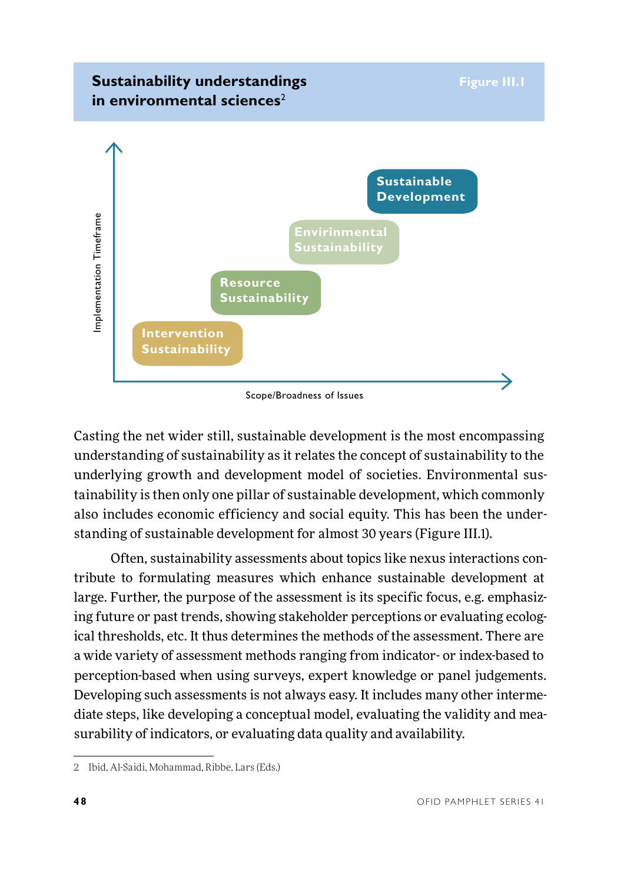## Sustainability understandings in environmental sciences[2]

Figure III.1

Implementation Timeframe

Sustainable Development

Envirinmental Sustainability

Resource Sustainability

Intervention Sustainability

Scope/Broadness of Issues

Casting the net wider still, sustainable development is the most encompassing understanding of sustainability as it relates the concept of sustainability to the underlying growth and development model of societies. Environmental sustainability is then only one pillar of sustainable development, which commonly also includes economic efficiency and social equity. This has been the understanding of sustainable development for almost 30 years (Figure III.1).

Often, sustainability assessments about topics like nexus interactions contribute to formulating measures which enhance sustainable development at large. Further, the purpose of the assessment is its specific focus, e.g. emphasizing future or past trends, showing stakeholder perceptions or evaluating ecological thresholds, etc. It thus determines the methods of the assessment. There are a wide variety of assessment methods ranging from indicator- or index-based to perception-based when using surveys, expert knowledge or panel judgements. Developing such assessments is not always easy. It includes many other intermediate steps, like developing a conceptual model, evaluating the validity and measurability of indicators, or evaluating data quality and availability.

---

2 Ibid, Al-Saidi, Mohammad, Ribbe, Lars (Eds.)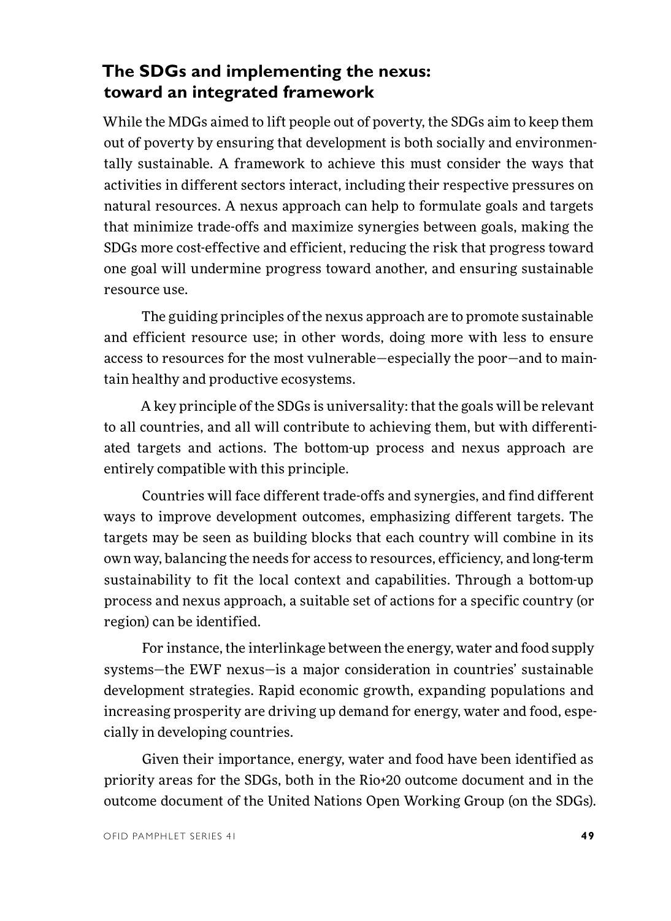## The SDGs and implementing the nexus: toward an integrated framework

While the MDGs aimed to lift people out of poverty, the SDGs aim to keep them out of poverty by ensuring that development is both socially and environmentally sustainable. A framework to achieve this must consider the ways that activities in different sectors interact, including their respective pressures on natural resources. A nexus approach can help to formulate goals and targets that minimize trade-offs and maximize synergies between goals, making the SDGs more cost-effective and efficient, reducing the risk that progress toward one goal will undermine progress toward another, and ensuring sustainable resource use.

The guiding principles of the nexus approach are to promote sustainable and efficient resource use; in other words, doing more with less to ensure access to resources for the most vulnerable—especially the poor—and to maintain healthy and productive ecosystems.

A key principle of the SDGs is universality: that the goals will be relevant to all countries, and all will contribute to achieving them, but with differentiated targets and actions. The bottom-up process and nexus approach are entirely compatible with this principle.

Countries will face different trade-offs and synergies, and find different ways to improve development outcomes, emphasizing different targets. The targets may be seen as building blocks that each country will combine in its own way, balancing the needs for access to resources, efficiency, and long-term sustainability to fit the local context and capabilities. Through a bottom-up process and nexus approach, a suitable set of actions for a specific country (or region) can be identified.

For instance, the interlinkage between the energy, water and food supply systems—the EWF nexus—is a major consideration in countries' sustainable development strategies. Rapid economic growth, expanding populations and increasing prosperity are driving up demand for energy, water and food, especially in developing countries.

Given their importance, energy, water and food have been identified as priority areas for the SDGs, both in the Rio+20 outcome document and in the outcome document of the United Nations Open Working Group (on the SDGs).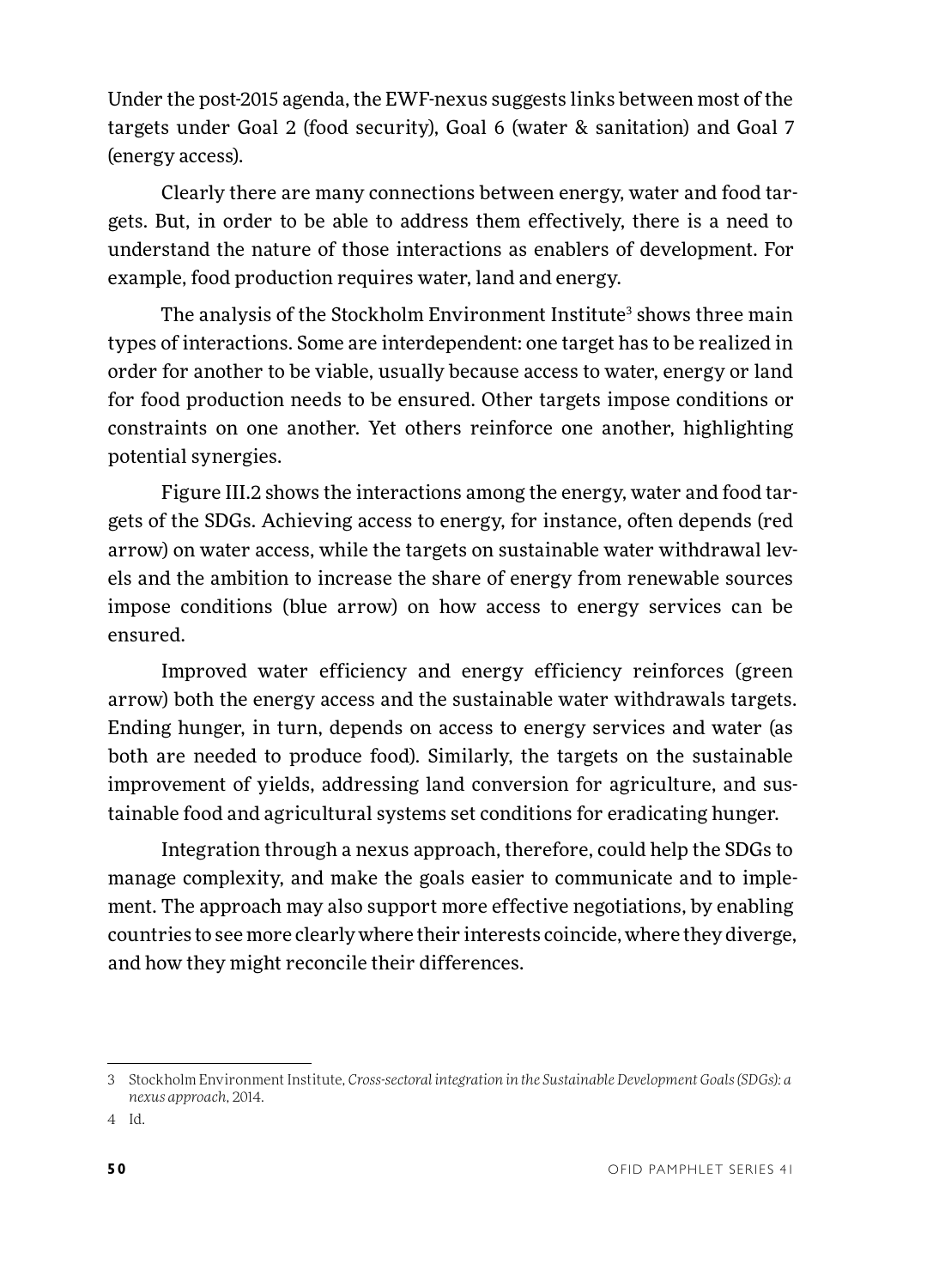Under the post-2015 agenda, the EWF-nexus suggests links between most of the targets under Goal 2 (food security), Goal 6 (water & sanitation) and Goal 7 (energy access).

Clearly there are many connections between energy, water and food targets. But, in order to be able to address them effectively, there is a need to understand the nature of those interactions as enablers of development. For example, food production requires water, land and energy.

The analysis of the Stockholm Environment Institute[3] shows three main types of interactions. Some are interdependent: one target has to be realized in order for another to be viable, usually because access to water, energy or land for food production needs to be ensured. Other targets impose conditions or constraints on one another. Yet others reinforce one another, highlighting potential synergies.

Figure III.2 shows the interactions among the energy, water and food targets of the SDGs. Achieving access to energy, for instance, often depends (red arrow) on water access, while the targets on sustainable water withdrawal levels and the ambition to increase the share of energy from renewable sources impose conditions (blue arrow) on how access to energy services can be ensured.

Improved water efficiency and energy efficiency reinforces (green arrow) both the energy access and the sustainable water withdrawals targets. Ending hunger, in turn, depends on access to energy services and water (as both are needed to produce food). Similarly, the targets on the sustainable improvement of yields, addressing land conversion for agriculture, and sustainable food and agricultural systems set conditions for eradicating hunger.

Integration through a nexus approach, therefore, could help the SDGs to manage complexity, and make the goals easier to communicate and to implement. The approach may also support more effective negotiations, by enabling countries to see more clearly where their interests coincide, where they diverge, and how they might reconcile their differences.

---

3 Stockholm Environment Institute, *Cross-sectoral integration in the Sustainable Development Goals (SDGs): a nexus approach*, 2014.

4 Id.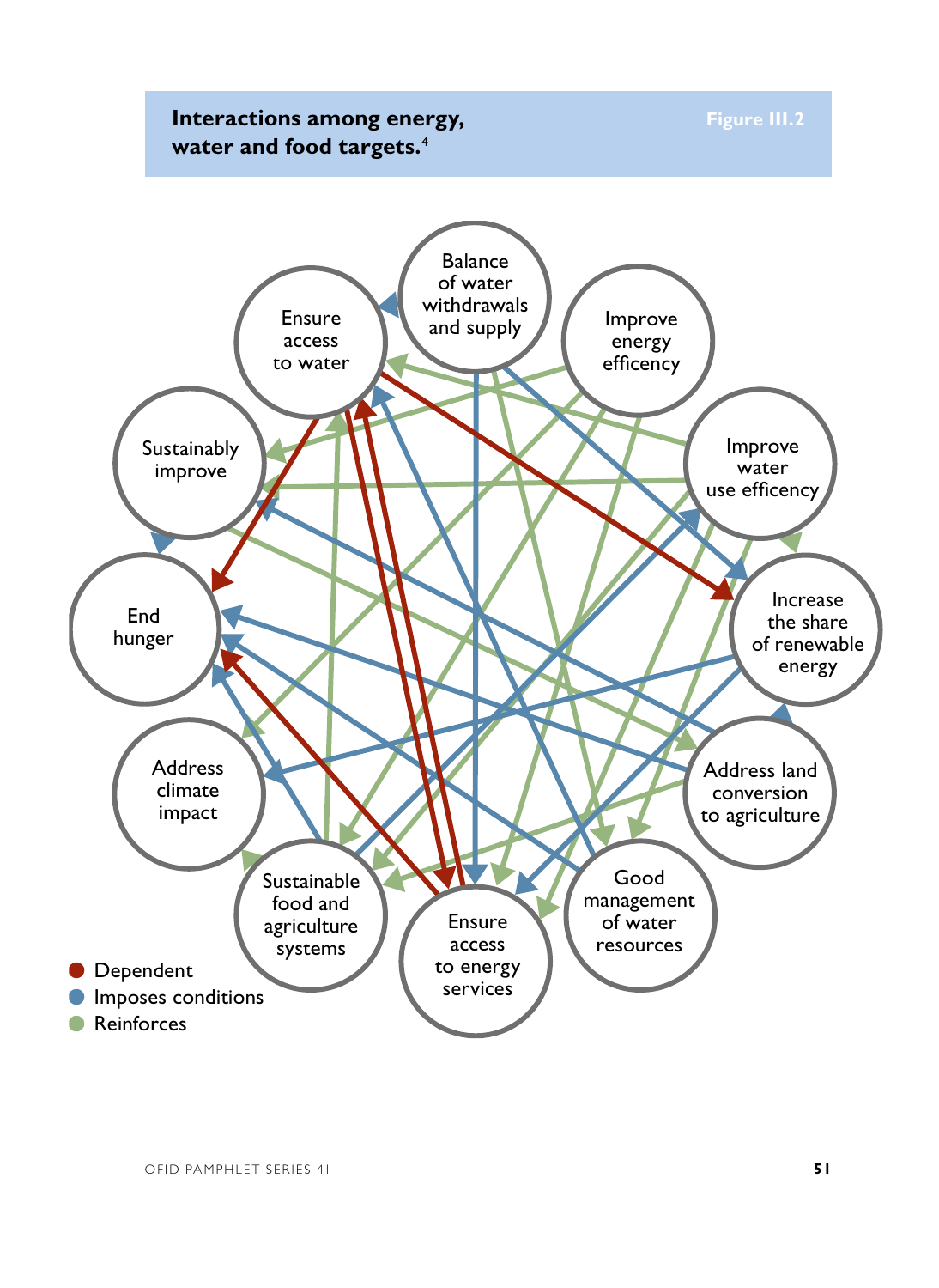**Interactions among energy, water and food targets.**[4]

**Figure III.2**

Balance of water withdrawals and supply

Ensure access to water

Improve energy efficency

Sustainably improve

Improve water use efficency

End hunger

Increase the share of renewable energy

Address climate impact

Address land conversion to agriculture

Sustainable food and agriculture systems

Good management of water resources

Ensure access to energy services

- Dependent
- Imposes conditions
- Reinforces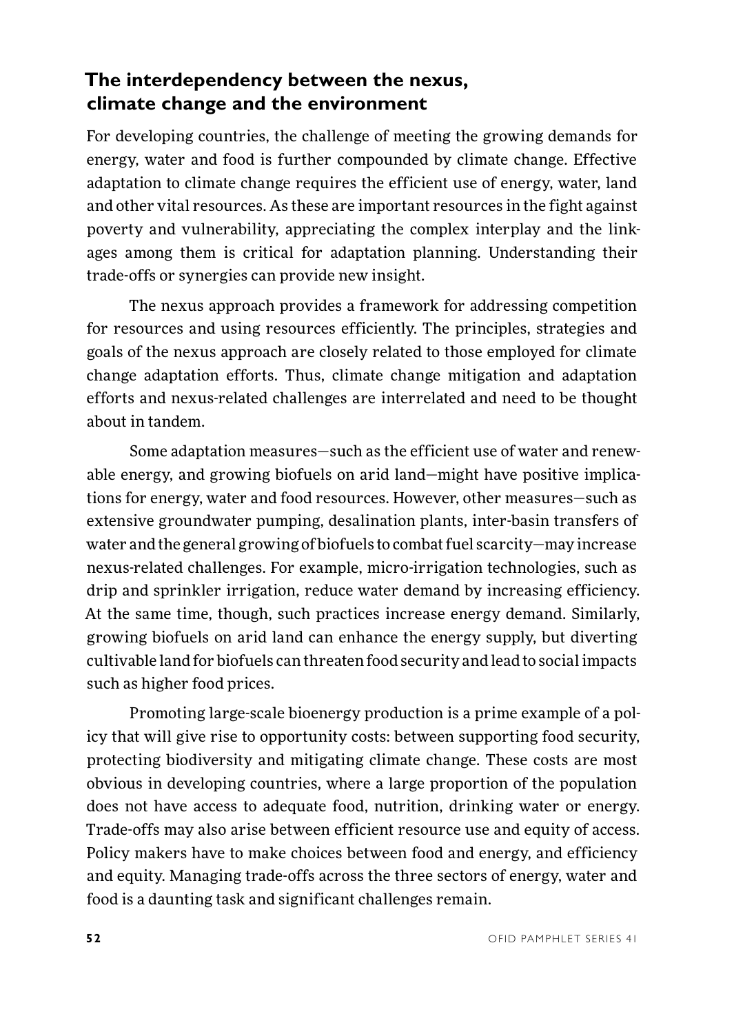## The interdependency between the nexus, climate change and the environment

For developing countries, the challenge of meeting the growing demands for energy, water and food is further compounded by climate change. Effective adaptation to climate change requires the efficient use of energy, water, land and other vital resources. As these are important resources in the fight against poverty and vulnerability, appreciating the complex interplay and the linkages among them is critical for adaptation planning. Understanding their trade-offs or synergies can provide new insight.

The nexus approach provides a framework for addressing competition for resources and using resources efficiently. The principles, strategies and goals of the nexus approach are closely related to those employed for climate change adaptation efforts. Thus, climate change mitigation and adaptation efforts and nexus-related challenges are interrelated and need to be thought about in tandem.

Some adaptation measures—such as the efficient use of water and renewable energy, and growing biofuels on arid land—might have positive implications for energy, water and food resources. However, other measures—such as extensive groundwater pumping, desalination plants, inter-basin transfers of water and the general growing of biofuels to combat fuel scarcity—may increase nexus-related challenges. For example, micro-irrigation technologies, such as drip and sprinkler irrigation, reduce water demand by increasing efficiency. At the same time, though, such practices increase energy demand. Similarly, growing biofuels on arid land can enhance the energy supply, but diverting cultivable land for biofuels can threaten food security and lead to social impacts such as higher food prices.

Promoting large-scale bioenergy production is a prime example of a policy that will give rise to opportunity costs: between supporting food security, protecting biodiversity and mitigating climate change. These costs are most obvious in developing countries, where a large proportion of the population does not have access to adequate food, nutrition, drinking water or energy. Trade-offs may also arise between efficient resource use and equity of access. Policy makers have to make choices between food and energy, and efficiency and equity. Managing trade-offs across the three sectors of energy, water and food is a daunting task and significant challenges remain.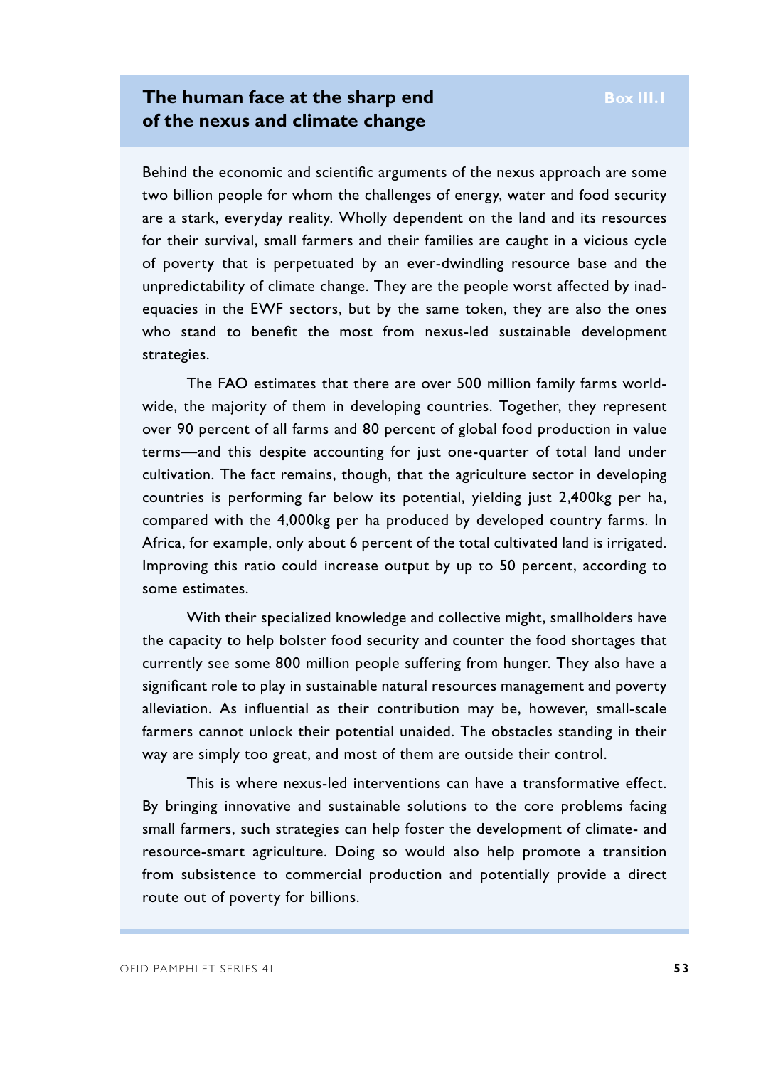## The human face at the sharp end of the nexus and climate change

**Box III.1**

Behind the economic and scientific arguments of the nexus approach are some two billion people for whom the challenges of energy, water and food security are a stark, everyday reality. Wholly dependent on the land and its resources for their survival, small farmers and their families are caught in a vicious cycle of poverty that is perpetuated by an ever-dwindling resource base and the unpredictability of climate change. They are the people worst affected by inadequacies in the EWF sectors, but by the same token, they are also the ones who stand to benefit the most from nexus-led sustainable development strategies.

The FAO estimates that there are over 500 million family farms worldwide, the majority of them in developing countries. Together, they represent over 90 percent of all farms and 80 percent of global food production in value terms—and this despite accounting for just one-quarter of total land under cultivation. The fact remains, though, that the agriculture sector in developing countries is performing far below its potential, yielding just 2,400kg per ha, compared with the 4,000kg per ha produced by developed country farms. In Africa, for example, only about 6 percent of the total cultivated land is irrigated. Improving this ratio could increase output by up to 50 percent, according to some estimates.

With their specialized knowledge and collective might, smallholders have the capacity to help bolster food security and counter the food shortages that currently see some 800 million people suffering from hunger. They also have a significant role to play in sustainable natural resources management and poverty alleviation. As influential as their contribution may be, however, small-scale farmers cannot unlock their potential unaided. The obstacles standing in their way are simply too great, and most of them are outside their control.

This is where nexus-led interventions can have a transformative effect. By bringing innovative and sustainable solutions to the core problems facing small farmers, such strategies can help foster the development of climate- and resource-smart agriculture. Doing so would also help promote a transition from subsistence to commercial production and potentially provide a direct route out of poverty for billions.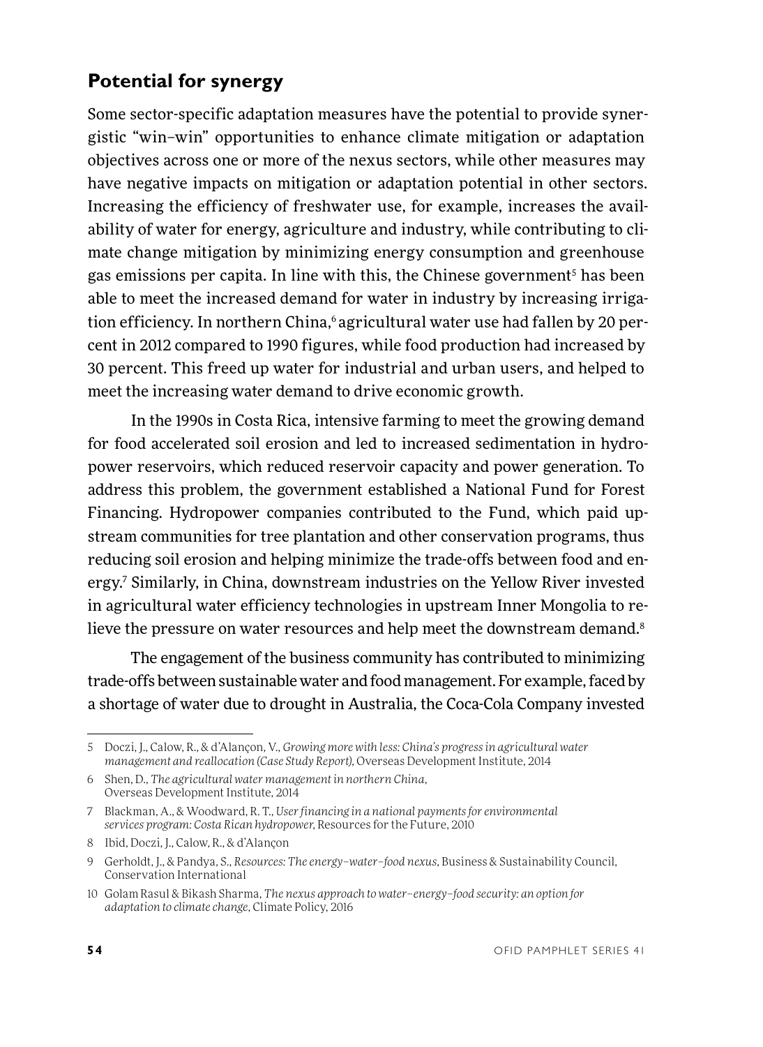## Potential for synergy

Some sector-specific adaptation measures have the potential to provide synergistic "win–win" opportunities to enhance climate mitigation or adaptation objectives across one or more of the nexus sectors, while other measures may have negative impacts on mitigation or adaptation potential in other sectors. Increasing the efficiency of freshwater use, for example, increases the availability of water for energy, agriculture and industry, while contributing to climate change mitigation by minimizing energy consumption and greenhouse gas emissions per capita. In line with this, the Chinese government[5] has been able to meet the increased demand for water in industry by increasing irrigation efficiency. In northern China,[6] agricultural water use had fallen by 20 percent in 2012 compared to 1990 figures, while food production had increased by 30 percent. This freed up water for industrial and urban users, and helped to meet the increasing water demand to drive economic growth.

In the 1990s in Costa Rica, intensive farming to meet the growing demand for food accelerated soil erosion and led to increased sedimentation in hydropower reservoirs, which reduced reservoir capacity and power generation. To address this problem, the government established a National Fund for Forest Financing. Hydropower companies contributed to the Fund, which paid upstream communities for tree plantation and other conservation programs, thus reducing soil erosion and helping minimize the trade-offs between food and energy.[7] Similarly, in China, downstream industries on the Yellow River invested in agricultural water efficiency technologies in upstream Inner Mongolia to relieve the pressure on water resources and help meet the downstream demand.[8]

The engagement of the business community has contributed to minimizing trade-offs between sustainable water and food management. For example, faced by a shortage of water due to drought in Australia, the Coca-Cola Company invested

---

5 Doczi, J., Calow, R., & d'Alançon, V., *Growing more with less: China's progress in agricultural water management and reallocation (Case Study Report)*, Overseas Development Institute, 2014

6 Shen, D., *The agricultural water management in northern China*, Overseas Development Institute, 2014

7 Blackman, A., & Woodward, R. T., *User financing in a national payments for environmental services program: Costa Rican hydropower*, Resources for the Future, 2010

8 Ibid, Doczi, J., Calow, R., & d'Alançon

9 Gerholdt, J., & Pandya, S., *Resources: The energy–water–food nexus*, Business & Sustainability Council, Conservation International

10 Golam Rasul & Bikash Sharma, *The nexus approach to water–energy–food security: an option for adaptation to climate change*, Climate Policy, 2016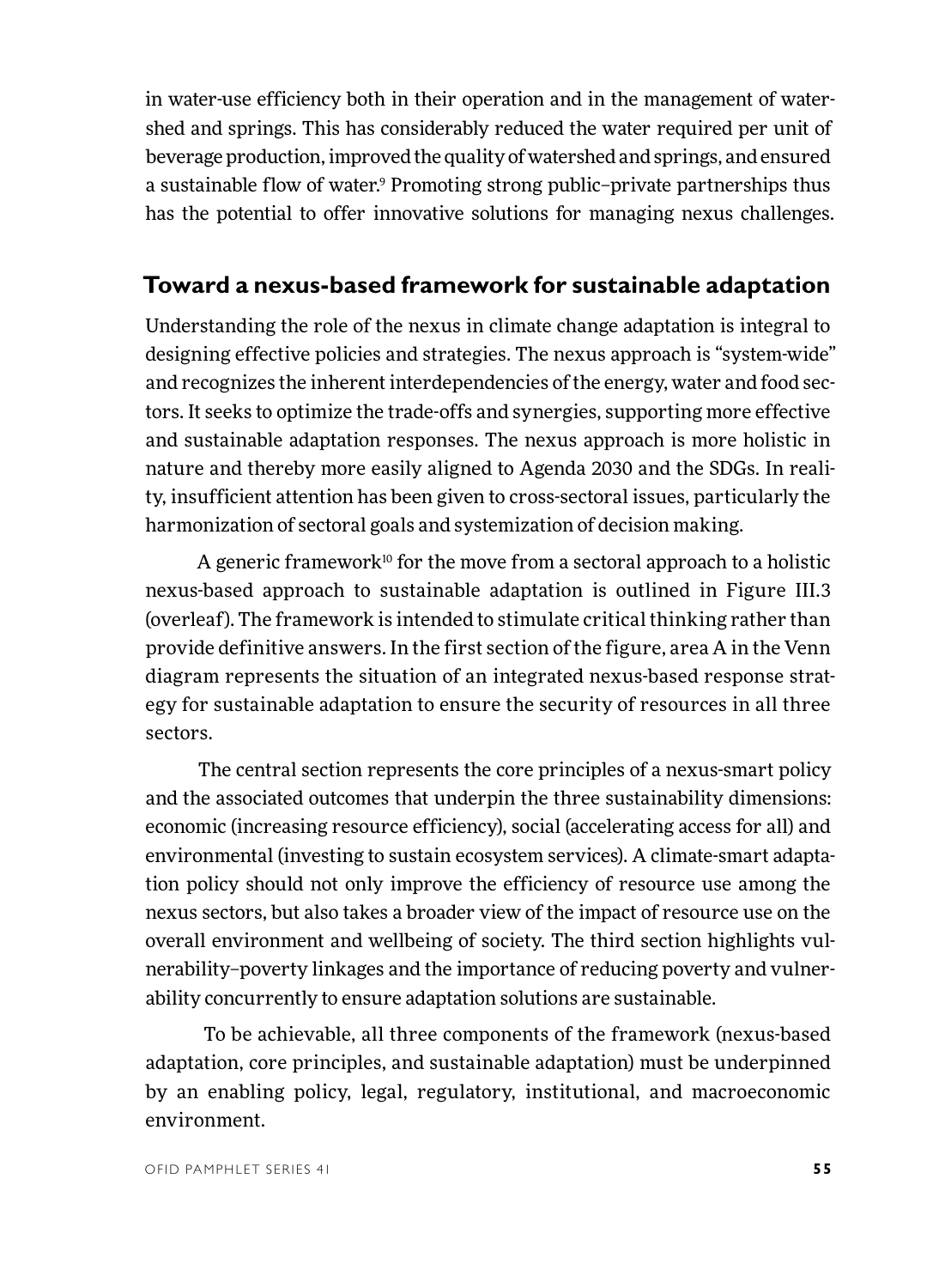in water-use efficiency both in their operation and in the management of watershed and springs. This has considerably reduced the water required per unit of beverage production, improved the quality of watershed and springs, and ensured a sustainable flow of water.[9] Promoting strong public–private partnerships thus has the potential to offer innovative solutions for managing nexus challenges.

## Toward a nexus-based framework for sustainable adaptation

Understanding the role of the nexus in climate change adaptation is integral to designing effective policies and strategies. The nexus approach is "system-wide" and recognizes the inherent interdependencies of the energy, water and food sectors. It seeks to optimize the trade-offs and synergies, supporting more effective and sustainable adaptation responses. The nexus approach is more holistic in nature and thereby more easily aligned to Agenda 2030 and the SDGs. In reality, insufficient attention has been given to cross-sectoral issues, particularly the harmonization of sectoral goals and systemization of decision making.

A generic framework[10] for the move from a sectoral approach to a holistic nexus-based approach to sustainable adaptation is outlined in Figure III.3 (overleaf). The framework is intended to stimulate critical thinking rather than provide definitive answers. In the first section of the figure, area A in the Venn diagram represents the situation of an integrated nexus-based response strategy for sustainable adaptation to ensure the security of resources in all three sectors.

The central section represents the core principles of a nexus-smart policy and the associated outcomes that underpin the three sustainability dimensions: economic (increasing resource efficiency), social (accelerating access for all) and environmental (investing to sustain ecosystem services). A climate-smart adaptation policy should not only improve the efficiency of resource use among the nexus sectors, but also takes a broader view of the impact of resource use on the overall environment and wellbeing of society. The third section highlights vulnerability–poverty linkages and the importance of reducing poverty and vulnerability concurrently to ensure adaptation solutions are sustainable.

To be achievable, all three components of the framework (nexus-based adaptation, core principles, and sustainable adaptation) must be underpinned by an enabling policy, legal, regulatory, institutional, and macroeconomic environment.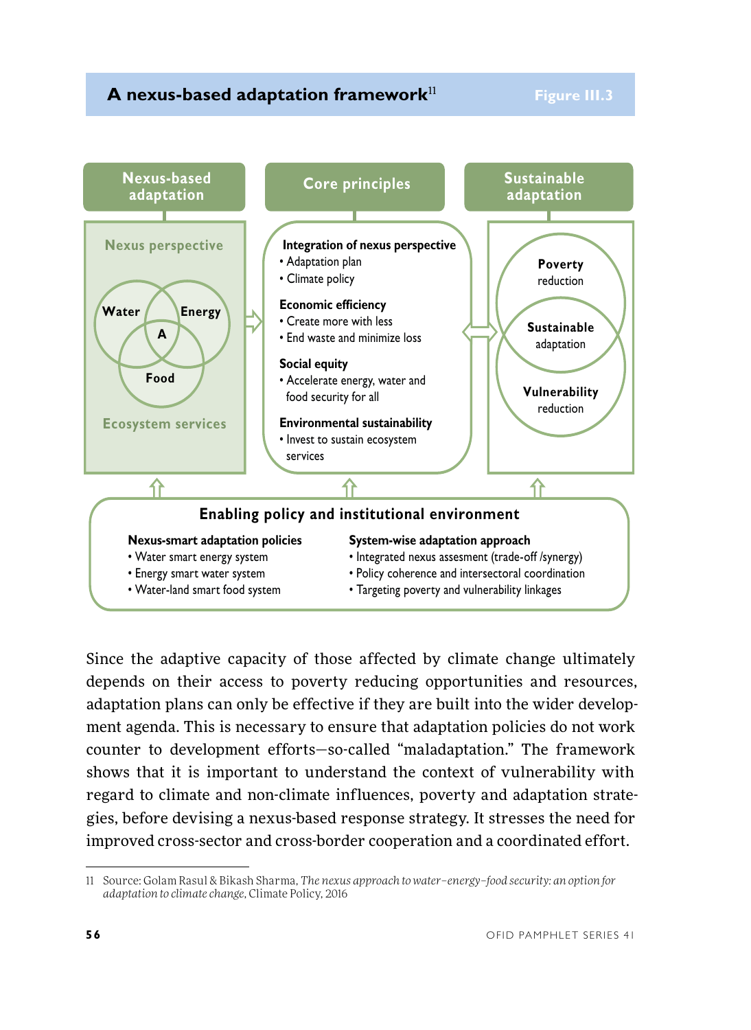## A nexus-based adaptation framework[11]

Figure III.3

**Nexus-based adaptation**

Nexus perspective

Water | Energy | A | Food

Ecosystem services

**Core principles**

**Integration of nexus perspective**
- Adaptation plan
- Climate policy

**Economic efficiency**
- Create more with less
- End waste and minimize loss

**Social equity**
- Accelerate energy, water and food security for all

**Environmental sustainability**
- Invest to sustain ecosystem services

**Sustainable adaptation**

**Poverty** reduction

**Sustainable** adaptation

**Vulnerability** reduction

**Enabling policy and institutional environment**

**Nexus-smart adaptation policies**
- Water smart energy system
- Energy smart water system
- Water-land smart food system

**System-wise adaptation approach**
- Integrated nexus assesment (trade-off /synergy)
- Policy coherence and intersectoral coordination
- Targeting poverty and vulnerability linkages

Since the adaptive capacity of those affected by climate change ultimately depends on their access to poverty reducing opportunities and resources, adaptation plans can only be effective if they are built into the wider development agenda. This is necessary to ensure that adaptation policies do not work counter to development efforts—so-called "maladaptation." The framework shows that it is important to understand the context of vulnerability with regard to climate and non-climate influences, poverty and adaptation strategies, before devising a nexus-based response strategy. It stresses the need for improved cross-sector and cross-border cooperation and a coordinated effort.

---

11 Source: Golam Rasul & Bikash Sharma, *The nexus approach to water–energy–food security: an option for adaptation to climate change*, Climate Policy, 2016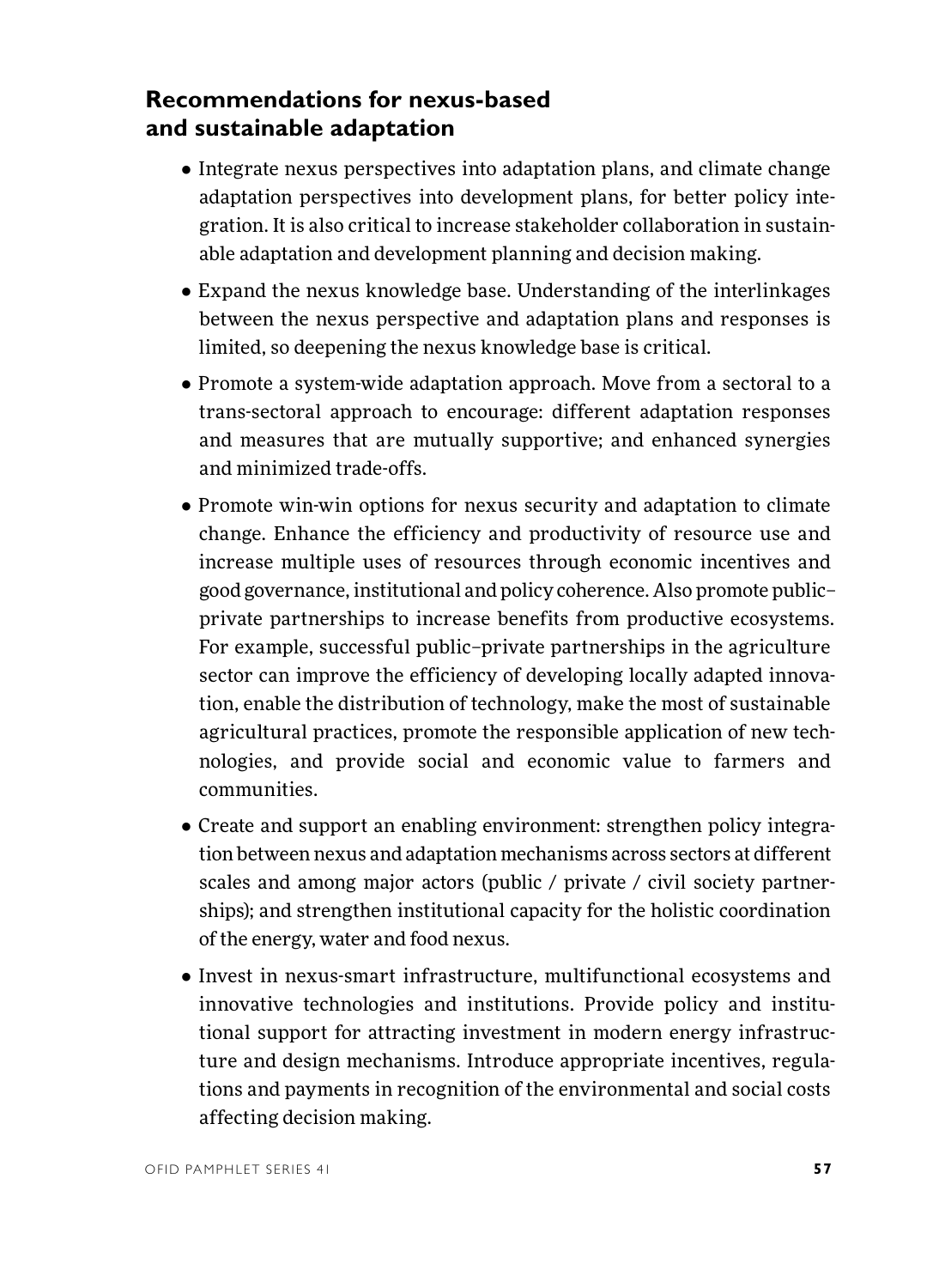## Recommendations for nexus-based and sustainable adaptation

- Integrate nexus perspectives into adaptation plans, and climate change adaptation perspectives into development plans, for better policy integration. It is also critical to increase stakeholder collaboration in sustainable adaptation and development planning and decision making.
- Expand the nexus knowledge base. Understanding of the interlinkages between the nexus perspective and adaptation plans and responses is limited, so deepening the nexus knowledge base is critical.
- Promote a system-wide adaptation approach. Move from a sectoral to a trans-sectoral approach to encourage: different adaptation responses and measures that are mutually supportive; and enhanced synergies and minimized trade-offs.
- Promote win-win options for nexus security and adaptation to climate change. Enhance the efficiency and productivity of resource use and increase multiple uses of resources through economic incentives and good governance, institutional and policy coherence. Also promote public–private partnerships to increase benefits from productive ecosystems. For example, successful public–private partnerships in the agriculture sector can improve the efficiency of developing locally adapted innovation, enable the distribution of technology, make the most of sustainable agricultural practices, promote the responsible application of new technologies, and provide social and economic value to farmers and communities.
- Create and support an enabling environment: strengthen policy integration between nexus and adaptation mechanisms across sectors at different scales and among major actors (public / private / civil society partnerships); and strengthen institutional capacity for the holistic coordination of the energy, water and food nexus.
- Invest in nexus-smart infrastructure, multifunctional ecosystems and innovative technologies and institutions. Provide policy and institutional support for attracting investment in modern energy infrastructure and design mechanisms. Introduce appropriate incentives, regulations and payments in recognition of the environmental and social costs affecting decision making.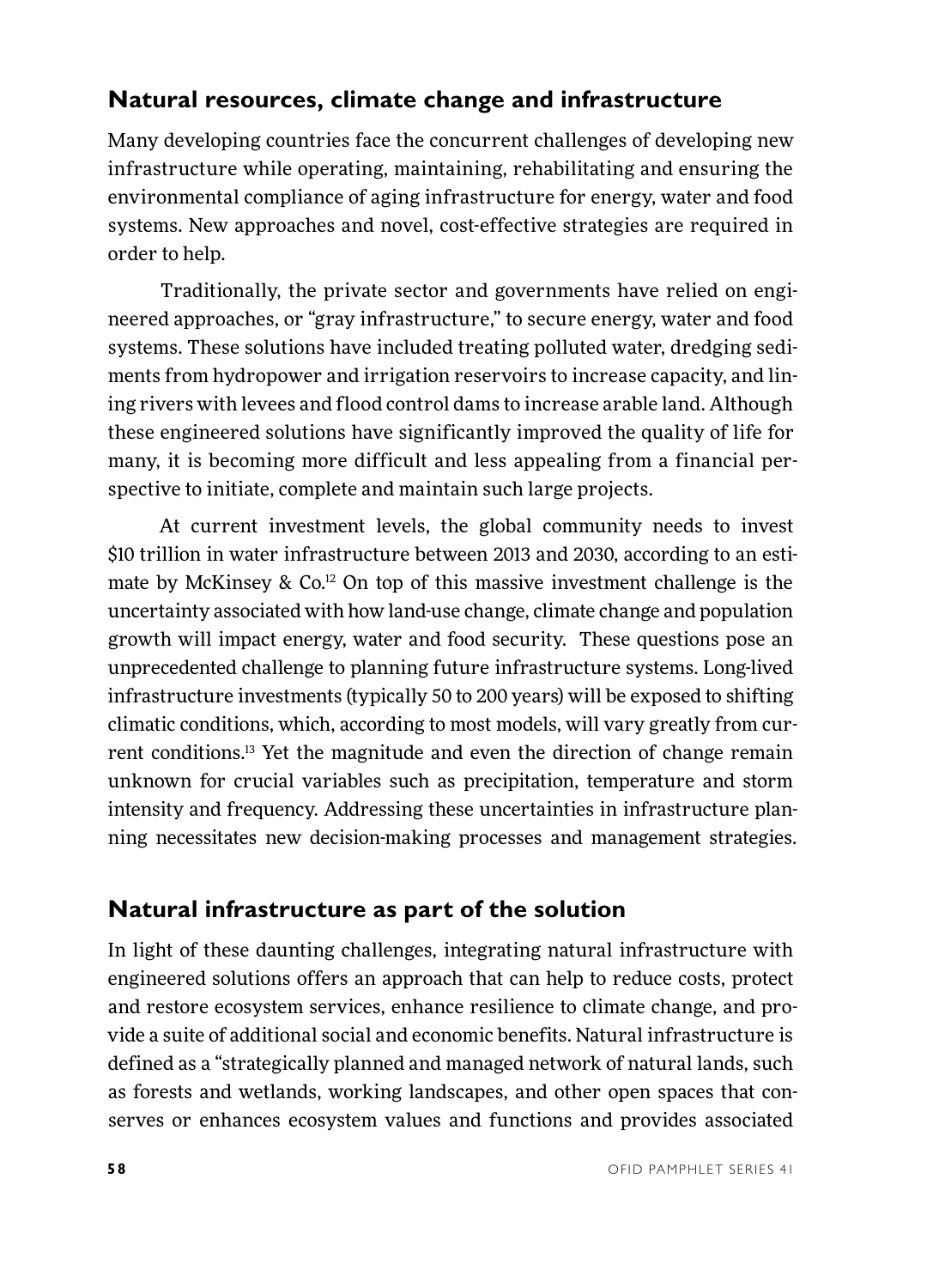## Natural resources, climate change and infrastructure

Many developing countries face the concurrent challenges of developing new infrastructure while operating, maintaining, rehabilitating and ensuring the environmental compliance of aging infrastructure for energy, water and food systems. New approaches and novel, cost-effective strategies are required in order to help.

Traditionally, the private sector and governments have relied on engineered approaches, or "gray infrastructure," to secure energy, water and food systems. These solutions have included treating polluted water, dredging sediments from hydropower and irrigation reservoirs to increase capacity, and lining rivers with levees and flood control dams to increase arable land. Although these engineered solutions have significantly improved the quality of life for many, it is becoming more difficult and less appealing from a financial perspective to initiate, complete and maintain such large projects.

At current investment levels, the global community needs to invest $10 trillion in water infrastructure between 2013 and 2030, according to an estimate by McKinsey & Co.[12] On top of this massive investment challenge is the uncertainty associated with how land-use change, climate change and population growth will impact energy, water and food security. These questions pose an unprecedented challenge to planning future infrastructure systems. Long-lived infrastructure investments (typically 50 to 200 years) will be exposed to shifting climatic conditions, which, according to most models, will vary greatly from current conditions.[13] Yet the magnitude and even the direction of change remain unknown for crucial variables such as precipitation, temperature and storm intensity and frequency. Addressing these uncertainties in infrastructure planning necessitates new decision-making processes and management strategies.

## Natural infrastructure as part of the solution

In light of these daunting challenges, integrating natural infrastructure with engineered solutions offers an approach that can help to reduce costs, protect and restore ecosystem services, enhance resilience to climate change, and provide a suite of additional social and economic benefits. Natural infrastructure is defined as a "strategically planned and managed network of natural lands, such as forests and wetlands, working landscapes, and other open spaces that conserves or enhances ecosystem values and functions and provides associated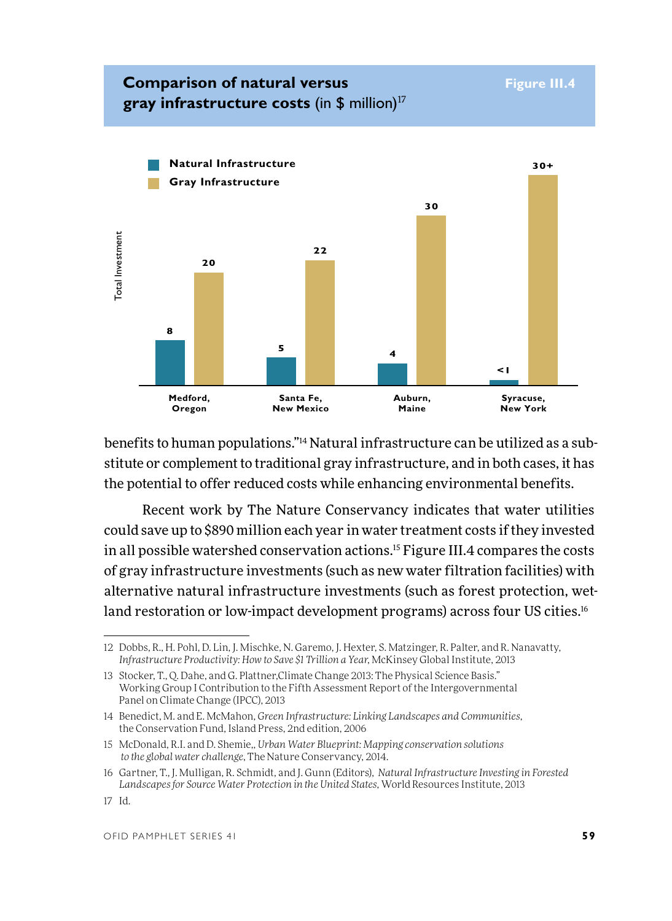**Comparison of natural versus gray infrastructure costs** (in $ million)[17]

Figure III.4

| | Natural Infrastructure | Gray Infrastructure |
|---|---|---|
| Medford, Oregon | 8 | 20 |
| Santa Fe, New Mexico | 5 | 22 |
| Auburn, Maine | 4 | 30 |
| Syracuse, New York | <1 | 30+ |

Total Investment

benefits to human populations."[14] Natural infrastructure can be utilized as a substitute or complement to traditional gray infrastructure, and in both cases, it has the potential to offer reduced costs while enhancing environmental benefits.

Recent work by The Nature Conservancy indicates that water utilities could save up to $890 million each year in water treatment costs if they invested in all possible watershed conservation actions.[15] Figure III.4 compares the costs of gray infrastructure investments (such as new water filtration facilities) with alternative natural infrastructure investments (such as forest protection, wetland restoration or low-impact development programs) across four US cities.[16]

---

12 Dobbs, R., H. Pohl, D. Lin, J. Mischke, N. Garemo, J. Hexter, S. Matzinger, R. Palter, and R. Nanavatty, *Infrastructure Productivity: How to Save $1 Trillion a Year*, McKinsey Global Institute, 2013

13 Stocker, T., Q. Dahe, and G. Plattner,Climate Change 2013: The Physical Science Basis." Working Group I Contribution to the Fifth Assessment Report of the Intergovernmental Panel on Climate Change (IPCC), 2013

14 Benedict, M. and E. McMahon, *Green Infrastructure: Linking Landscapes and Communities*, the Conservation Fund, Island Press, 2nd edition, 2006

15 McDonald, R.I. and D. Shemie,, *Urban Water Blueprint: Mapping conservation solutions to the global water challenge*, The Nature Conservancy, 2014.

16 Gartner, T., J. Mulligan, R. Schmidt, and J. Gunn (Editors), *Natural Infrastructure Investing in Forested Landscapes for Source Water Protection in the United States*, World Resources Institute, 2013

17 Id.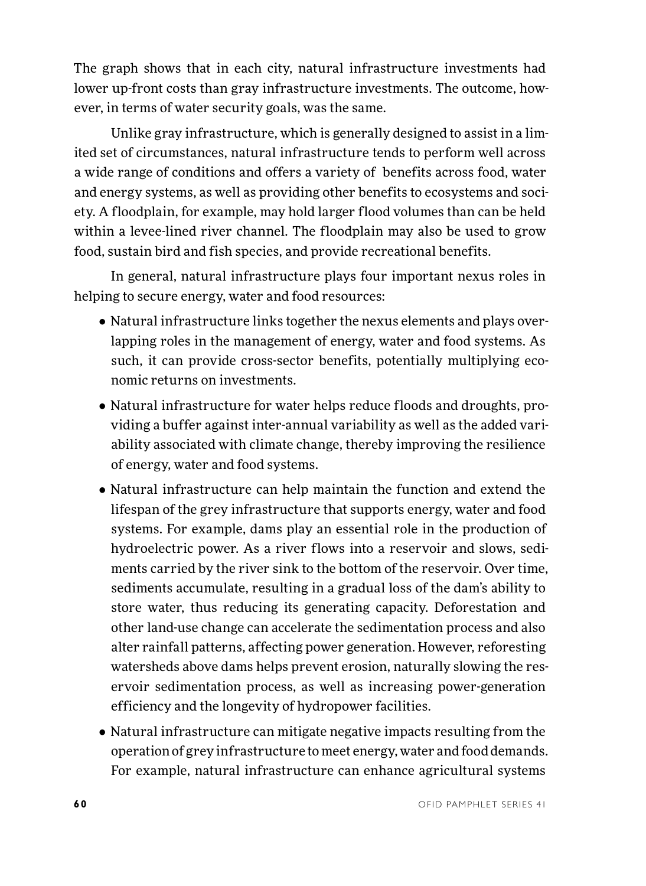The graph shows that in each city, natural infrastructure investments had lower up-front costs than gray infrastructure investments. The outcome, however, in terms of water security goals, was the same.

Unlike gray infrastructure, which is generally designed to assist in a limited set of circumstances, natural infrastructure tends to perform well across a wide range of conditions and offers a variety of benefits across food, water and energy systems, as well as providing other benefits to ecosystems and society. A floodplain, for example, may hold larger flood volumes than can be held within a levee-lined river channel. The floodplain may also be used to grow food, sustain bird and fish species, and provide recreational benefits.

In general, natural infrastructure plays four important nexus roles in helping to secure energy, water and food resources:

- Natural infrastructure links together the nexus elements and plays overlapping roles in the management of energy, water and food systems. As such, it can provide cross-sector benefits, potentially multiplying economic returns on investments.
- Natural infrastructure for water helps reduce floods and droughts, providing a buffer against inter-annual variability as well as the added variability associated with climate change, thereby improving the resilience of energy, water and food systems.
- Natural infrastructure can help maintain the function and extend the lifespan of the grey infrastructure that supports energy, water and food systems. For example, dams play an essential role in the production of hydroelectric power. As a river flows into a reservoir and slows, sediments carried by the river sink to the bottom of the reservoir. Over time, sediments accumulate, resulting in a gradual loss of the dam's ability to store water, thus reducing its generating capacity. Deforestation and other land-use change can accelerate the sedimentation process and also alter rainfall patterns, affecting power generation. However, reforesting watersheds above dams helps prevent erosion, naturally slowing the reservoir sedimentation process, as well as increasing power-generation efficiency and the longevity of hydropower facilities.
- Natural infrastructure can mitigate negative impacts resulting from the operation of grey infrastructure to meet energy, water and food demands. For example, natural infrastructure can enhance agricultural systems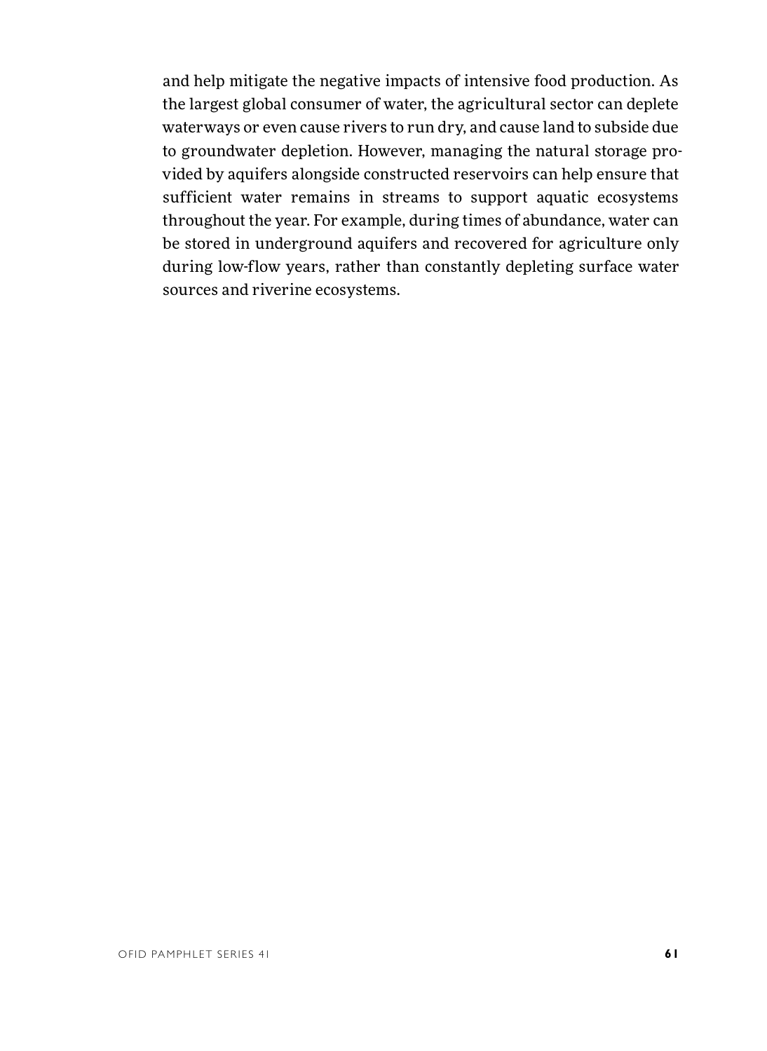and help mitigate the negative impacts of intensive food production. As the largest global consumer of water, the agricultural sector can deplete waterways or even cause rivers to run dry, and cause land to subside due to groundwater depletion. However, managing the natural storage provided by aquifers alongside constructed reservoirs can help ensure that sufficient water remains in streams to support aquatic ecosystems throughout the year. For example, during times of abundance, water can be stored in underground aquifers and recovered for agriculture only during low-flow years, rather than constantly depleting surface water sources and riverine ecosystems.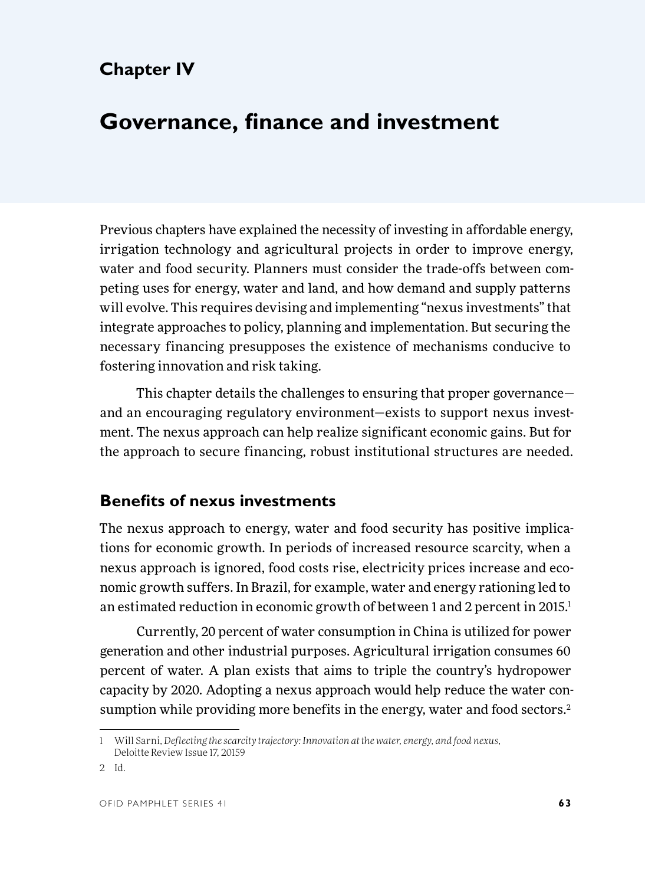# Chapter IV

# Governance, finance and investment

Previous chapters have explained the necessity of investing in affordable energy, irrigation technology and agricultural projects in order to improve energy, water and food security. Planners must consider the trade-offs between competing uses for energy, water and land, and how demand and supply patterns will evolve. This requires devising and implementing "nexus investments" that integrate approaches to policy, planning and implementation. But securing the necessary financing presupposes the existence of mechanisms conducive to fostering innovation and risk taking.

This chapter details the challenges to ensuring that proper governance—and an encouraging regulatory environment—exists to support nexus investment. The nexus approach can help realize significant economic gains. But for the approach to secure financing, robust institutional structures are needed.

## Benefits of nexus investments

The nexus approach to energy, water and food security has positive implications for economic growth. In periods of increased resource scarcity, when a nexus approach is ignored, food costs rise, electricity prices increase and economic growth suffers. In Brazil, for example, water and energy rationing led to an estimated reduction in economic growth of between 1 and 2 percent in 2015.[1]

Currently, 20 percent of water consumption in China is utilized for power generation and other industrial purposes. Agricultural irrigation consumes 60 percent of water. A plan exists that aims to triple the country's hydropower capacity by 2020. Adopting a nexus approach would help reduce the water consumption while providing more benefits in the energy, water and food sectors.[2]

---

1 Will Sarni, *Deflecting the scarcity trajectory: Innovation at the water, energy, and food nexus*, Deloitte Review Issue 17, 20159

2 Id.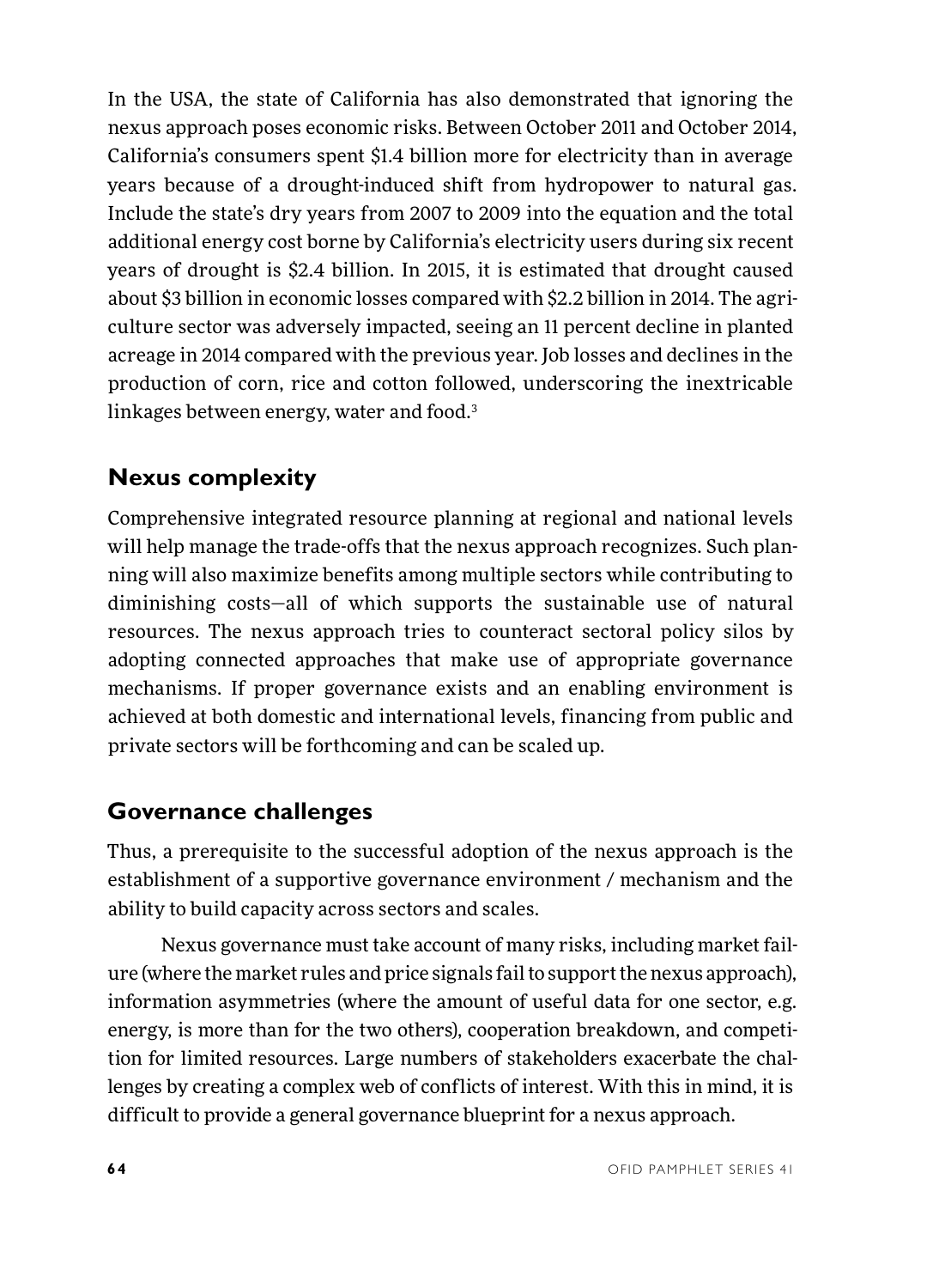In the USA, the state of California has also demonstrated that ignoring the nexus approach poses economic risks. Between October 2011 and October 2014, California's consumers spent \$1.4 billion more for electricity than in average years because of a drought-induced shift from hydropower to natural gas. Include the state's dry years from 2007 to 2009 into the equation and the total additional energy cost borne by California's electricity users during six recent years of drought is \$2.4 billion. In 2015, it is estimated that drought caused about \$3 billion in economic losses compared with \$2.2 billion in 2014. The agriculture sector was adversely impacted, seeing an 11 percent decline in planted acreage in 2014 compared with the previous year. Job losses and declines in the production of corn, rice and cotton followed, underscoring the inextricable linkages between energy, water and food.[3]

## Nexus complexity

Comprehensive integrated resource planning at regional and national levels will help manage the trade-offs that the nexus approach recognizes. Such planning will also maximize benefits among multiple sectors while contributing to diminishing costs—all of which supports the sustainable use of natural resources. The nexus approach tries to counteract sectoral policy silos by adopting connected approaches that make use of appropriate governance mechanisms. If proper governance exists and an enabling environment is achieved at both domestic and international levels, financing from public and private sectors will be forthcoming and can be scaled up.

## Governance challenges

Thus, a prerequisite to the successful adoption of the nexus approach is the establishment of a supportive governance environment / mechanism and the ability to build capacity across sectors and scales.

Nexus governance must take account of many risks, including market failure (where the market rules and price signals fail to support the nexus approach), information asymmetries (where the amount of useful data for one sector, e.g. energy, is more than for the two others), cooperation breakdown, and competition for limited resources. Large numbers of stakeholders exacerbate the challenges by creating a complex web of conflicts of interest. With this in mind, it is difficult to provide a general governance blueprint for a nexus approach.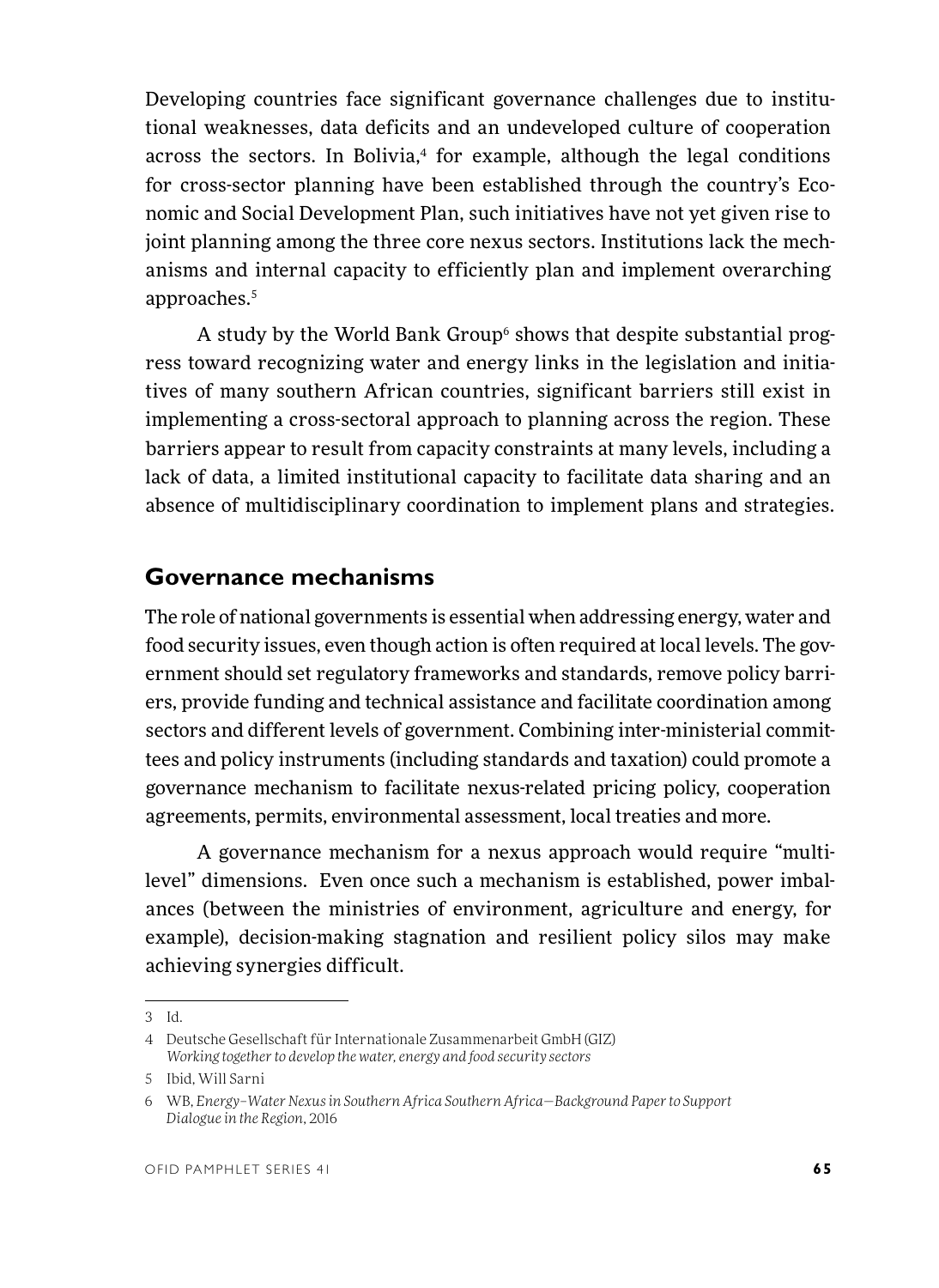Developing countries face significant governance challenges due to institutional weaknesses, data deficits and an undeveloped culture of cooperation across the sectors. In Bolivia,[4] for example, although the legal conditions for cross-sector planning have been established through the country's Economic and Social Development Plan, such initiatives have not yet given rise to joint planning among the three core nexus sectors. Institutions lack the mechanisms and internal capacity to efficiently plan and implement overarching approaches.[5]

A study by the World Bank Group[6] shows that despite substantial progress toward recognizing water and energy links in the legislation and initiatives of many southern African countries, significant barriers still exist in implementing a cross-sectoral approach to planning across the region. These barriers appear to result from capacity constraints at many levels, including a lack of data, a limited institutional capacity to facilitate data sharing and an absence of multidisciplinary coordination to implement plans and strategies.

## Governance mechanisms

The role of national governments is essential when addressing energy, water and food security issues, even though action is often required at local levels. The government should set regulatory frameworks and standards, remove policy barriers, provide funding and technical assistance and facilitate coordination among sectors and different levels of government. Combining inter-ministerial committees and policy instruments (including standards and taxation) could promote a governance mechanism to facilitate nexus-related pricing policy, cooperation agreements, permits, environmental assessment, local treaties and more.

A governance mechanism for a nexus approach would require "multi-level" dimensions. Even once such a mechanism is established, power imbalances (between the ministries of environment, agriculture and energy, for example), decision-making stagnation and resilient policy silos may make achieving synergies difficult.

---

3 Id.

4 Deutsche Gesellschaft für Internationale Zusammenarbeit GmbH (GIZ) *Working together to develop the water, energy and food security sectors*

5 Ibid, Will Sarni

6 WB, *Energy–Water Nexus in Southern Africa Southern Africa—Background Paper to Support Dialogue in the Region*, 2016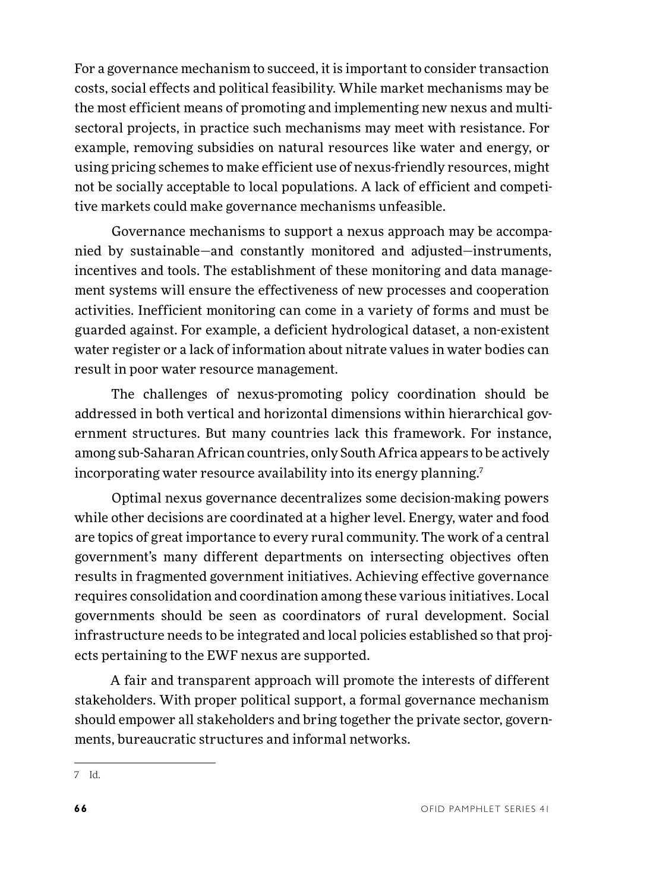For a governance mechanism to succeed, it is important to consider transaction costs, social effects and political feasibility. While market mechanisms may be the most efficient means of promoting and implementing new nexus and multi-sectoral projects, in practice such mechanisms may meet with resistance. For example, removing subsidies on natural resources like water and energy, or using pricing schemes to make efficient use of nexus-friendly resources, might not be socially acceptable to local populations. A lack of efficient and competitive markets could make governance mechanisms unfeasible.

Governance mechanisms to support a nexus approach may be accompanied by sustainable—and constantly monitored and adjusted—instruments, incentives and tools. The establishment of these monitoring and data management systems will ensure the effectiveness of new processes and cooperation activities. Inefficient monitoring can come in a variety of forms and must be guarded against. For example, a deficient hydrological dataset, a non-existent water register or a lack of information about nitrate values in water bodies can result in poor water resource management.

The challenges of nexus-promoting policy coordination should be addressed in both vertical and horizontal dimensions within hierarchical government structures. But many countries lack this framework. For instance, among sub-Saharan African countries, only South Africa appears to be actively incorporating water resource availability into its energy planning.[7]

Optimal nexus governance decentralizes some decision-making powers while other decisions are coordinated at a higher level. Energy, water and food are topics of great importance to every rural community. The work of a central government's many different departments on intersecting objectives often results in fragmented government initiatives. Achieving effective governance requires consolidation and coordination among these various initiatives. Local governments should be seen as coordinators of rural development. Social infrastructure needs to be integrated and local policies established so that projects pertaining to the EWF nexus are supported.

A fair and transparent approach will promote the interests of different stakeholders. With proper political support, a formal governance mechanism should empower all stakeholders and bring together the private sector, governments, bureaucratic structures and informal networks.

---

7 Id.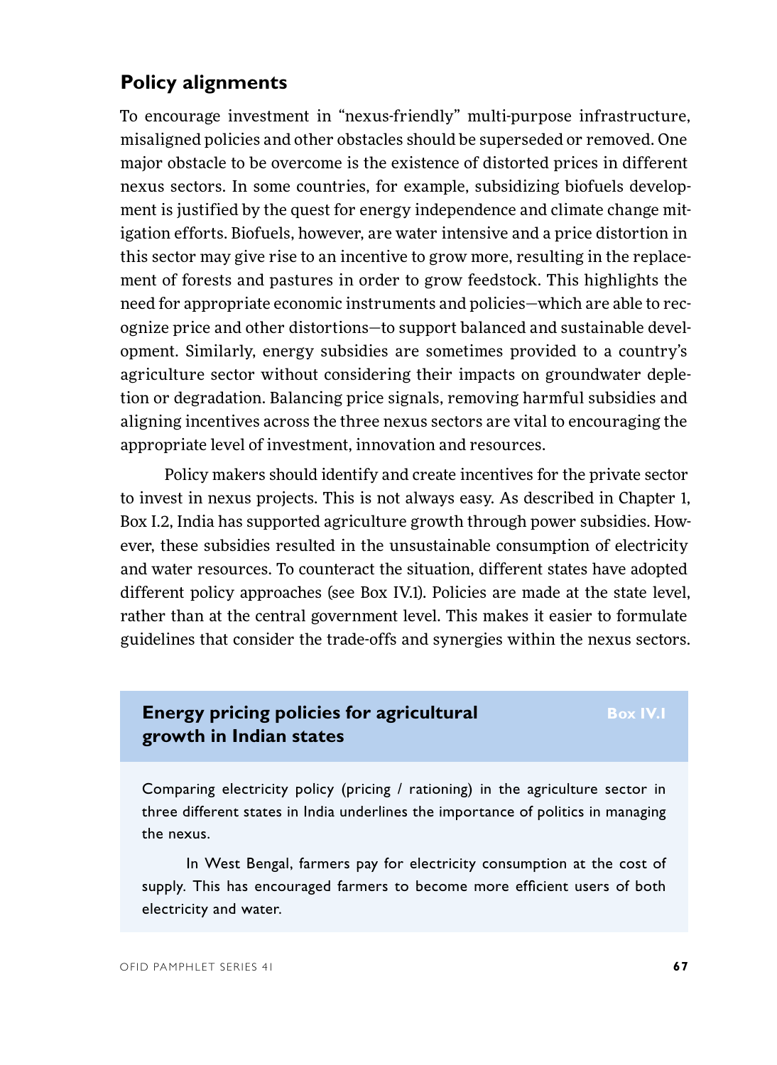## Policy alignments

To encourage investment in "nexus-friendly" multi-purpose infrastructure, misaligned policies and other obstacles should be superseded or removed. One major obstacle to be overcome is the existence of distorted prices in different nexus sectors. In some countries, for example, subsidizing biofuels development is justified by the quest for energy independence and climate change mitigation efforts. Biofuels, however, are water intensive and a price distortion in this sector may give rise to an incentive to grow more, resulting in the replacement of forests and pastures in order to grow feedstock. This highlights the need for appropriate economic instruments and policies—which are able to recognize price and other distortions—to support balanced and sustainable development. Similarly, energy subsidies are sometimes provided to a country's agriculture sector without considering their impacts on groundwater depletion or degradation. Balancing price signals, removing harmful subsidies and aligning incentives across the three nexus sectors are vital to encouraging the appropriate level of investment, innovation and resources.

Policy makers should identify and create incentives for the private sector to invest in nexus projects. This is not always easy. As described in Chapter 1, Box I.2, India has supported agriculture growth through power subsidies. However, these subsidies resulted in the unsustainable consumption of electricity and water resources. To counteract the situation, different states have adopted different policy approaches (see Box IV.1). Policies are made at the state level, rather than at the central government level. This makes it easier to formulate guidelines that consider the trade-offs and synergies within the nexus sectors.

### Energy pricing policies for agricultural growth in Indian states

**Box IV.1**

Comparing electricity policy (pricing / rationing) in the agriculture sector in three different states in India underlines the importance of politics in managing the nexus.

In West Bengal, farmers pay for electricity consumption at the cost of supply. This has encouraged farmers to become more efficient users of both electricity and water.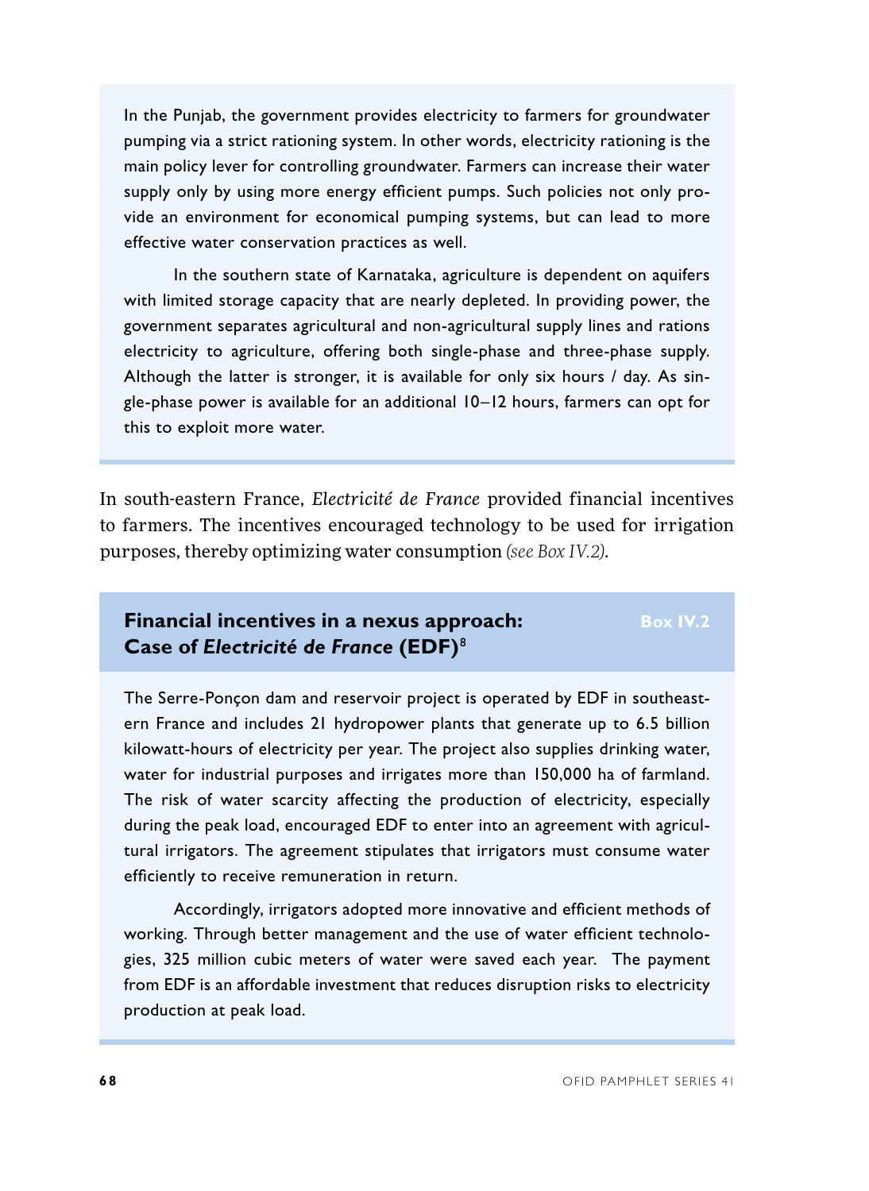In the Punjab, the government provides electricity to farmers for groundwater pumping via a strict rationing system. In other words, electricity rationing is the main policy lever for controlling groundwater. Farmers can increase their water supply only by using more energy efficient pumps. Such policies not only provide an environment for economical pumping systems, but can lead to more effective water conservation practices as well.

In the southern state of Karnataka, agriculture is dependent on aquifers with limited storage capacity that are nearly depleted. In providing power, the government separates agricultural and non-agricultural supply lines and rations electricity to agriculture, offering both single-phase and three-phase supply. Although the latter is stronger, it is available for only six hours / day. As single-phase power is available for an additional 10–12 hours, farmers can opt for this to exploit more water.

In south-eastern France, *Electricité de France* provided financial incentives to farmers. The incentives encouraged technology to be used for irrigation purposes, thereby optimizing water consumption *(see Box IV.2)*.

## Financial incentives in a nexus approach: Case of *Electricité de France* (EDF)[8]

**Box IV.2**

The Serre-Ponçon dam and reservoir project is operated by EDF in southeastern France and includes 21 hydropower plants that generate up to 6.5 billion kilowatt-hours of electricity per year. The project also supplies drinking water, water for industrial purposes and irrigates more than 150,000 ha of farmland. The risk of water scarcity affecting the production of electricity, especially during the peak load, encouraged EDF to enter into an agreement with agricultural irrigators. The agreement stipulates that irrigators must consume water efficiently to receive remuneration in return.

Accordingly, irrigators adopted more innovative and efficient methods of working. Through better management and the use of water efficient technologies, 325 million cubic meters of water were saved each year. The payment from EDF is an affordable investment that reduces disruption risks to electricity production at peak load.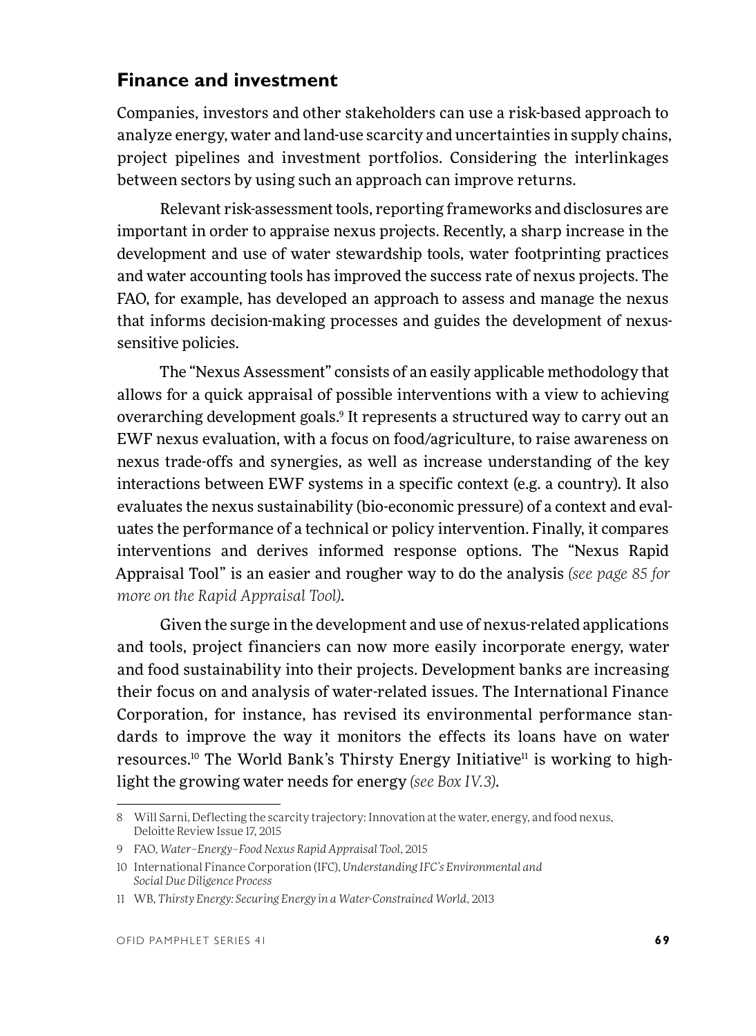## Finance and investment

Companies, investors and other stakeholders can use a risk-based approach to analyze energy, water and land-use scarcity and uncertainties in supply chains, project pipelines and investment portfolios. Considering the interlinkages between sectors by using such an approach can improve returns.

Relevant risk-assessment tools, reporting frameworks and disclosures are important in order to appraise nexus projects. Recently, a sharp increase in the development and use of water stewardship tools, water footprinting practices and water accounting tools has improved the success rate of nexus projects. The FAO, for example, has developed an approach to assess and manage the nexus that informs decision-making processes and guides the development of nexus-sensitive policies.

The "Nexus Assessment" consists of an easily applicable methodology that allows for a quick appraisal of possible interventions with a view to achieving overarching development goals.[9] It represents a structured way to carry out an EWF nexus evaluation, with a focus on food/agriculture, to raise awareness on nexus trade-offs and synergies, as well as increase understanding of the key interactions between EWF systems in a specific context (e.g. a country). It also evaluates the nexus sustainability (bio-economic pressure) of a context and evaluates the performance of a technical or policy intervention. Finally, it compares interventions and derives informed response options. The "Nexus Rapid Appraisal Tool" is an easier and rougher way to do the analysis *(see page 85 for more on the Rapid Appraisal Tool)*.

Given the surge in the development and use of nexus-related applications and tools, project financiers can now more easily incorporate energy, water and food sustainability into their projects. Development banks are increasing their focus on and analysis of water-related issues. The International Finance Corporation, for instance, has revised its environmental performance standards to improve the way it monitors the effects its loans have on water resources.[10] The World Bank's Thirsty Energy Initiative[11] is working to highlight the growing water needs for energy *(see Box IV.3)*.

---

8 Will Sarni, Deflecting the scarcity trajectory: Innovation at the water, energy, and food nexus, Deloitte Review Issue 17, 2015

9 FAO, *Water–Energy–Food Nexus Rapid Appraisal Tool*, 2015

10 International Finance Corporation (IFC), *Understanding IFC's Environmental and Social Due Diligence Process*

11 WB, *Thirsty Energy: Securing Energy in a Water-Constrained World*, 2013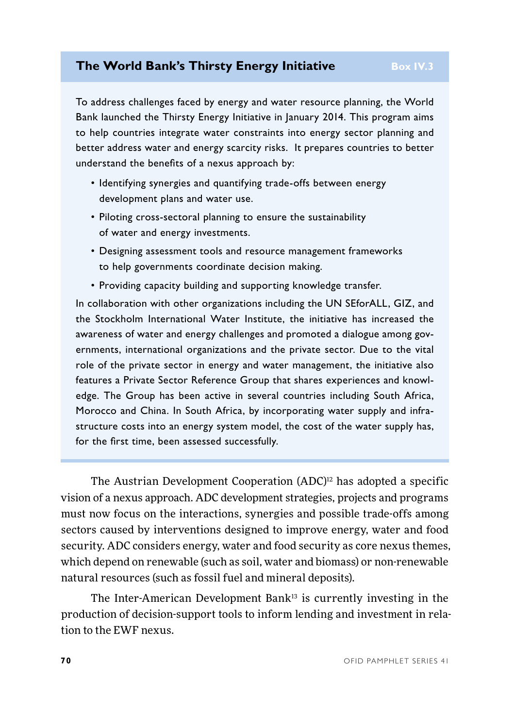### The World Bank's Thirsty Energy Initiative

**Box IV.3**

To address challenges faced by energy and water resource planning, the World Bank launched the Thirsty Energy Initiative in January 2014. This program aims to help countries integrate water constraints into energy sector planning and better address water and energy scarcity risks. It prepares countries to better understand the benefits of a nexus approach by:

- Identifying synergies and quantifying trade-offs between energy development plans and water use.
- Piloting cross-sectoral planning to ensure the sustainability of water and energy investments.
- Designing assessment tools and resource management frameworks to help governments coordinate decision making.
- Providing capacity building and supporting knowledge transfer.

In collaboration with other organizations including the UN SEforALL, GIZ, and the Stockholm International Water Institute, the initiative has increased the awareness of water and energy challenges and promoted a dialogue among governments, international organizations and the private sector. Due to the vital role of the private sector in energy and water management, the initiative also features a Private Sector Reference Group that shares experiences and knowledge. The Group has been active in several countries including South Africa, Morocco and China. In South Africa, by incorporating water supply and infrastructure costs into an energy system model, the cost of the water supply has, for the first time, been assessed successfully.

The Austrian Development Cooperation (ADC)[12] has adopted a specific vision of a nexus approach. ADC development strategies, projects and programs must now focus on the interactions, synergies and possible trade-offs among sectors caused by interventions designed to improve energy, water and food security. ADC considers energy, water and food security as core nexus themes, which depend on renewable (such as soil, water and biomass) or non-renewable natural resources (such as fossil fuel and mineral deposits).

The Inter-American Development Bank[13] is currently investing in the production of decision-support tools to inform lending and investment in relation to the EWF nexus.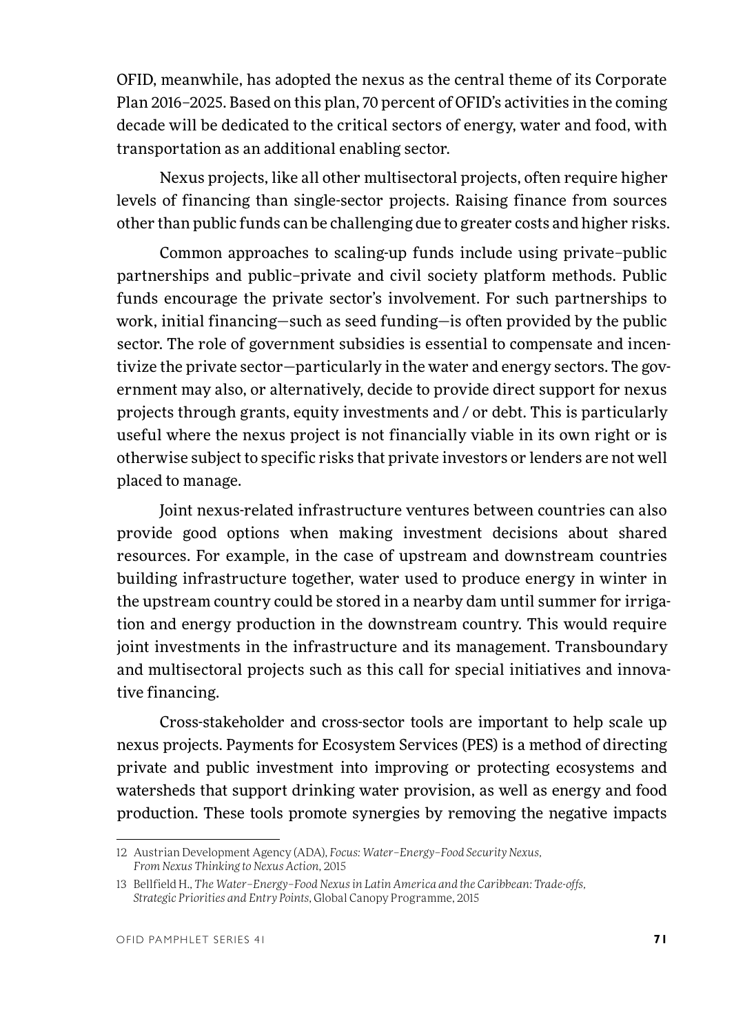OFID, meanwhile, has adopted the nexus as the central theme of its Corporate Plan 2016–2025. Based on this plan, 70 percent of OFID's activities in the coming decade will be dedicated to the critical sectors of energy, water and food, with transportation as an additional enabling sector.

Nexus projects, like all other multisectoral projects, often require higher levels of financing than single-sector projects. Raising finance from sources other than public funds can be challenging due to greater costs and higher risks.

Common approaches to scaling-up funds include using private–public partnerships and public–private and civil society platform methods. Public funds encourage the private sector's involvement. For such partnerships to work, initial financing—such as seed funding—is often provided by the public sector. The role of government subsidies is essential to compensate and incentivize the private sector—particularly in the water and energy sectors. The government may also, or alternatively, decide to provide direct support for nexus projects through grants, equity investments and / or debt. This is particularly useful where the nexus project is not financially viable in its own right or is otherwise subject to specific risks that private investors or lenders are not well placed to manage.

Joint nexus-related infrastructure ventures between countries can also provide good options when making investment decisions about shared resources. For example, in the case of upstream and downstream countries building infrastructure together, water used to produce energy in winter in the upstream country could be stored in a nearby dam until summer for irrigation and energy production in the downstream country. This would require joint investments in the infrastructure and its management. Transboundary and multisectoral projects such as this call for special initiatives and innovative financing.

Cross-stakeholder and cross-sector tools are important to help scale up nexus projects. Payments for Ecosystem Services (PES) is a method of directing private and public investment into improving or protecting ecosystems and watersheds that support drinking water provision, as well as energy and food production. These tools promote synergies by removing the negative impacts

---

12 Austrian Development Agency (ADA), *Focus: Water–Energy–Food Security Nexus, From Nexus Thinking to Nexus Action*, 2015

13 Bellfield H., *The Water–Energy–Food Nexus in Latin America and the Caribbean: Trade-offs, Strategic Priorities and Entry Points*, Global Canopy Programme, 2015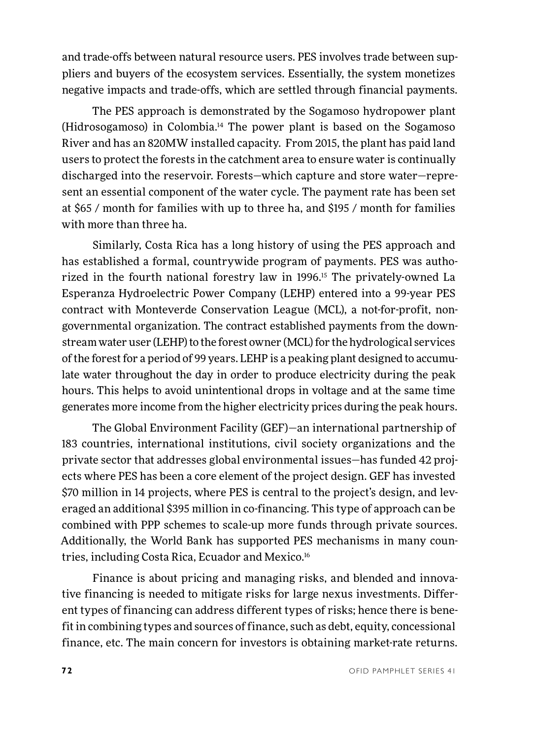and trade-offs between natural resource users. PES involves trade between suppliers and buyers of the ecosystem services. Essentially, the system monetizes negative impacts and trade-offs, which are settled through financial payments.

The PES approach is demonstrated by the Sogamoso hydropower plant (Hidrosogamoso) in Colombia.[14] The power plant is based on the Sogamoso River and has an 820MW installed capacity. From 2015, the plant has paid land users to protect the forests in the catchment area to ensure water is continually discharged into the reservoir. Forests—which capture and store water—represent an essential component of the water cycle. The payment rate has been set at $65 / month for families with up to three ha, and $195 / month for families with more than three ha.

Similarly, Costa Rica has a long history of using the PES approach and has established a formal, countrywide program of payments. PES was authorized in the fourth national forestry law in 1996.[15] The privately-owned La Esperanza Hydroelectric Power Company (LEHP) entered into a 99-year PES contract with Monteverde Conservation League (MCL), a not-for-profit, nongovernmental organization. The contract established payments from the downstream water user (LEHP) to the forest owner (MCL) for the hydrological services of the forest for a period of 99 years. LEHP is a peaking plant designed to accumulate water throughout the day in order to produce electricity during the peak hours. This helps to avoid unintentional drops in voltage and at the same time generates more income from the higher electricity prices during the peak hours.

The Global Environment Facility (GEF)—an international partnership of 183 countries, international institutions, civil society organizations and the private sector that addresses global environmental issues—has funded 42 projects where PES has been a core element of the project design. GEF has invested $70 million in 14 projects, where PES is central to the project's design, and leveraged an additional $395 million in co-financing. This type of approach can be combined with PPP schemes to scale-up more funds through private sources. Additionally, the World Bank has supported PES mechanisms in many countries, including Costa Rica, Ecuador and Mexico.[16]

Finance is about pricing and managing risks, and blended and innovative financing is needed to mitigate risks for large nexus investments. Different types of financing can address different types of risks; hence there is benefit in combining types and sources of finance, such as debt, equity, concessional finance, etc. The main concern for investors is obtaining market-rate returns.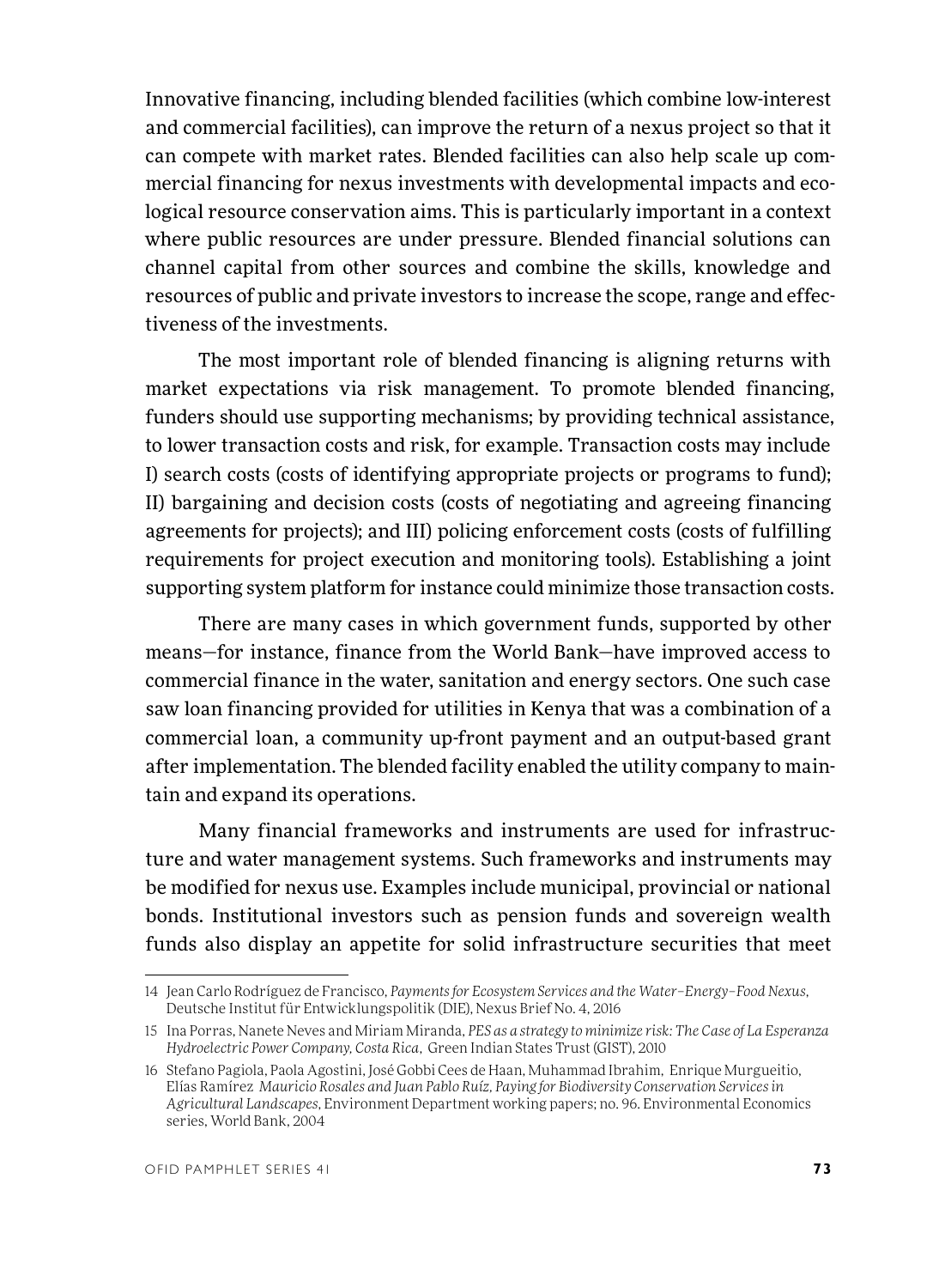Innovative financing, including blended facilities (which combine low-interest and commercial facilities), can improve the return of a nexus project so that it can compete with market rates. Blended facilities can also help scale up commercial financing for nexus investments with developmental impacts and ecological resource conservation aims. This is particularly important in a context where public resources are under pressure. Blended financial solutions can channel capital from other sources and combine the skills, knowledge and resources of public and private investors to increase the scope, range and effectiveness of the investments.

The most important role of blended financing is aligning returns with market expectations via risk management. To promote blended financing, funders should use supporting mechanisms; by providing technical assistance, to lower transaction costs and risk, for example. Transaction costs may include I) search costs (costs of identifying appropriate projects or programs to fund); II) bargaining and decision costs (costs of negotiating and agreeing financing agreements for projects); and III) policing enforcement costs (costs of fulfilling requirements for project execution and monitoring tools). Establishing a joint supporting system platform for instance could minimize those transaction costs.

There are many cases in which government funds, supported by other means—for instance, finance from the World Bank—have improved access to commercial finance in the water, sanitation and energy sectors. One such case saw loan financing provided for utilities in Kenya that was a combination of a commercial loan, a community up-front payment and an output-based grant after implementation. The blended facility enabled the utility company to maintain and expand its operations.

Many financial frameworks and instruments are used for infrastructure and water management systems. Such frameworks and instruments may be modified for nexus use. Examples include municipal, provincial or national bonds. Institutional investors such as pension funds and sovereign wealth funds also display an appetite for solid infrastructure securities that meet

---

14 Jean Carlo Rodríguez de Francisco, *Payments for Ecosystem Services and the Water–Energy–Food Nexus*, Deutsche Institut für Entwicklungspolitik (DIE), Nexus Brief No. 4, 2016

15 Ina Porras, Nanete Neves and Miriam Miranda, *PES as a strategy to minimize risk: The Case of La Esperanza Hydroelectric Power Company, Costa Rica*, Green Indian States Trust (GIST), 2010

16 Stefano Pagiola, Paola Agostini, José Gobbi Cees de Haan, Muhammad Ibrahim, Enrique Murgueitio, Elías Ramírez *Mauricio Rosales and Juan Pablo Ruíz, Paying for Biodiversity Conservation Services in Agricultural Landscapes*, Environment Department working papers; no. 96. Environmental Economics series, World Bank, 2004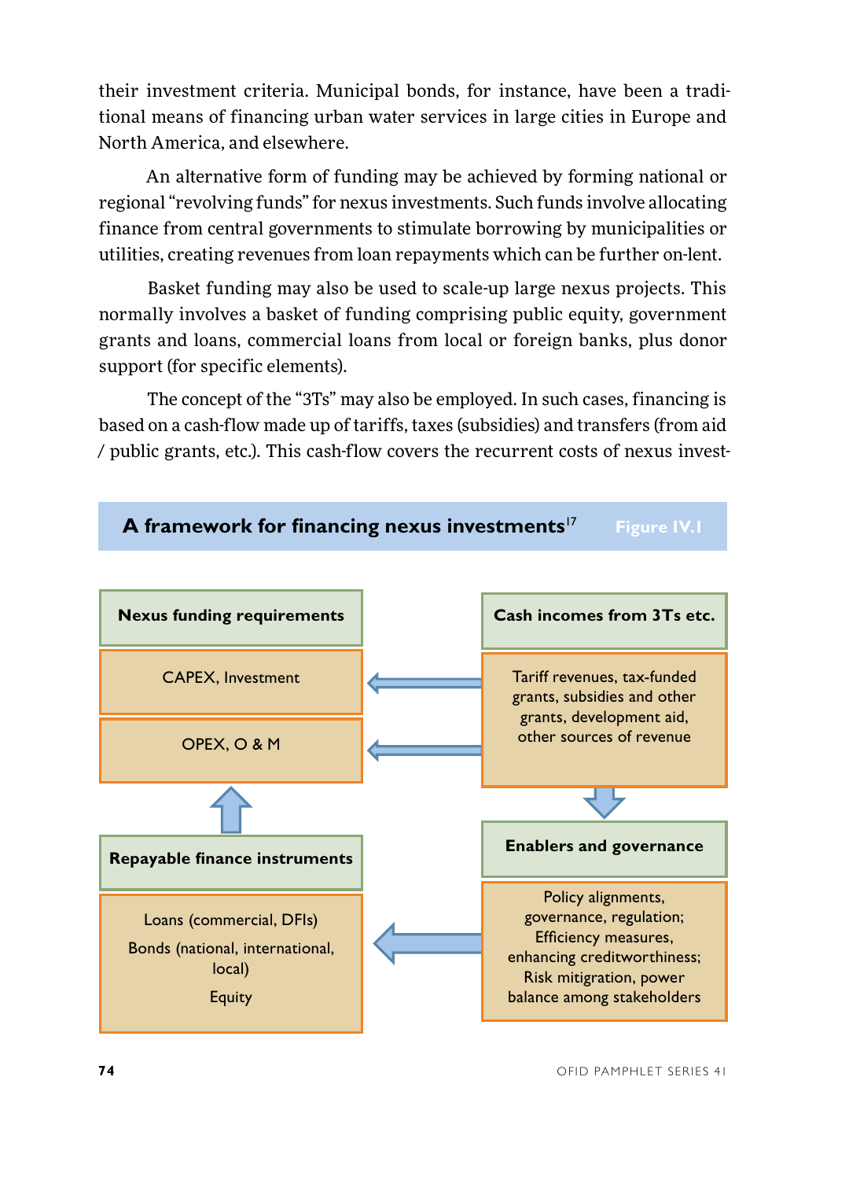their investment criteria. Municipal bonds, for instance, have been a traditional means of financing urban water services in large cities in Europe and North America, and elsewhere.

An alternative form of funding may be achieved by forming national or regional "revolving funds" for nexus investments. Such funds involve allocating finance from central governments to stimulate borrowing by municipalities or utilities, creating revenues from loan repayments which can be further on-lent.

Basket funding may also be used to scale-up large nexus projects. This normally involves a basket of funding comprising public equity, government grants and loans, commercial loans from local or foreign banks, plus donor support (for specific elements).

The concept of the "3Ts" may also be employed. In such cases, financing is based on a cash-flow made up of tariffs, taxes (subsidies) and transfers (from aid / public grants, etc.). This cash-flow covers the recurrent costs of nexus invest-

**A framework for financing nexus investments**[17] **Figure IV.1**

**Nexus funding requirements**

- CAPEX, Investment
- OPEX, O & M

**Cash incomes from 3Ts etc.**

Tariff revenues, tax-funded grants, subsidies and other grants, development aid, other sources of revenue

**Repayable finance instruments**

Loans (commercial, DFIs)

Bonds (national, international, local)

Equity

**Enablers and governance**

Policy alignments, governance, regulation; Efficiency measures, enhancing creditworthiness; Risk mitigation, power balance among stakeholders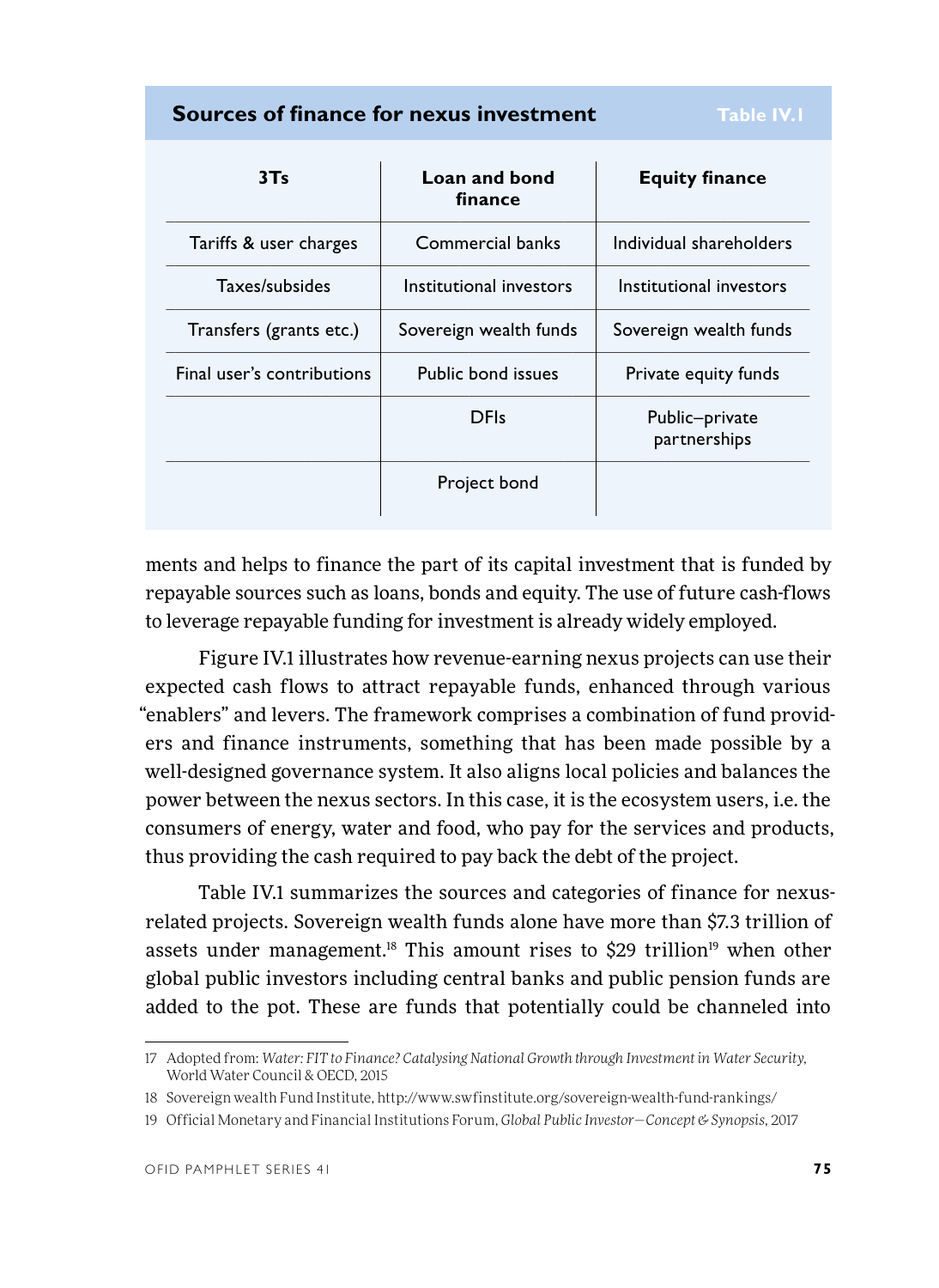**Sources of finance for nexus investment** — Table IV.1

| 3Ts | Loan and bond finance | Equity finance |
|---|---|---|
| Tariffs & user charges | Commercial banks | Individual shareholders |
| Taxes/subsides | Institutional investors | Institutional investors |
| Transfers (grants etc.) | Sovereign wealth funds | Sovereign wealth funds |
| Final user's contributions | Public bond issues | Private equity funds |
| | DFIs | Public–private partnerships |
| | Project bond | |

ments and helps to finance the part of its capital investment that is funded by repayable sources such as loans, bonds and equity. The use of future cash-flows to leverage repayable funding for investment is already widely employed.

Figure IV.1 illustrates how revenue-earning nexus projects can use their expected cash flows to attract repayable funds, enhanced through various "enablers" and levers. The framework comprises a combination of fund providers and finance instruments, something that has been made possible by a well-designed governance system. It also aligns local policies and balances the power between the nexus sectors. In this case, it is the ecosystem users, i.e. the consumers of energy, water and food, who pay for the services and products, thus providing the cash required to pay back the debt of the project.

Table IV.1 summarizes the sources and categories of finance for nexus-related projects. Sovereign wealth funds alone have more than $7.3 trillion of assets under management.[18] This amount rises to $29 trillion[19] when other global public investors including central banks and public pension funds are added to the pot. These are funds that potentially could be channeled into

---

17 Adopted from: *Water: FIT to Finance? Catalysing National Growth through Investment in Water Security*, World Water Council & OECD, 2015

18 Sovereign wealth Fund Institute, http://www.swfinstitute.org/sovereign-wealth-fund-rankings/

19 Official Monetary and Financial Institutions Forum, *Global Public Investor—Concept & Synopsis*, 2017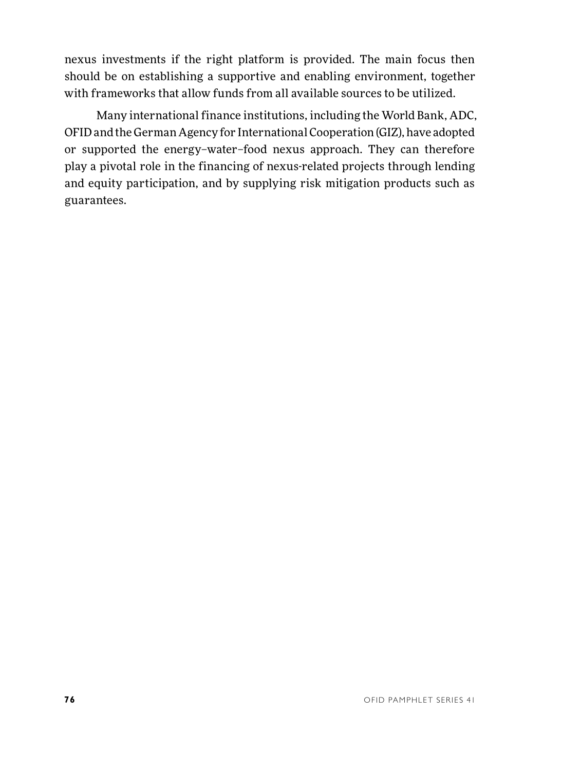nexus investments if the right platform is provided. The main focus then should be on establishing a supportive and enabling environment, together with frameworks that allow funds from all available sources to be utilized.

Many international finance institutions, including the World Bank, ADC, OFID and the German Agency for International Cooperation (GIZ), have adopted or supported the energy–water–food nexus approach. They can therefore play a pivotal role in the financing of nexus-related projects through lending and equity participation, and by supplying risk mitigation products such as guarantees.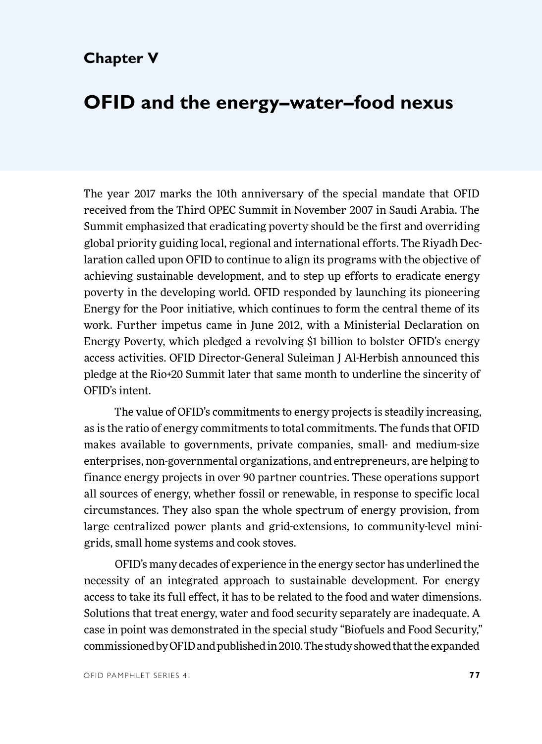## Chapter V

# OFID and the energy–water–food nexus

The year 2017 marks the 10th anniversary of the special mandate that OFID received from the Third OPEC Summit in November 2007 in Saudi Arabia. The Summit emphasized that eradicating poverty should be the first and overriding global priority guiding local, regional and international efforts. The Riyadh Declaration called upon OFID to continue to align its programs with the objective of achieving sustainable development, and to step up efforts to eradicate energy poverty in the developing world. OFID responded by launching its pioneering Energy for the Poor initiative, which continues to form the central theme of its work. Further impetus came in June 2012, with a Ministerial Declaration on Energy Poverty, which pledged a revolving $1 billion to bolster OFID's energy access activities. OFID Director-General Suleiman J Al-Herbish announced this pledge at the Rio+20 Summit later that same month to underline the sincerity of OFID's intent.

The value of OFID's commitments to energy projects is steadily increasing, as is the ratio of energy commitments to total commitments. The funds that OFID makes available to governments, private companies, small- and medium-size enterprises, non-governmental organizations, and entrepreneurs, are helping to finance energy projects in over 90 partner countries. These operations support all sources of energy, whether fossil or renewable, in response to specific local circumstances. They also span the whole spectrum of energy provision, from large centralized power plants and grid-extensions, to community-level mini-grids, small home systems and cook stoves.

OFID's many decades of experience in the energy sector has underlined the necessity of an integrated approach to sustainable development. For energy access to take its full effect, it has to be related to the food and water dimensions. Solutions that treat energy, water and food security separately are inadequate. A case in point was demonstrated in the special study "Biofuels and Food Security," commissioned by OFID and published in 2010. The study showed that the expanded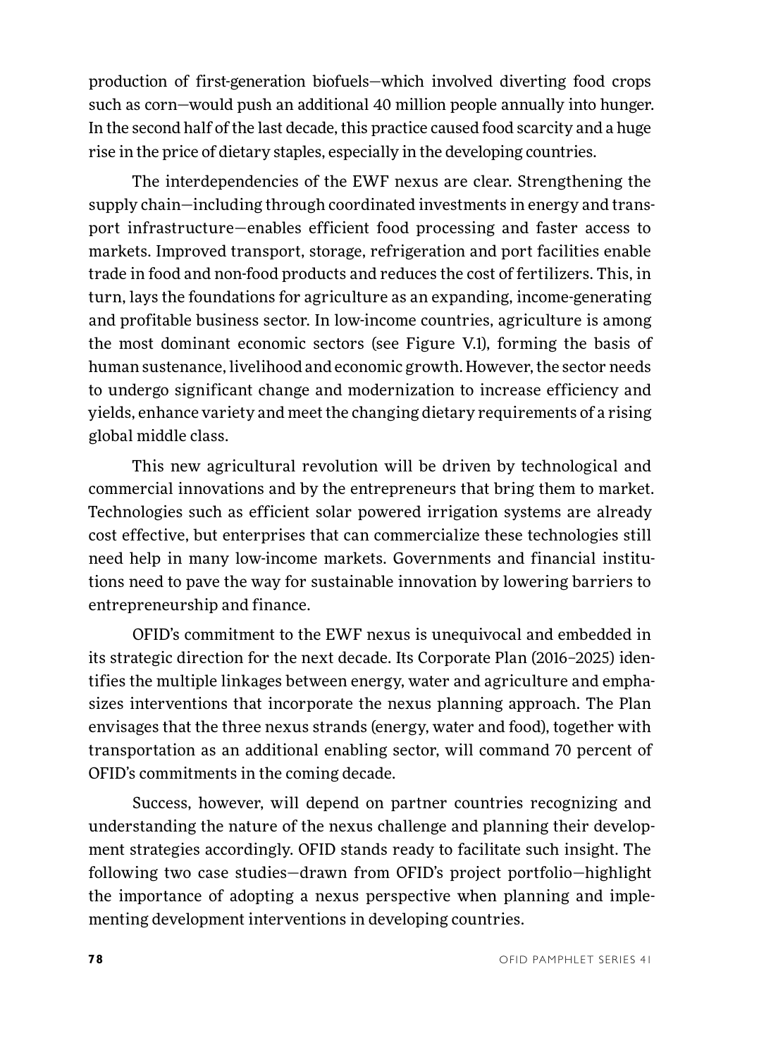production of first-generation biofuels—which involved diverting food crops such as corn—would push an additional 40 million people annually into hunger. In the second half of the last decade, this practice caused food scarcity and a huge rise in the price of dietary staples, especially in the developing countries.

The interdependencies of the EWF nexus are clear. Strengthening the supply chain—including through coordinated investments in energy and transport infrastructure—enables efficient food processing and faster access to markets. Improved transport, storage, refrigeration and port facilities enable trade in food and non-food products and reduces the cost of fertilizers. This, in turn, lays the foundations for agriculture as an expanding, income-generating and profitable business sector. In low-income countries, agriculture is among the most dominant economic sectors (see Figure V.1), forming the basis of human sustenance, livelihood and economic growth. However, the sector needs to undergo significant change and modernization to increase efficiency and yields, enhance variety and meet the changing dietary requirements of a rising global middle class.

This new agricultural revolution will be driven by technological and commercial innovations and by the entrepreneurs that bring them to market. Technologies such as efficient solar powered irrigation systems are already cost effective, but enterprises that can commercialize these technologies still need help in many low-income markets. Governments and financial institutions need to pave the way for sustainable innovation by lowering barriers to entrepreneurship and finance.

OFID's commitment to the EWF nexus is unequivocal and embedded in its strategic direction for the next decade. Its Corporate Plan (2016–2025) identifies the multiple linkages between energy, water and agriculture and emphasizes interventions that incorporate the nexus planning approach. The Plan envisages that the three nexus strands (energy, water and food), together with transportation as an additional enabling sector, will command 70 percent of OFID's commitments in the coming decade.

Success, however, will depend on partner countries recognizing and understanding the nature of the nexus challenge and planning their development strategies accordingly. OFID stands ready to facilitate such insight. The following two case studies—drawn from OFID's project portfolio—highlight the importance of adopting a nexus perspective when planning and implementing development interventions in developing countries.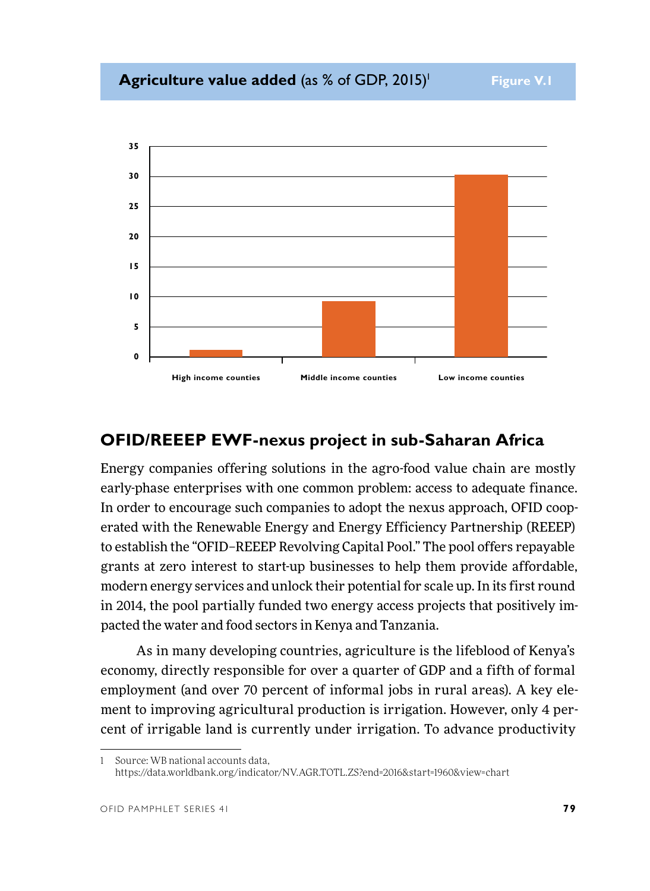**Agriculture value added** (as % of GDP, 2015)[1] **Figure V.1**

| | Agriculture value added (% of GDP) |
|---|---|
| High income counties | ~1.2 |
| Middle income counties | ~9.3 |
| Low income counties | ~30.3 |

## OFID/REEEP EWF-nexus project in sub-Saharan Africa

Energy companies offering solutions in the agro-food value chain are mostly early-phase enterprises with one common problem: access to adequate finance. In order to encourage such companies to adopt the nexus approach, OFID cooperated with the Renewable Energy and Energy Efficiency Partnership (REEEP) to establish the "OFID–REEEP Revolving Capital Pool." The pool offers repayable grants at zero interest to start-up businesses to help them provide affordable, modern energy services and unlock their potential for scale up. In its first round in 2014, the pool partially funded two energy access projects that positively impacted the water and food sectors in Kenya and Tanzania.

As in many developing countries, agriculture is the lifeblood of Kenya's economy, directly responsible for over a quarter of GDP and a fifth of formal employment (and over 70 percent of informal jobs in rural areas). A key element to improving agricultural production is irrigation. However, only 4 percent of irrigable land is currently under irrigation. To advance productivity

---

1 Source: WB national accounts data, https://data.worldbank.org/indicator/NV.AGR.TOTL.ZS?end=2016&start=1960&view=chart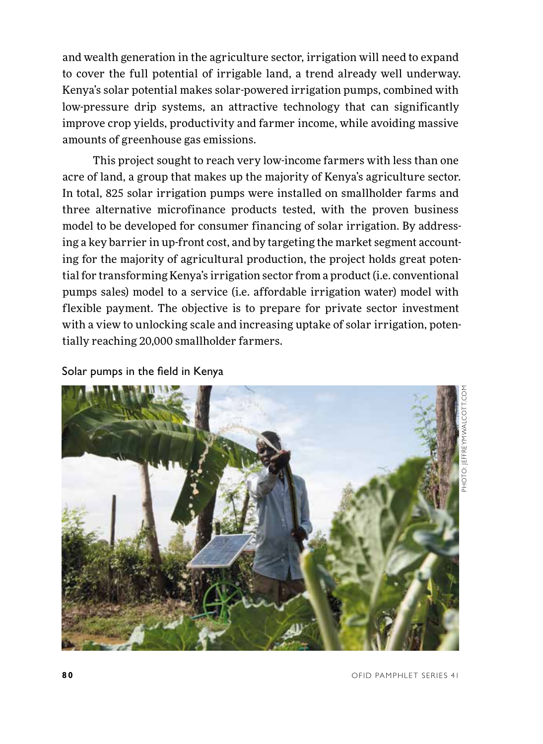and wealth generation in the agriculture sector, irrigation will need to expand to cover the full potential of irrigable land, a trend already well underway. Kenya's solar potential makes solar-powered irrigation pumps, combined with low-pressure drip systems, an attractive technology that can significantly improve crop yields, productivity and farmer income, while avoiding massive amounts of greenhouse gas emissions.

This project sought to reach very low-income farmers with less than one acre of land, a group that makes up the majority of Kenya's agriculture sector. In total, 825 solar irrigation pumps were installed on smallholder farms and three alternative microfinance products tested, with the proven business model to be developed for consumer financing of solar irrigation. By addressing a key barrier in up-front cost, and by targeting the market segment accounting for the majority of agricultural production, the project holds great potential for transforming Kenya's irrigation sector from a product (i.e. conventional pumps sales) model to a service (i.e. affordable irrigation water) model with flexible payment. The objective is to prepare for private sector investment with a view to unlocking scale and increasing uptake of solar irrigation, potentially reaching 20,000 smallholder farmers.

Solar pumps in the field in Kenya

PHOTO: JEFFREYMWALCOTT.COM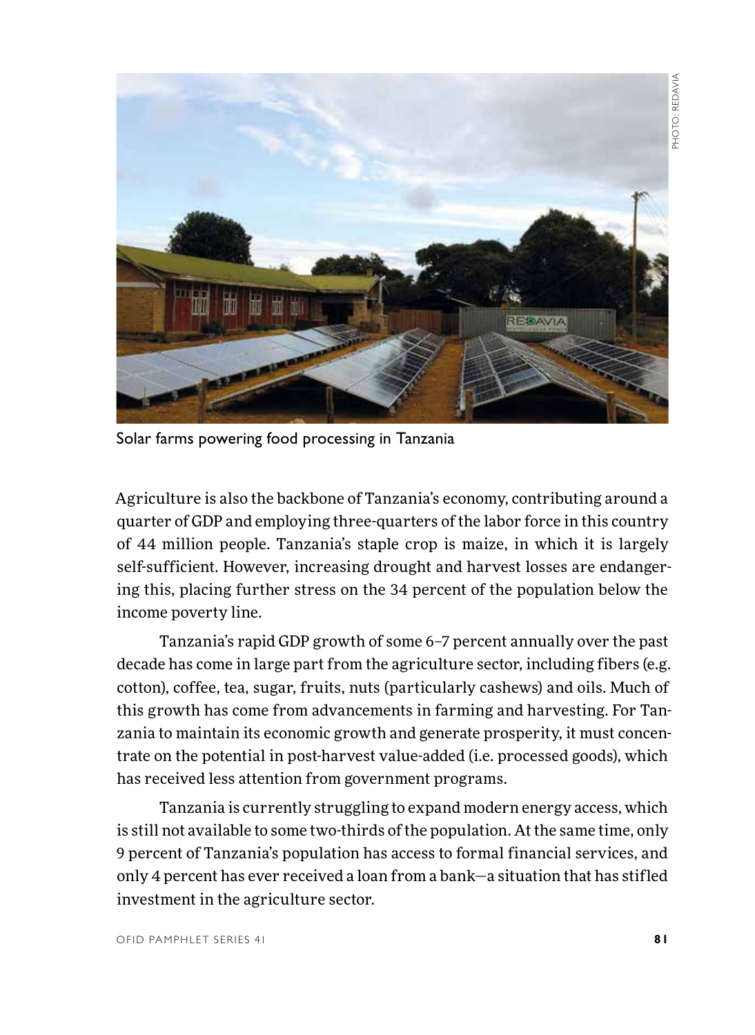Solar farms powering food processing in Tanzania

Agriculture is also the backbone of Tanzania's economy, contributing around a quarter of GDP and employing three-quarters of the labor force in this country of 44 million people. Tanzania's staple crop is maize, in which it is largely self-sufficient. However, increasing drought and harvest losses are endangering this, placing further stress on the 34 percent of the population below the income poverty line.

Tanzania's rapid GDP growth of some 6–7 percent annually over the past decade has come in large part from the agriculture sector, including fibers (e.g. cotton), coffee, tea, sugar, fruits, nuts (particularly cashews) and oils. Much of this growth has come from advancements in farming and harvesting. For Tanzania to maintain its economic growth and generate prosperity, it must concentrate on the potential in post-harvest value-added (i.e. processed goods), which has received less attention from government programs.

Tanzania is currently struggling to expand modern energy access, which is still not available to some two-thirds of the population. At the same time, only 9 percent of Tanzania's population has access to formal financial services, and only 4 percent has ever received a loan from a bank—a situation that has stifled investment in the agriculture sector.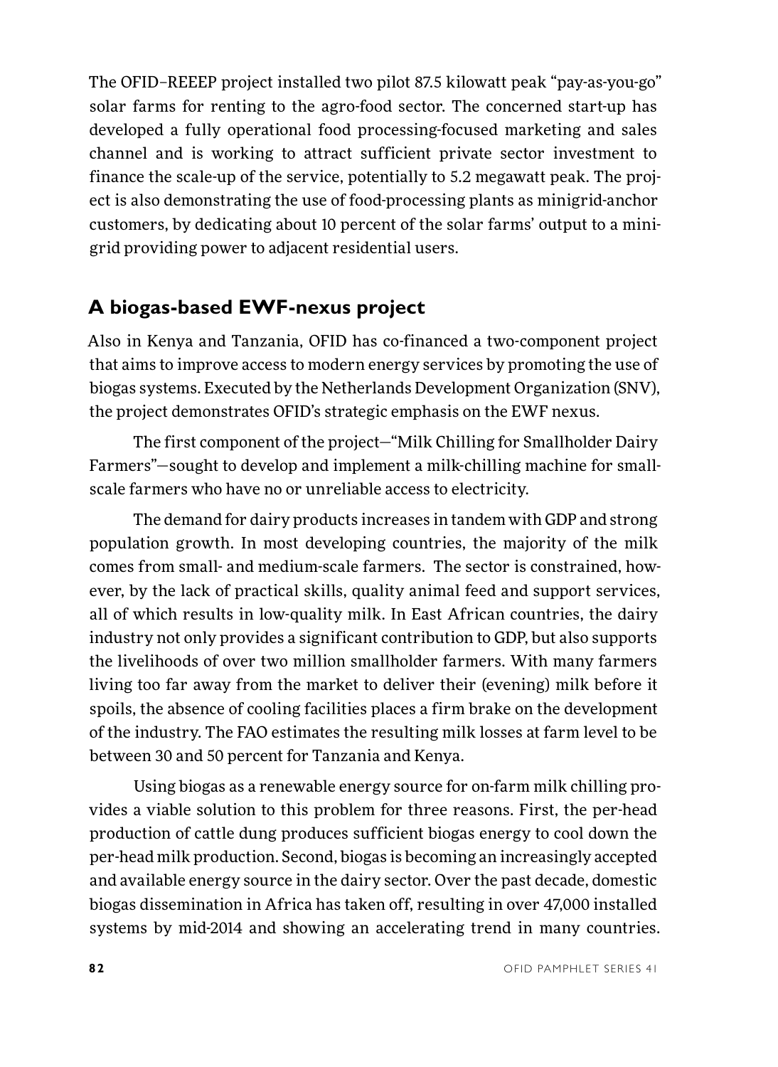The OFID–REEEP project installed two pilot 87.5 kilowatt peak "pay-as-you-go" solar farms for renting to the agro-food sector. The concerned start-up has developed a fully operational food processing-focused marketing and sales channel and is working to attract sufficient private sector investment to finance the scale-up of the service, potentially to 5.2 megawatt peak. The project is also demonstrating the use of food-processing plants as minigrid-anchor customers, by dedicating about 10 percent of the solar farms' output to a minigrid providing power to adjacent residential users.

## A biogas-based EWF-nexus project

Also in Kenya and Tanzania, OFID has co-financed a two-component project that aims to improve access to modern energy services by promoting the use of biogas systems. Executed by the Netherlands Development Organization (SNV), the project demonstrates OFID's strategic emphasis on the EWF nexus.

The first component of the project—"Milk Chilling for Smallholder Dairy Farmers"—sought to develop and implement a milk-chilling machine for small-scale farmers who have no or unreliable access to electricity.

The demand for dairy products increases in tandem with GDP and strong population growth. In most developing countries, the majority of the milk comes from small- and medium-scale farmers. The sector is constrained, however, by the lack of practical skills, quality animal feed and support services, all of which results in low-quality milk. In East African countries, the dairy industry not only provides a significant contribution to GDP, but also supports the livelihoods of over two million smallholder farmers. With many farmers living too far away from the market to deliver their (evening) milk before it spoils, the absence of cooling facilities places a firm brake on the development of the industry. The FAO estimates the resulting milk losses at farm level to be between 30 and 50 percent for Tanzania and Kenya.

Using biogas as a renewable energy source for on-farm milk chilling provides a viable solution to this problem for three reasons. First, the per-head production of cattle dung produces sufficient biogas energy to cool down the per-head milk production. Second, biogas is becoming an increasingly accepted and available energy source in the dairy sector. Over the past decade, domestic biogas dissemination in Africa has taken off, resulting in over 47,000 installed systems by mid-2014 and showing an accelerating trend in many countries.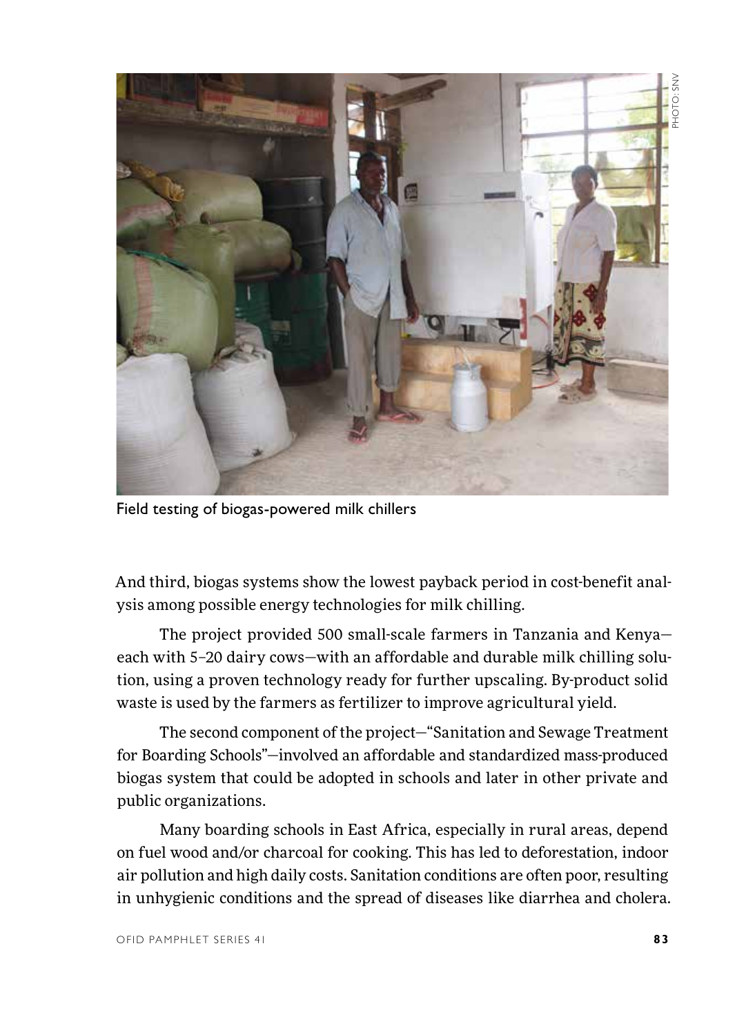Field testing of biogas-powered milk chillers

And third, biogas systems show the lowest payback period in cost-benefit analysis among possible energy technologies for milk chilling.

The project provided 500 small-scale farmers in Tanzania and Kenya—each with 5–20 dairy cows—with an affordable and durable milk chilling solution, using a proven technology ready for further upscaling. By-product solid waste is used by the farmers as fertilizer to improve agricultural yield.

The second component of the project—"Sanitation and Sewage Treatment for Boarding Schools"—involved an affordable and standardized mass-produced biogas system that could be adopted in schools and later in other private and public organizations.

Many boarding schools in East Africa, especially in rural areas, depend on fuel wood and/or charcoal for cooking. This has led to deforestation, indoor air pollution and high daily costs. Sanitation conditions are often poor, resulting in unhygienic conditions and the spread of diseases like diarrhea and cholera.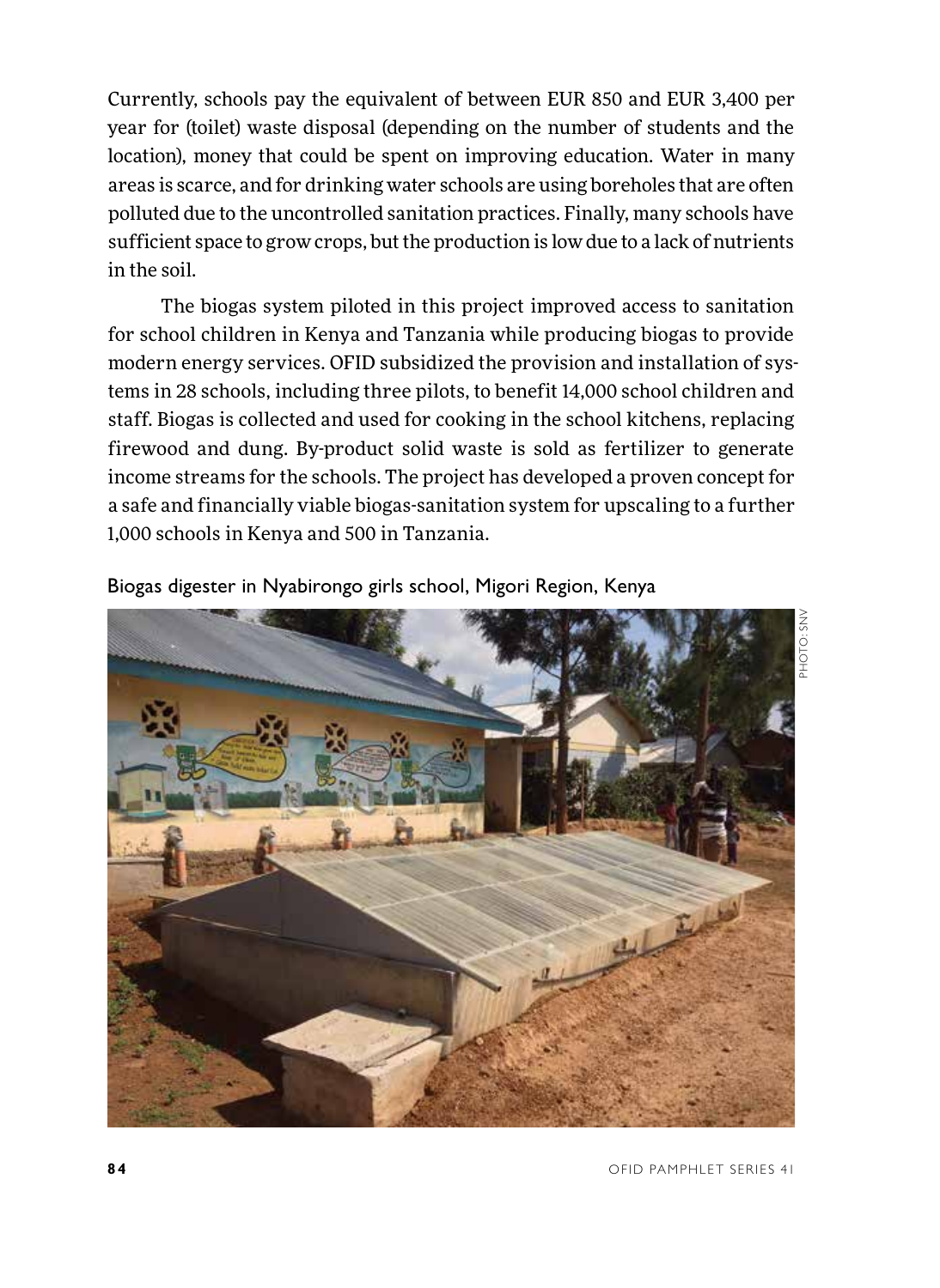Currently, schools pay the equivalent of between EUR 850 and EUR 3,400 per year for (toilet) waste disposal (depending on the number of students and the location), money that could be spent on improving education. Water in many areas is scarce, and for drinking water schools are using boreholes that are often polluted due to the uncontrolled sanitation practices. Finally, many schools have sufficient space to grow crops, but the production is low due to a lack of nutrients in the soil.

The biogas system piloted in this project improved access to sanitation for school children in Kenya and Tanzania while producing biogas to provide modern energy services. OFID subsidized the provision and installation of systems in 28 schools, including three pilots, to benefit 14,000 school children and staff. Biogas is collected and used for cooking in the school kitchens, replacing firewood and dung. By-product solid waste is sold as fertilizer to generate income streams for the schools. The project has developed a proven concept for a safe and financially viable biogas-sanitation system for upscaling to a further 1,000 schools in Kenya and 500 in Tanzania.

Biogas digester in Nyabirongo girls school, Migori Region, Kenya

PHOTO: SNV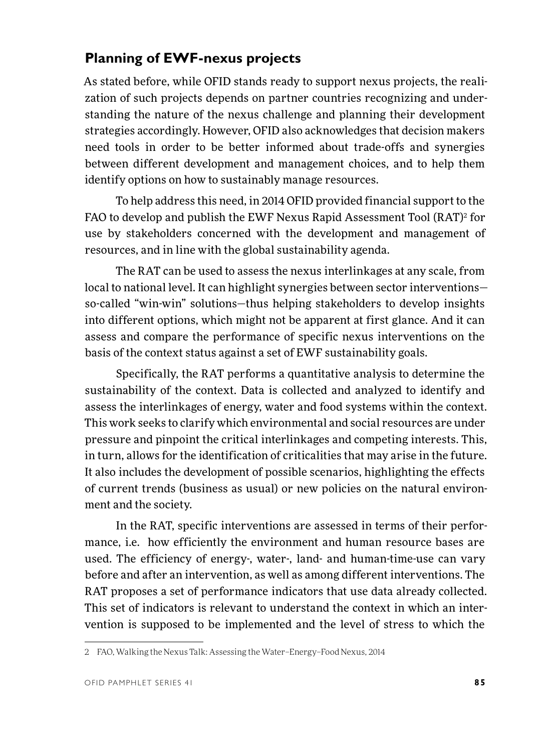## Planning of EWF-nexus projects

As stated before, while OFID stands ready to support nexus projects, the realization of such projects depends on partner countries recognizing and understanding the nature of the nexus challenge and planning their development strategies accordingly. However, OFID also acknowledges that decision makers need tools in order to be better informed about trade-offs and synergies between different development and management choices, and to help them identify options on how to sustainably manage resources.

To help address this need, in 2014 OFID provided financial support to the FAO to develop and publish the EWF Nexus Rapid Assessment Tool (RAT)[2] for use by stakeholders concerned with the development and management of resources, and in line with the global sustainability agenda.

The RAT can be used to assess the nexus interlinkages at any scale, from local to national level. It can highlight synergies between sector interventions—so-called "win-win" solutions—thus helping stakeholders to develop insights into different options, which might not be apparent at first glance. And it can assess and compare the performance of specific nexus interventions on the basis of the context status against a set of EWF sustainability goals.

Specifically, the RAT performs a quantitative analysis to determine the sustainability of the context. Data is collected and analyzed to identify and assess the interlinkages of energy, water and food systems within the context. This work seeks to clarify which environmental and social resources are under pressure and pinpoint the critical interlinkages and competing interests. This, in turn, allows for the identification of criticalities that may arise in the future. It also includes the development of possible scenarios, highlighting the effects of current trends (business as usual) or new policies on the natural environment and the society.

In the RAT, specific interventions are assessed in terms of their performance, i.e. how efficiently the environment and human resource bases are used. The efficiency of energy-, water-, land- and human-time-use can vary before and after an intervention, as well as among different interventions. The RAT proposes a set of performance indicators that use data already collected. This set of indicators is relevant to understand the context in which an intervention is supposed to be implemented and the level of stress to which the

---

2 FAO, Walking the Nexus Talk: Assessing the Water–Energy–Food Nexus, 2014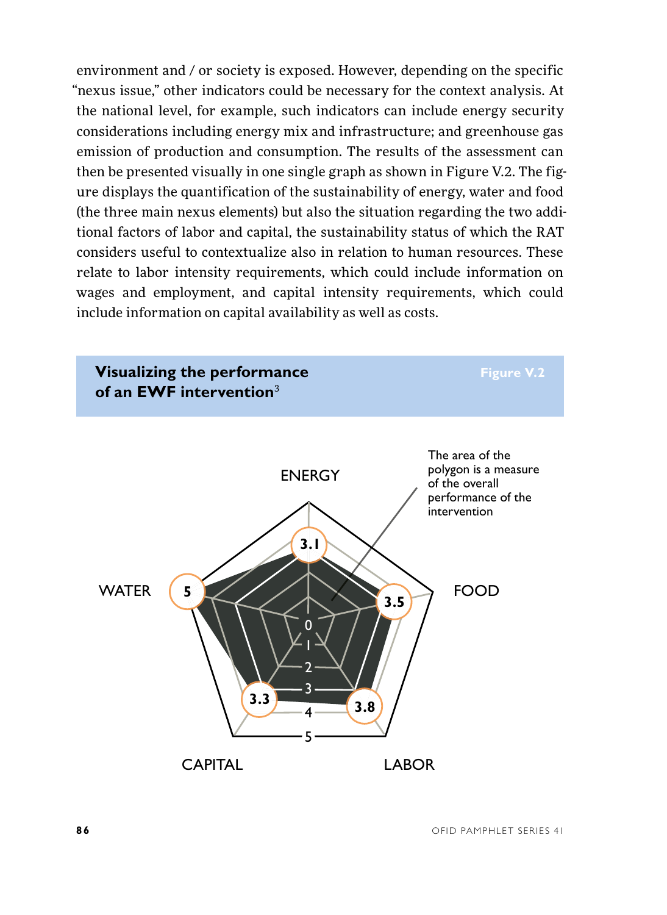environment and / or society is exposed. However, depending on the specific "nexus issue," other indicators could be necessary for the context analysis. At the national level, for example, such indicators can include energy security considerations including energy mix and infrastructure; and greenhouse gas emission of production and consumption. The results of the assessment can then be presented visually in one single graph as shown in Figure V.2. The figure displays the quantification of the sustainability of energy, water and food (the three main nexus elements) but also the situation regarding the two additional factors of labor and capital, the sustainability status of which the RAT considers useful to contextualize also in relation to human resources. These relate to labor intensity requirements, which could include information on wages and employment, and capital intensity requirements, which could include information on capital availability as well as costs.

**Visualizing the performance of an EWF intervention**[3] — Figure V.2

ENERGY 3.1; FOOD 3.5; LABOR 3.8; CAPITAL 3.3; WATER 5

Scale: 0, 1, 2, 3, 4, 5

The area of the polygon is a measure of the overall performance of the intervention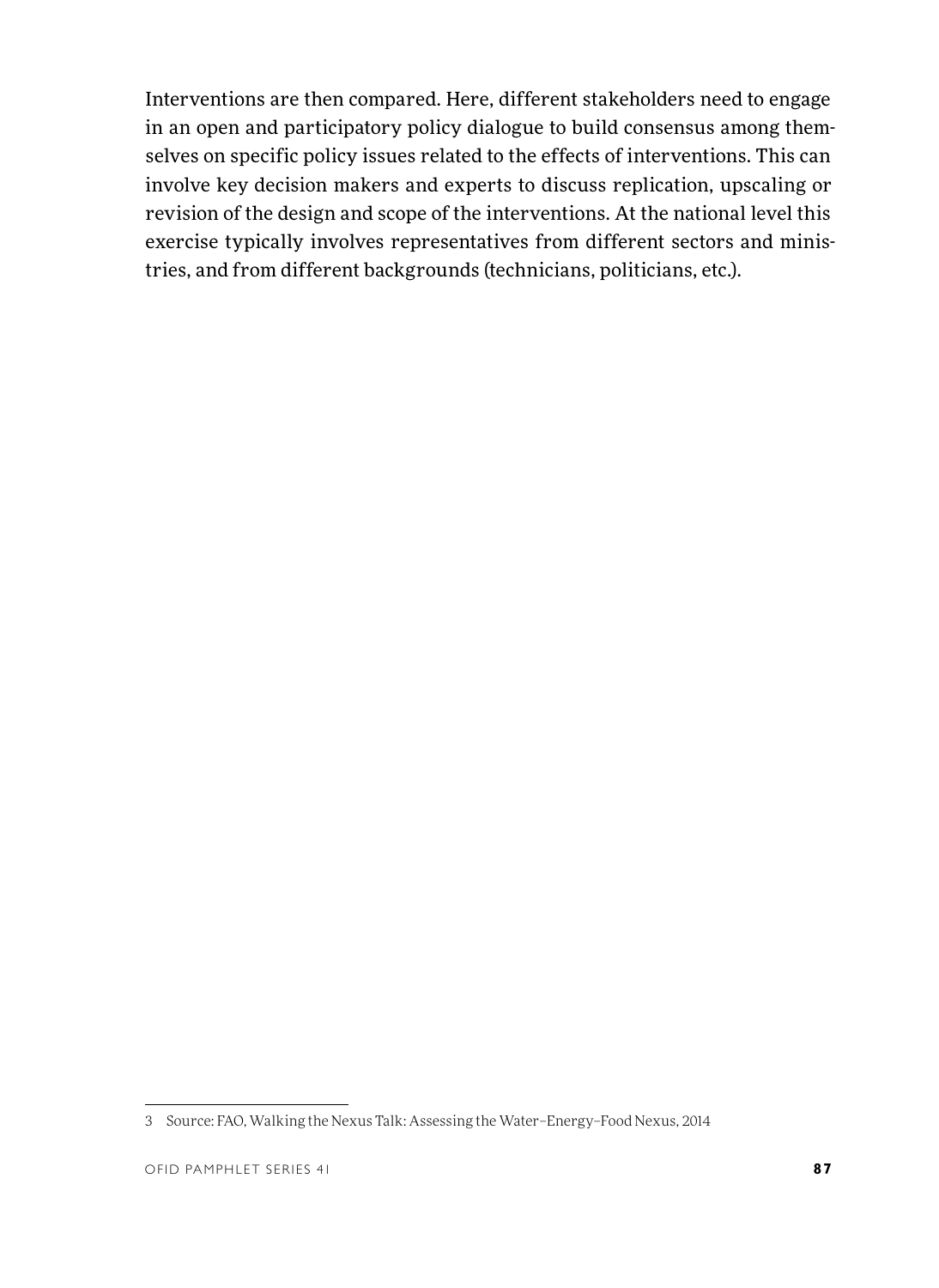Interventions are then compared. Here, different stakeholders need to engage in an open and participatory policy dialogue to build consensus among themselves on specific policy issues related to the effects of interventions. This can involve key decision makers and experts to discuss replication, upscaling or revision of the design and scope of the interventions. At the national level this exercise typically involves representatives from different sectors and ministries, and from different backgrounds (technicians, politicians, etc.).

3 Source: FAO, Walking the Nexus Talk: Assessing the Water–Energy–Food Nexus, 2014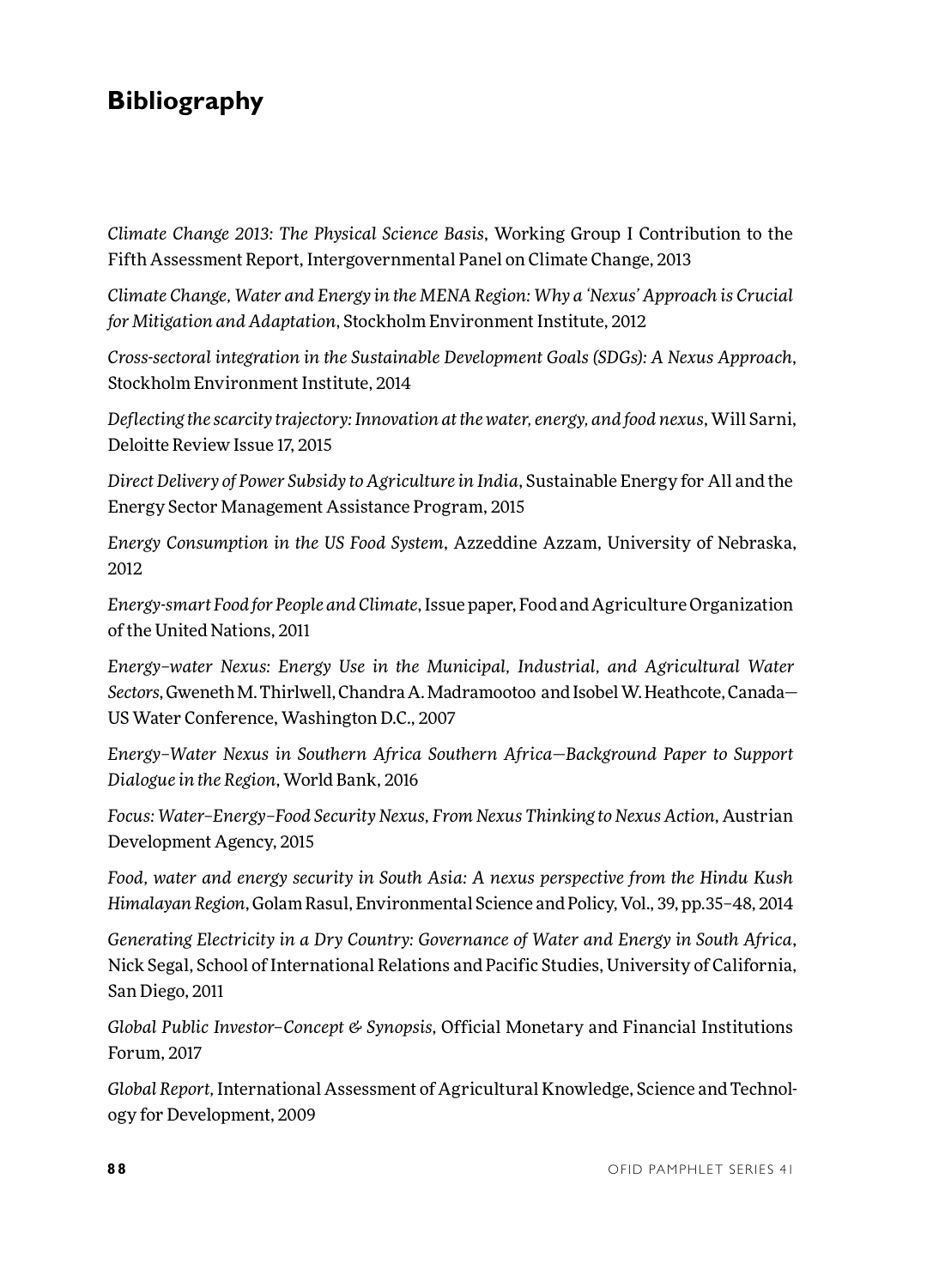## Bibliography

*Climate Change 2013: The Physical Science Basis*, Working Group I Contribution to the Fifth Assessment Report, Intergovernmental Panel on Climate Change, 2013

*Climate Change, Water and Energy in the MENA Region: Why a 'Nexus' Approach is Crucial for Mitigation and Adaptation*, Stockholm Environment Institute, 2012

*Cross-sectoral integration in the Sustainable Development Goals (SDGs): A Nexus Approach*, Stockholm Environment Institute, 2014

*Deflecting the scarcity trajectory: Innovation at the water, energy, and food nexus*, Will Sarni, Deloitte Review Issue 17, 2015

*Direct Delivery of Power Subsidy to Agriculture in India*, Sustainable Energy for All and the Energy Sector Management Assistance Program, 2015

*Energy Consumption in the US Food System*, Azzeddine Azzam, University of Nebraska, 2012

*Energy-smart Food for People and Climate*, Issue paper, Food and Agriculture Organization of the United Nations, 2011

*Energy–water Nexus: Energy Use in the Municipal, Industrial, and Agricultural Water Sectors*, Gweneth M. Thirlwell, Chandra A. Madramootoo and Isobel W. Heathcote, Canada—US Water Conference, Washington D.C., 2007

*Energy–Water Nexus in Southern Africa Southern Africa—Background Paper to Support Dialogue in the Region*, World Bank, 2016

*Focus: Water–Energy–Food Security Nexus, From Nexus Thinking to Nexus Action*, Austrian Development Agency, 2015

*Food, water and energy security in South Asia: A nexus perspective from the Hindu Kush Himalayan Region*, Golam Rasul, Environmental Science and Policy, Vol., 39, pp.35–48, 2014

*Generating Electricity in a Dry Country: Governance of Water and Energy in South Africa*, Nick Segal, School of International Relations and Pacific Studies, University of California, San Diego, 2011

*Global Public Investor–Concept & Synopsis*, Official Monetary and Financial Institutions Forum, 2017

*Global Report,* International Assessment of Agricultural Knowledge, Science and Technology for Development, 2009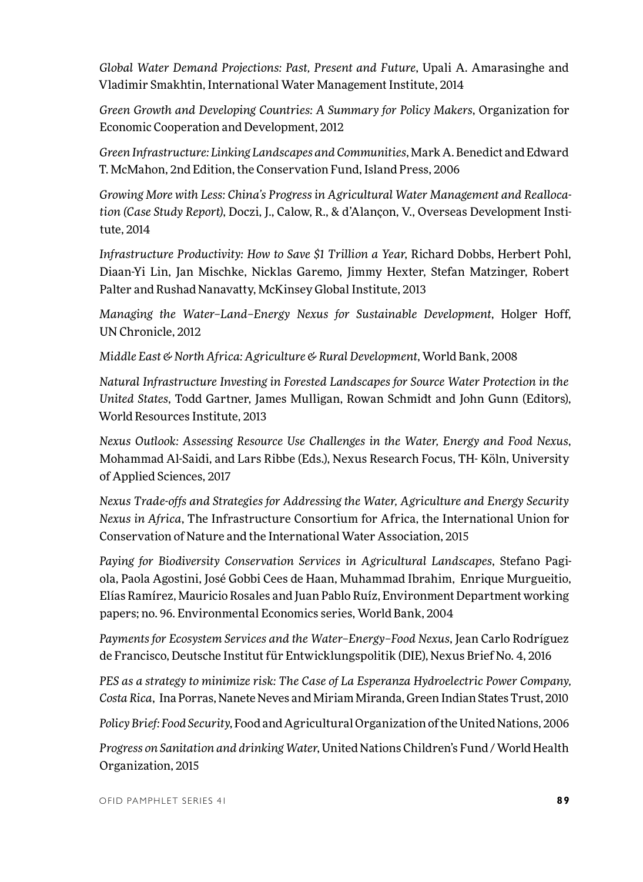*Global Water Demand Projections: Past, Present and Future*, Upali A. Amarasinghe and Vladimir Smakhtin, International Water Management Institute, 2014

*Green Growth and Developing Countries: A Summary for Policy Makers*, Organization for Economic Cooperation and Development, 2012

*Green Infrastructure: Linking Landscapes and Communities*, Mark A. Benedict and Edward T. McMahon, 2nd Edition, the Conservation Fund, Island Press, 2006

*Growing More with Less: China's Progress in Agricultural Water Management and Reallocation (Case Study Report)*, Doczi, J., Calow, R., & d'Alançon, V., Overseas Development Institute, 2014

*Infrastructure Productivity: How to Save $1 Trillion a Year*, Richard Dobbs, Herbert Pohl, Diaan-Yi Lin, Jan Mischke, Nicklas Garemo, Jimmy Hexter, Stefan Matzinger, Robert Palter and Rushad Nanavatty, McKinsey Global Institute, 2013

*Managing the Water–Land–Energy Nexus for Sustainable Development*, Holger Hoff, UN Chronicle, 2012

*Middle East & North Africa: Agriculture & Rural Development*, World Bank, 2008

*Natural Infrastructure Investing in Forested Landscapes for Source Water Protection in the United States*, Todd Gartner, James Mulligan, Rowan Schmidt and John Gunn (Editors), World Resources Institute, 2013

*Nexus Outlook: Assessing Resource Use Challenges in the Water, Energy and Food Nexus*, Mohammad Al-Saidi, and Lars Ribbe (Eds.), Nexus Research Focus, TH- Köln, University of Applied Sciences, 2017

*Nexus Trade-offs and Strategies for Addressing the Water, Agriculture and Energy Security Nexus in Africa*, The Infrastructure Consortium for Africa, the International Union for Conservation of Nature and the International Water Association, 2015

*Paying for Biodiversity Conservation Services in Agricultural Landscapes*, Stefano Pagiola, Paola Agostini, José Gobbi Cees de Haan, Muhammad Ibrahim, Enrique Murgueitio, Elías Ramírez, Mauricio Rosales and Juan Pablo Ruíz, Environment Department working papers; no. 96. Environmental Economics series, World Bank, 2004

*Payments for Ecosystem Services and the Water–Energy–Food Nexus*, Jean Carlo Rodríguez de Francisco, Deutsche Institut für Entwicklungspolitik (DIE), Nexus Brief No. 4, 2016

*PES as a strategy to minimize risk: The Case of La Esperanza Hydroelectric Power Company, Costa Rica*, Ina Porras, Nanete Neves and Miriam Miranda, Green Indian States Trust, 2010

*Policy Brief: Food Security*, Food and Agricultural Organization of the United Nations, 2006

*Progress on Sanitation and drinking Water*, United Nations Children's Fund / World Health Organization, 2015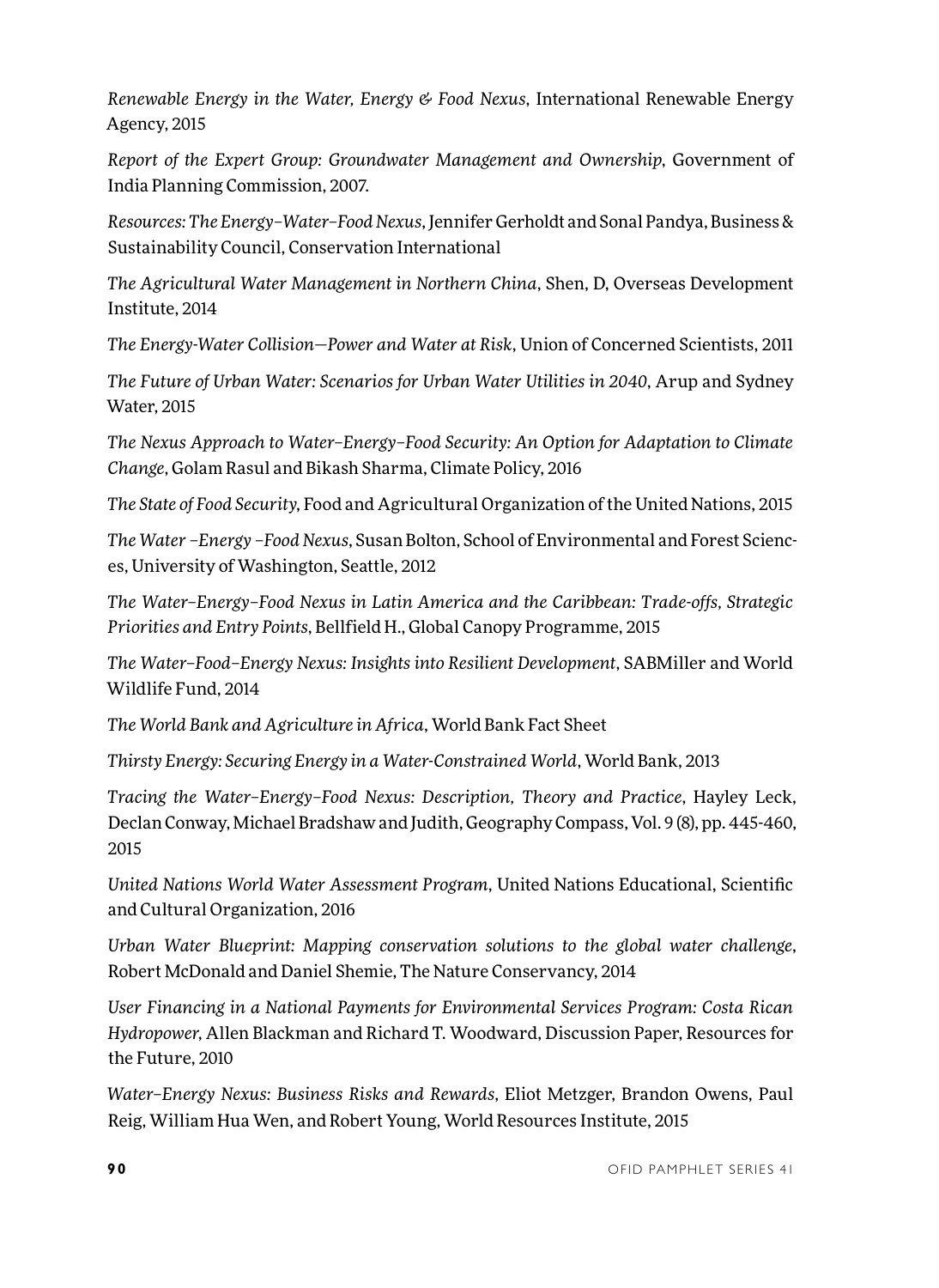*Renewable Energy in the Water, Energy & Food Nexus*, International Renewable Energy Agency, 2015

*Report of the Expert Group: Groundwater Management and Ownership*, Government of India Planning Commission, 2007.

*Resources: The Energy–Water–Food Nexus*, Jennifer Gerholdt and Sonal Pandya, Business & Sustainability Council, Conservation International

*The Agricultural Water Management in Northern China*, Shen, D, Overseas Development Institute, 2014

*The Energy-Water Collision—Power and Water at Risk*, Union of Concerned Scientists, 2011

*The Future of Urban Water: Scenarios for Urban Water Utilities in 2040*, Arup and Sydney Water, 2015

*The Nexus Approach to Water–Energy–Food Security: An Option for Adaptation to Climate Change*, Golam Rasul and Bikash Sharma, Climate Policy, 2016

*The State of Food Security*, Food and Agricultural Organization of the United Nations, 2015

*The Water –Energy –Food Nexus*, Susan Bolton, School of Environmental and Forest Sciences, University of Washington, Seattle, 2012

*The Water–Energy–Food Nexus in Latin America and the Caribbean: Trade-offs, Strategic Priorities and Entry Points*, Bellfield H., Global Canopy Programme, 2015

*The Water–Food–Energy Nexus: Insights into Resilient Development*, SABMiller and World Wildlife Fund, 2014

*The World Bank and Agriculture in Africa*, World Bank Fact Sheet

*Thirsty Energy: Securing Energy in a Water-Constrained World*, World Bank, 2013

*Tracing the Water–Energy–Food Nexus: Description, Theory and Practice*, Hayley Leck, Declan Conway, Michael Bradshaw and Judith, Geography Compass, Vol. 9 (8), pp. 445-460, 2015

*United Nations World Water Assessment Program*, United Nations Educational, Scientific and Cultural Organization, 2016

*Urban Water Blueprint: Mapping conservation solutions to the global water challenge*, Robert McDonald and Daniel Shemie, The Nature Conservancy, 2014

*User Financing in a National Payments for Environmental Services Program: Costa Rican Hydropower*, Allen Blackman and Richard T. Woodward, Discussion Paper, Resources for the Future, 2010

*Water–Energy Nexus: Business Risks and Rewards*, Eliot Metzger, Brandon Owens, Paul Reig, William Hua Wen, and Robert Young, World Resources Institute, 2015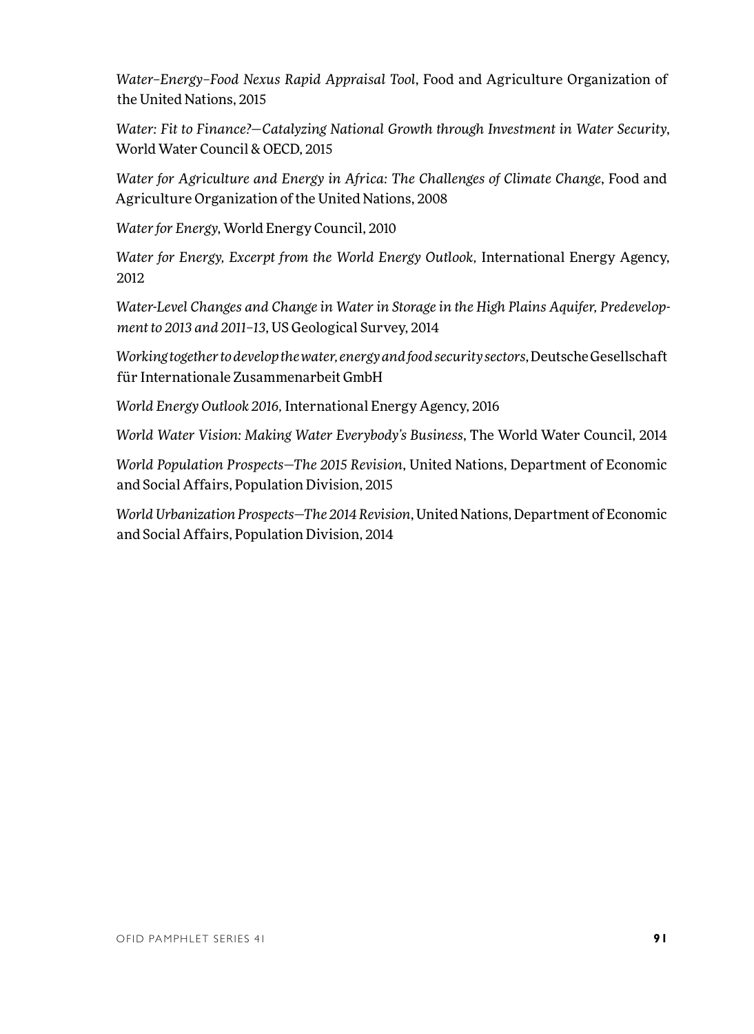*Water–Energy–Food Nexus Rapid Appraisal Tool*, Food and Agriculture Organization of the United Nations, 2015

*Water: Fit to Finance?—Catalyzing National Growth through Investment in Water Security*, World Water Council & OECD, 2015

*Water for Agriculture and Energy in Africa: The Challenges of Climate Change*, Food and Agriculture Organization of the United Nations, 2008

*Water for Energy*, World Energy Council, 2010

*Water for Energy, Excerpt from the World Energy Outlook*, International Energy Agency, 2012

*Water-Level Changes and Change in Water in Storage in the High Plains Aquifer, Predevelopment to 2013 and 2011–13*, US Geological Survey, 2014

*Working together to develop the water, energy and food security sectors*, Deutsche Gesellschaft für Internationale Zusammenarbeit GmbH

*World Energy Outlook 2016*, International Energy Agency, 2016

*World Water Vision: Making Water Everybody's Business*, The World Water Council, 2014

*World Population Prospects—The 2015 Revision*, United Nations, Department of Economic and Social Affairs, Population Division, 2015

*World Urbanization Prospects—The 2014 Revision*, United Nations, Department of Economic and Social Affairs, Population Division, 2014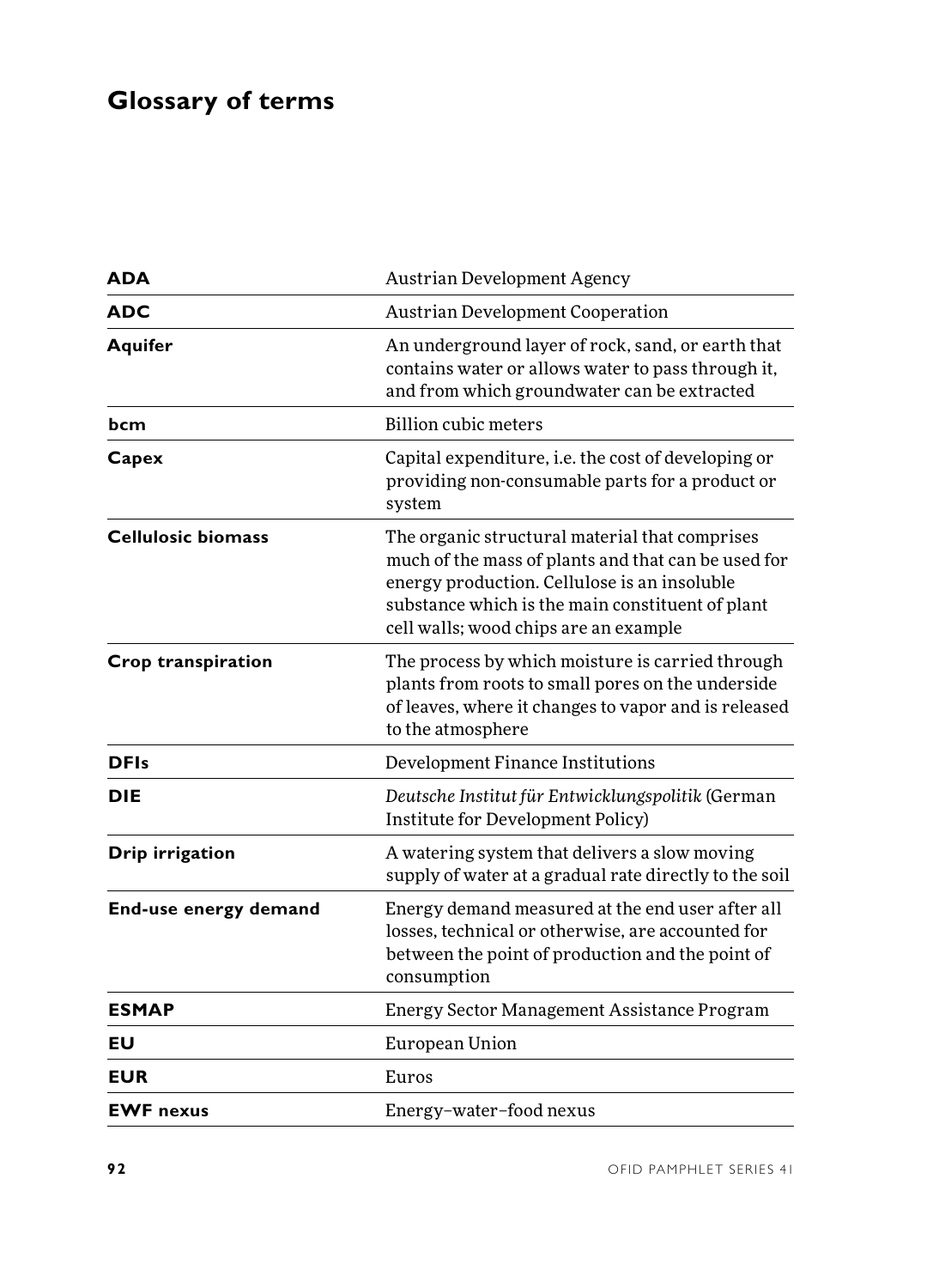# Glossary of terms

| | |
|---|---|
| **ADA** | Austrian Development Agency |
| **ADC** | Austrian Development Cooperation |
| **Aquifer** | An underground layer of rock, sand, or earth that contains water or allows water to pass through it, and from which groundwater can be extracted |
| **bcm** | Billion cubic meters |
| **Capex** | Capital expenditure, i.e. the cost of developing or providing non-consumable parts for a product or system |
| **Cellulosic biomass** | The organic structural material that comprises much of the mass of plants and that can be used for energy production. Cellulose is an insoluble substance which is the main constituent of plant cell walls; wood chips are an example |
| **Crop transpiration** | The process by which moisture is carried through plants from roots to small pores on the underside of leaves, where it changes to vapor and is released to the atmosphere |
| **DFIs** | Development Finance Institutions |
| **DIE** | *Deutsche Institut für Entwicklungspolitik* (German Institute for Development Policy) |
| **Drip irrigation** | A watering system that delivers a slow moving supply of water at a gradual rate directly to the soil |
| **End-use energy demand** | Energy demand measured at the end user after all losses, technical or otherwise, are accounted for between the point of production and the point of consumption |
| **ESMAP** | Energy Sector Management Assistance Program |
| **EU** | European Union |
| **EUR** | Euros |
| **EWF nexus** | Energy–water–food nexus |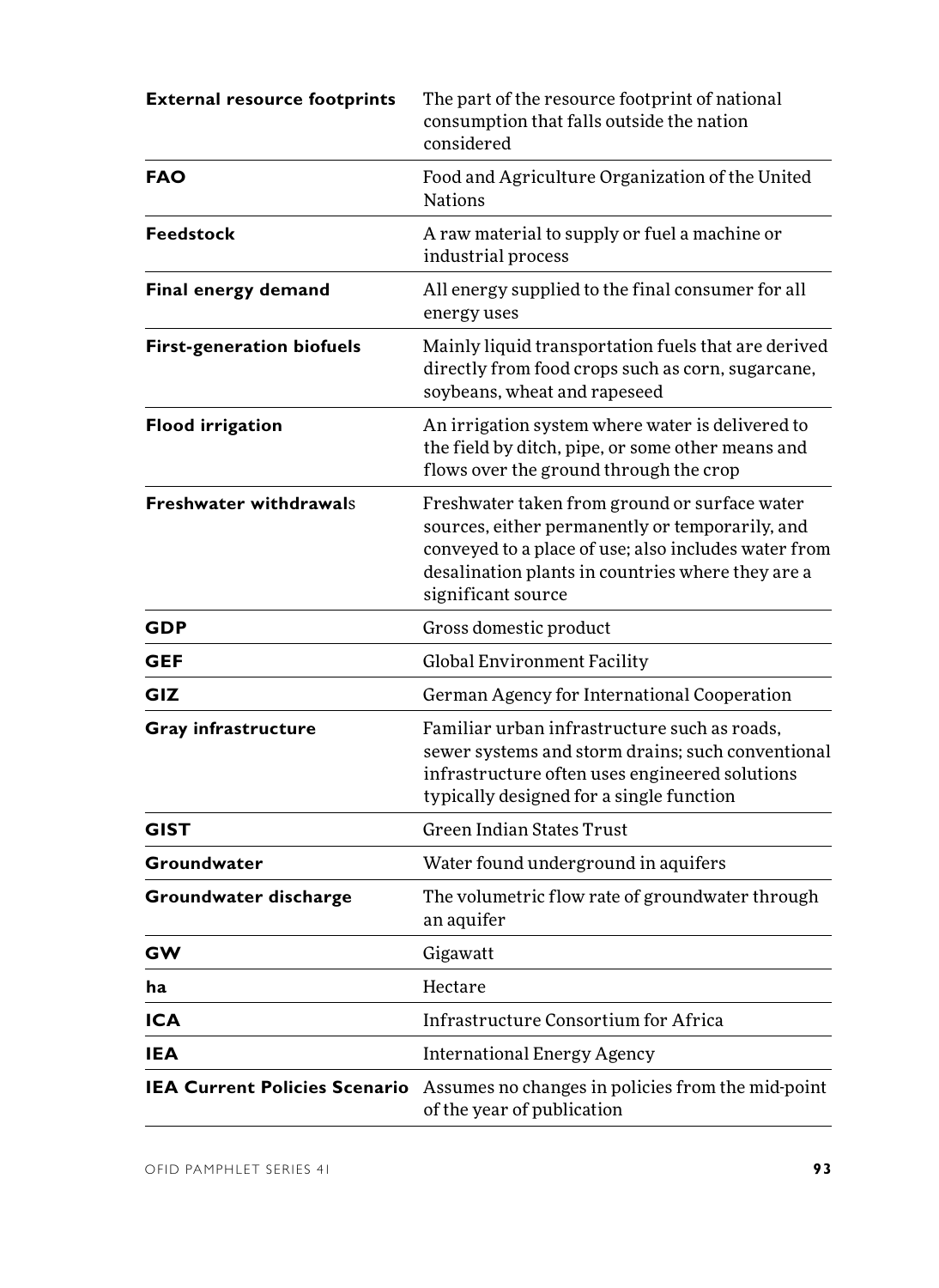| | |
|---|---|
| **External resource footprints** | The part of the resource footprint of national consumption that falls outside the nation considered |
| **FAO** | Food and Agriculture Organization of the United Nations |
| **Feedstock** | A raw material to supply or fuel a machine or industrial process |
| **Final energy demand** | All energy supplied to the final consumer for all energy uses |
| **First-generation biofuels** | Mainly liquid transportation fuels that are derived directly from food crops such as corn, sugarcane, soybeans, wheat and rapeseed |
| **Flood irrigation** | An irrigation system where water is delivered to the field by ditch, pipe, or some other means and flows over the ground through the crop |
| **Freshwater withdrawal**s | Freshwater taken from ground or surface water sources, either permanently or temporarily, and conveyed to a place of use; also includes water from desalination plants in countries where they are a significant source |
| **GDP** | Gross domestic product |
| **GEF** | Global Environment Facility |
| **GIZ** | German Agency for International Cooperation |
| **Gray infrastructure** | Familiar urban infrastructure such as roads, sewer systems and storm drains; such conventional infrastructure often uses engineered solutions typically designed for a single function |
| **GIST** | Green Indian States Trust |
| **Groundwater** | Water found underground in aquifers |
| **Groundwater discharge** | The volumetric flow rate of groundwater through an aquifer |
| **GW** | Gigawatt |
| **ha** | Hectare |
| **ICA** | Infrastructure Consortium for Africa |
| **IEA** | International Energy Agency |
| **IEA Current Policies Scenario** | Assumes no changes in policies from the mid-point of the year of publication |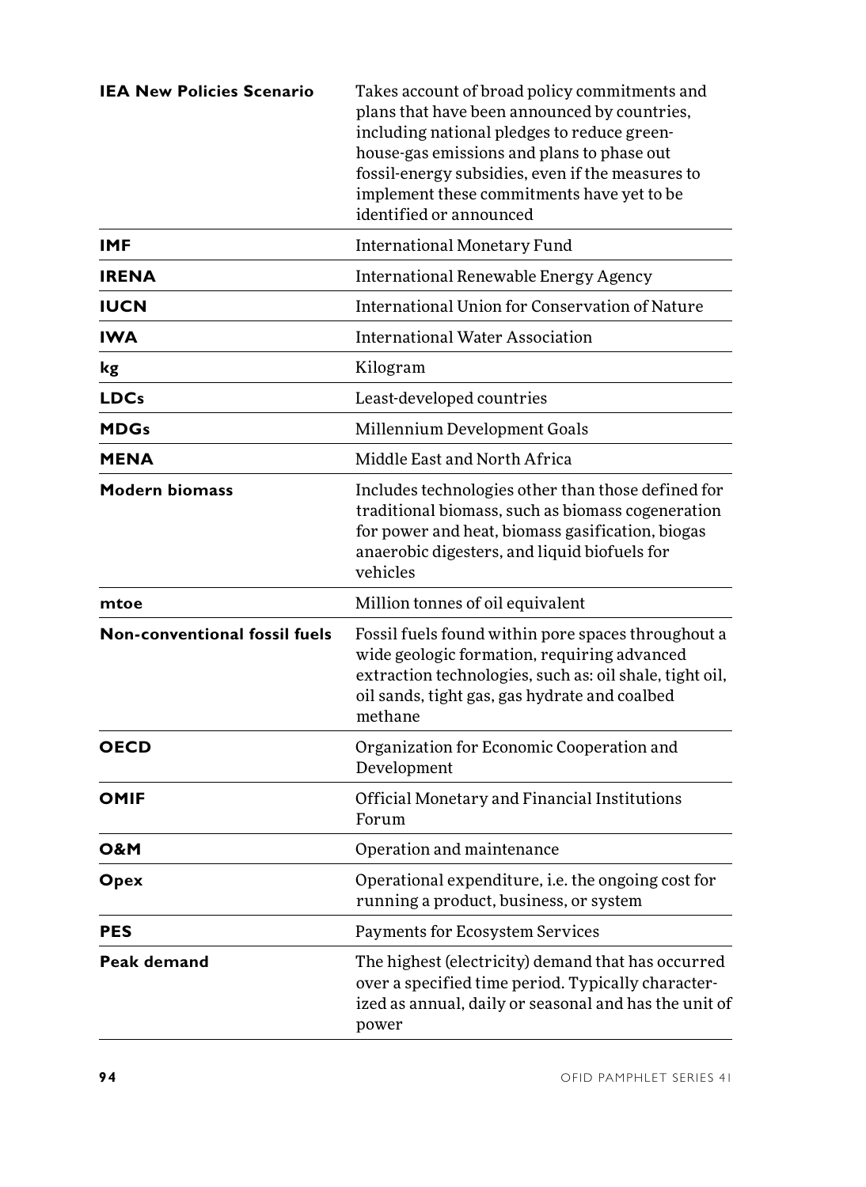| | |
|---|---|
| **IEA New Policies Scenario** | Takes account of broad policy commitments and plans that have been announced by countries, including national pledges to reduce greenhouse-gas emissions and plans to phase out fossil-energy subsidies, even if the measures to implement these commitments have yet to be identified or announced |
| **IMF** | International Monetary Fund |
| **IRENA** | International Renewable Energy Agency |
| **IUCN** | International Union for Conservation of Nature |
| **IWA** | International Water Association |
| **kg** | Kilogram |
| **LDCs** | Least-developed countries |
| **MDGs** | Millennium Development Goals |
| **MENA** | Middle East and North Africa |
| **Modern biomass** | Includes technologies other than those defined for traditional biomass, such as biomass cogeneration for power and heat, biomass gasification, biogas anaerobic digesters, and liquid biofuels for vehicles |
| **mtoe** | Million tonnes of oil equivalent |
| **Non-conventional fossil fuels** | Fossil fuels found within pore spaces throughout a wide geologic formation, requiring advanced extraction technologies, such as: oil shale, tight oil, oil sands, tight gas, gas hydrate and coalbed methane |
| **OECD** | Organization for Economic Cooperation and Development |
| **OMIF** | Official Monetary and Financial Institutions Forum |
| **O&M** | Operation and maintenance |
| **Opex** | Operational expenditure, i.e. the ongoing cost for running a product, business, or system |
| **PES** | Payments for Ecosystem Services |
| **Peak demand** | The highest (electricity) demand that has occurred over a specified time period. Typically characterized as annual, daily or seasonal and has the unit of power |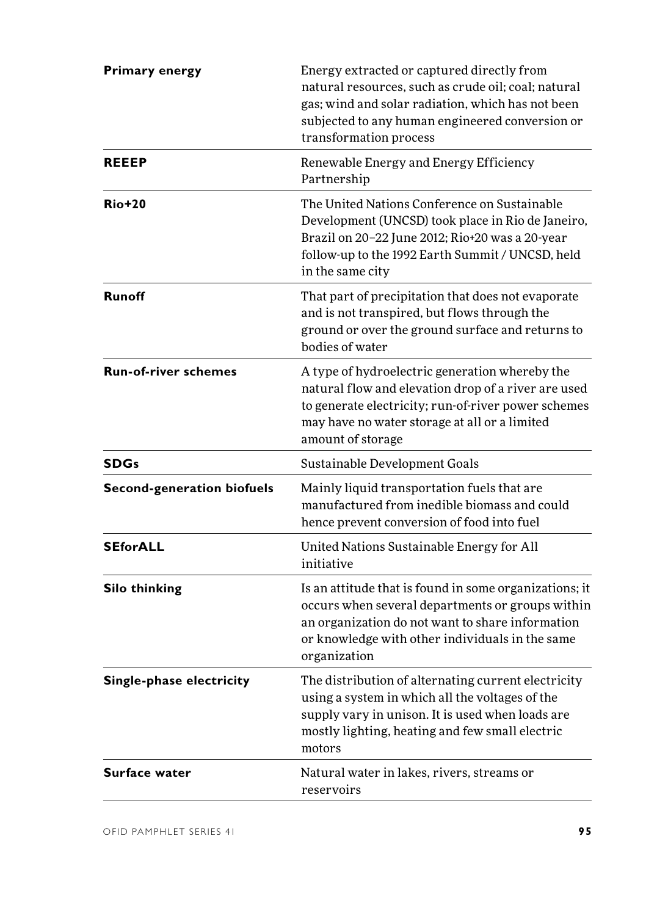| | |
|---|---|
| **Primary energy** | Energy extracted or captured directly from natural resources, such as crude oil; coal; natural gas; wind and solar radiation, which has not been subjected to any human engineered conversion or transformation process |
| **REEEP** | Renewable Energy and Energy Efficiency Partnership |
| **Rio+20** | The United Nations Conference on Sustainable Development (UNCSD) took place in Rio de Janeiro, Brazil on 20–22 June 2012; Rio+20 was a 20-year follow-up to the 1992 Earth Summit / UNCSD, held in the same city |
| **Runoff** | That part of precipitation that does not evaporate and is not transpired, but flows through the ground or over the ground surface and returns to bodies of water |
| **Run-of-river schemes** | A type of hydroelectric generation whereby the natural flow and elevation drop of a river are used to generate electricity; run-of-river power schemes may have no water storage at all or a limited amount of storage |
| **SDGs** | Sustainable Development Goals |
| **Second-generation biofuels** | Mainly liquid transportation fuels that are manufactured from inedible biomass and could hence prevent conversion of food into fuel |
| **SEforALL** | United Nations Sustainable Energy for All initiative |
| **Silo thinking** | Is an attitude that is found in some organizations; it occurs when several departments or groups within an organization do not want to share information or knowledge with other individuals in the same organization |
| **Single-phase electricity** | The distribution of alternating current electricity using a system in which all the voltages of the supply vary in unison. It is used when loads are mostly lighting, heating and few small electric motors |
| **Surface water** | Natural water in lakes, rivers, streams or reservoirs |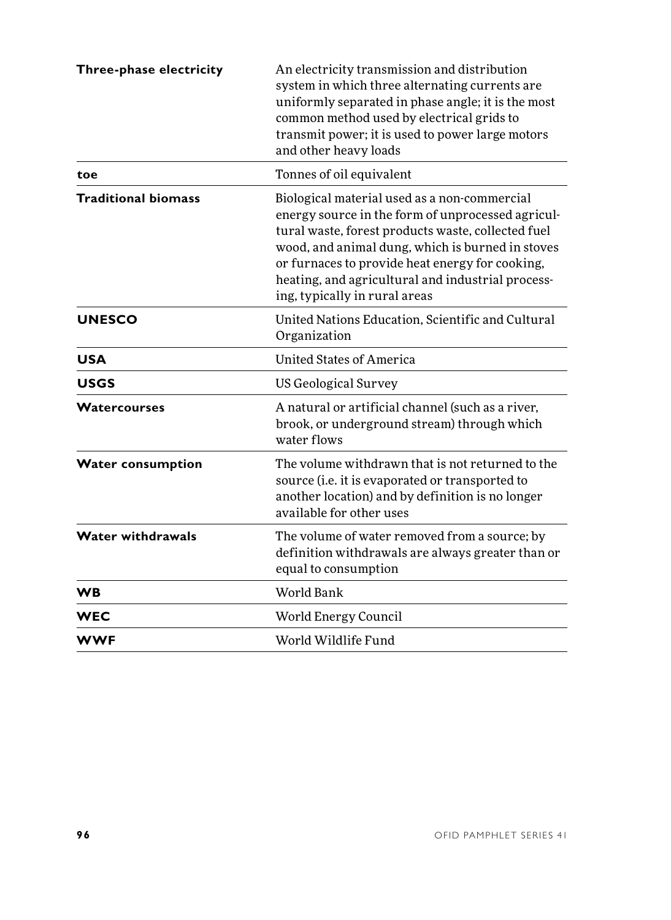| | |
|---|---|
| **Three-phase electricity** | An electricity transmission and distribution system in which three alternating currents are uniformly separated in phase angle; it is the most common method used by electrical grids to transmit power; it is used to power large motors and other heavy loads |
| **toe** | Tonnes of oil equivalent |
| **Traditional biomass** | Biological material used as a non-commercial energy source in the form of unprocessed agricultural waste, forest products waste, collected fuel wood, and animal dung, which is burned in stoves or furnaces to provide heat energy for cooking, heating, and agricultural and industrial processing, typically in rural areas |
| **UNESCO** | United Nations Education, Scientific and Cultural Organization |
| **USA** | United States of America |
| **USGS** | US Geological Survey |
| **Watercourses** | A natural or artificial channel (such as a river, brook, or underground stream) through which water flows |
| **Water consumption** | The volume withdrawn that is not returned to the source (i.e. it is evaporated or transported to another location) and by definition is no longer available for other uses |
| **Water withdrawals** | The volume of water removed from a source; by definition withdrawals are always greater than or equal to consumption |
| **WB** | World Bank |
| **WEC** | World Energy Council |
| **WWF** | World Wildlife Fund |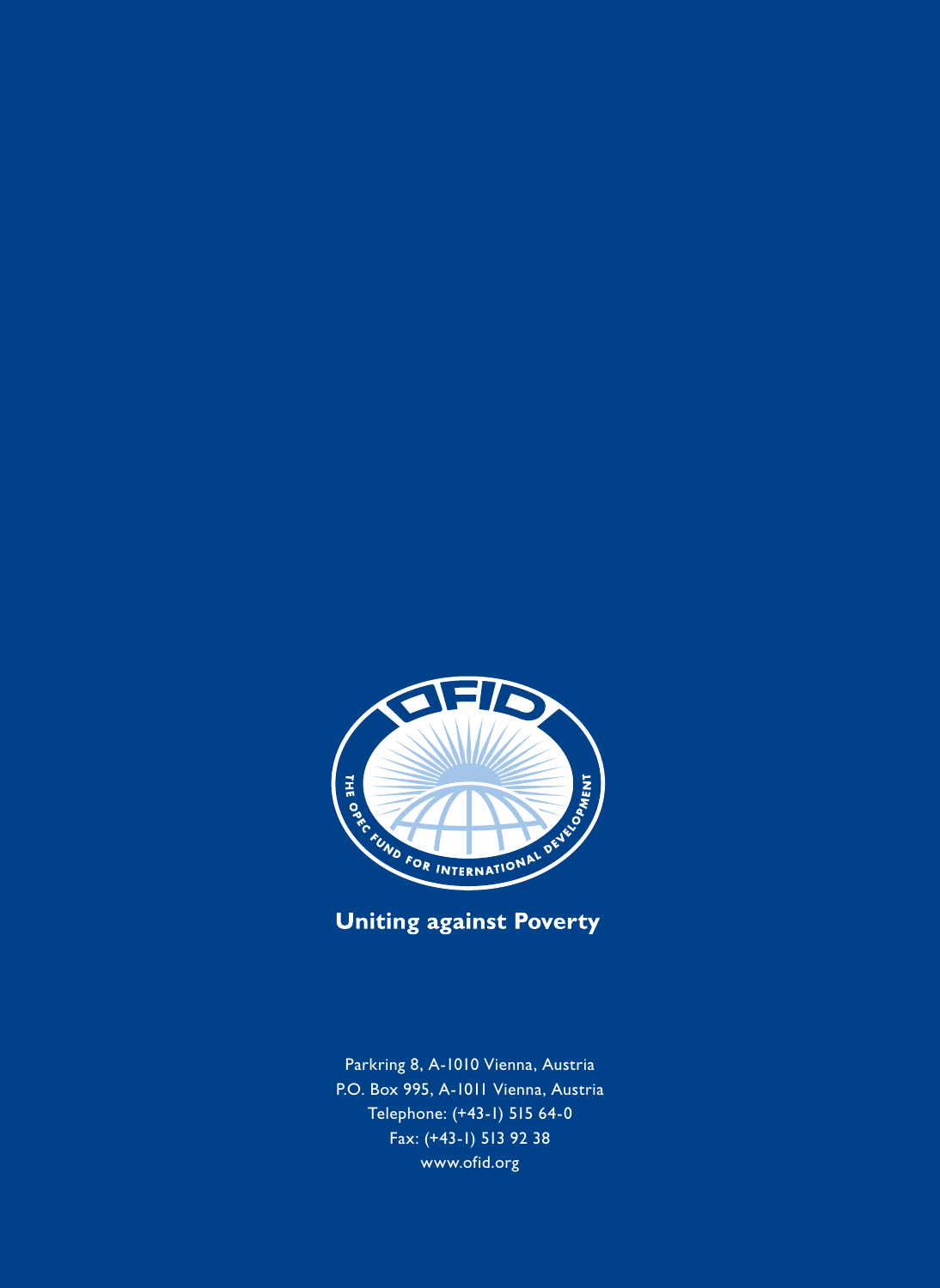OFID

THE OPEC FUND FOR INTERNATIONAL DEVELOPMENT

**Uniting against Poverty**

Parkring 8, A-1010 Vienna, Austria
P.O. Box 995, A-1011 Vienna, Austria
Telephone: (+43-1) 515 64-0
Fax: (+43-1) 513 92 38
www.ofid.org